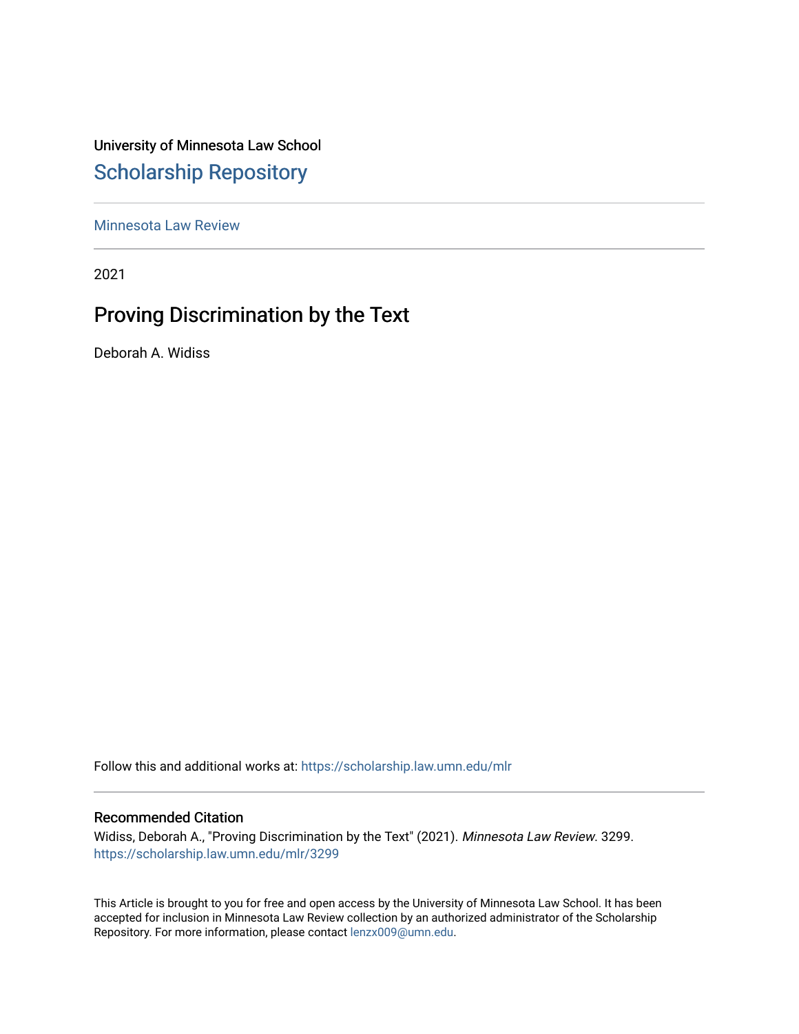University of Minnesota Law School

# Scholarship Repository

Minnesota Law Review

2021

## Proving Discrimination by the Text

Deborah A. Widiss

Follow this and additional works at: https://scholarship.law.umn.edu/mlr

### Recommended Citation

Widiss, Deborah A., "Proving Discrimination by the Text" (2021). *Minnesota Law Review*. 3299.
https://scholarship.law.umn.edu/mlr/3299

This Article is brought to you for free and open access by the University of Minnesota Law School. It has been accepted for inclusion in Minnesota Law Review collection by an authorized administrator of the Scholarship Repository. For more information, please contact lenzx009@umn.edu.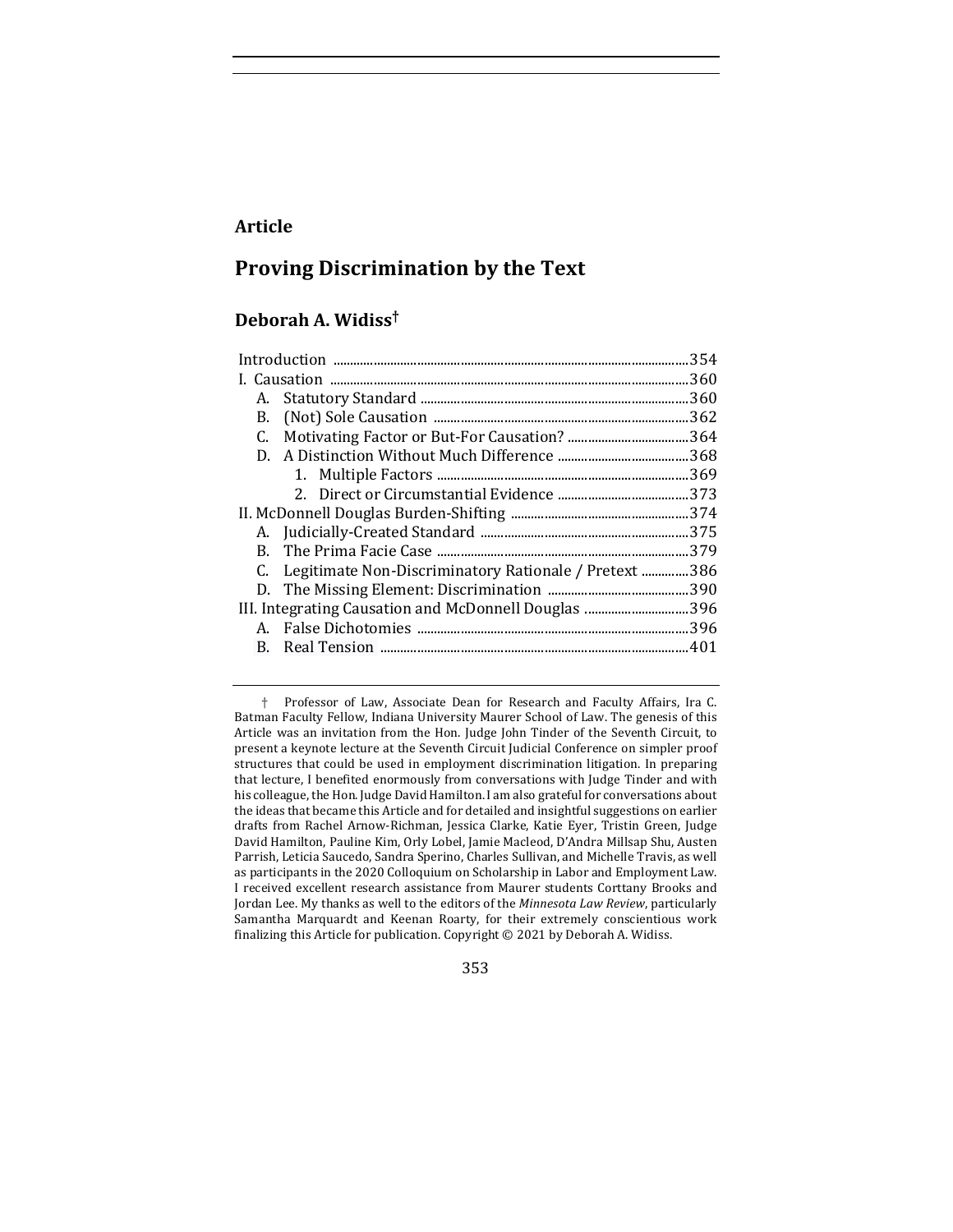**Article**

# Proving Discrimination by the Text

## Deborah A. Widiss†

| | |
|---|---|
| Introduction | 354 |
| I. Causation | 360 |
| A. Statutory Standard | 360 |
| B. (Not) Sole Causation | 362 |
| C. Motivating Factor or But-For Causation? | 364 |
| D. A Distinction Without Much Difference | 368 |
| 1. Multiple Factors | 369 |
| 2. Direct or Circumstantial Evidence | 373 |
| II. McDonnell Douglas Burden-Shifting | 374 |
| A. Judicially-Created Standard | 375 |
| B. The Prima Facie Case | 379 |
| C. Legitimate Non-Discriminatory Rationale / Pretext | 386 |
| D. The Missing Element: Discrimination | 390 |
| III. Integrating Causation and McDonnell Douglas | 396 |
| A. False Dichotomies | 396 |
| B. Real Tension | 401 |

† Professor of Law, Associate Dean for Research and Faculty Affairs, Ira C. Batman Faculty Fellow, Indiana University Maurer School of Law. The genesis of this Article was an invitation from the Hon. Judge John Tinder of the Seventh Circuit, to present a keynote lecture at the Seventh Circuit Judicial Conference on simpler proof structures that could be used in employment discrimination litigation. In preparing that lecture, I benefited enormously from conversations with Judge Tinder and with his colleague, the Hon. Judge David Hamilton. I am also grateful for conversations about the ideas that became this Article and for detailed and insightful suggestions on earlier drafts from Rachel Arnow-Richman, Jessica Clarke, Katie Eyer, Tristin Green, Judge David Hamilton, Pauline Kim, Orly Lobel, Jamie Macleod, D'Andra Millsap Shu, Austen Parrish, Leticia Saucedo, Sandra Sperino, Charles Sullivan, and Michelle Travis, as well as participants in the 2020 Colloquium on Scholarship in Labor and Employment Law. I received excellent research assistance from Maurer students Corttany Brooks and Jordan Lee. My thanks as well to the editors of the *Minnesota Law Review*, particularly Samantha Marquardt and Keenan Roarty, for their extremely conscientious work finalizing this Article for publication. Copyright © 2021 by Deborah A. Widiss.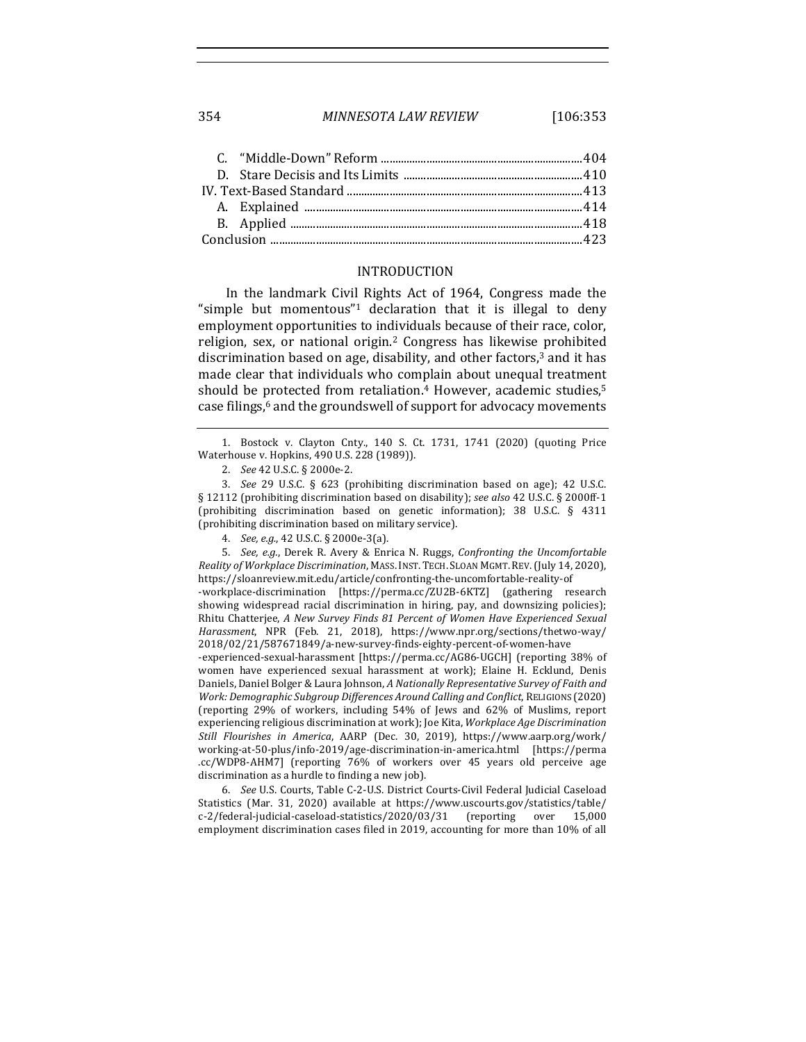| | |
|---|---|
| C. "Middle-Down" Reform | 404 |
| D. Stare Decisis and Its Limits | 410 |
| IV. Text-Based Standard | 413 |
| A. Explained | 414 |
| B. Applied | 418 |
| Conclusion | 423 |

## INTRODUCTION

In the landmark Civil Rights Act of 1964, Congress made the "simple but momentous"[1] declaration that it is illegal to deny employment opportunities to individuals because of their race, color, religion, sex, or national origin.[2] Congress has likewise prohibited discrimination based on age, disability, and other factors,[3] and it has made clear that individuals who complain about unequal treatment should be protected from retaliation.[4] However, academic studies,[5] case filings,[6] and the groundswell of support for advocacy movements

---

1. Bostock v. Clayton Cnty., 140 S. Ct. 1731, 1741 (2020) (quoting Price Waterhouse v. Hopkins, 490 U.S. 228 (1989)).

2. *See* 42 U.S.C. § 2000e-2.

3. *See* 29 U.S.C. § 623 (prohibiting discrimination based on age); 42 U.S.C. § 12112 (prohibiting discrimination based on disability); *see also* 42 U.S.C. § 2000ff-1 (prohibiting discrimination based on genetic information); 38 U.S.C. § 4311 (prohibiting discrimination based on military service).

4. *See, e.g.*, 42 U.S.C. § 2000e-3(a).

5. *See, e.g.*, Derek R. Avery & Enrica N. Ruggs, *Confronting the Uncomfortable Reality of Workplace Discrimination*, MASS. INST. TECH. SLOAN MGMT. REV. (July 14, 2020), https://sloanreview.mit.edu/article/confronting-the-uncomfortable-reality-of-workplace-discrimination [https://perma.cc/ZU2B-6KTZ] (gathering research showing widespread racial discrimination in hiring, pay, and downsizing policies); Rhitu Chatterjee, *A New Survey Finds 81 Percent of Women Have Experienced Sexual Harassment*, NPR (Feb. 21, 2018), https://www.npr.org/sections/thetwo-way/2018/02/21/587671849/a-new-survey-finds-eighty-percent-of-women-have-experienced-sexual-harassment [https://perma.cc/AG86-UGCH] (reporting 38% of women have experienced sexual harassment at work); Elaine H. Ecklund, Denis Daniels, Daniel Bolger & Laura Johnson, *A Nationally Representative Survey of Faith and Work: Demographic Subgroup Differences Around Calling and Conflict*, RELIGIONS (2020) (reporting 29% of workers, including 54% of Jews and 62% of Muslims, report experiencing religious discrimination at work); Joe Kita, *Workplace Age Discrimination Still Flourishes in America*, AARP (Dec. 30, 2019), https://www.aarp.org/work/working-at-50-plus/info-2019/age-discrimination-in-america.html [https://perma.cc/WDP8-AHM7] (reporting 76% of workers over 45 years old perceive age discrimination as a hurdle to finding a new job).

6. *See* U.S. Courts, Table C-2-U.S. District Courts-Civil Federal Judicial Caseload Statistics (Mar. 31, 2020) available at https://www.uscourts.gov/statistics/table/c-2/federal-judicial-caseload-statistics/2020/03/31 (reporting over 15,000 employment discrimination cases filed in 2019, accounting for more than 10% of all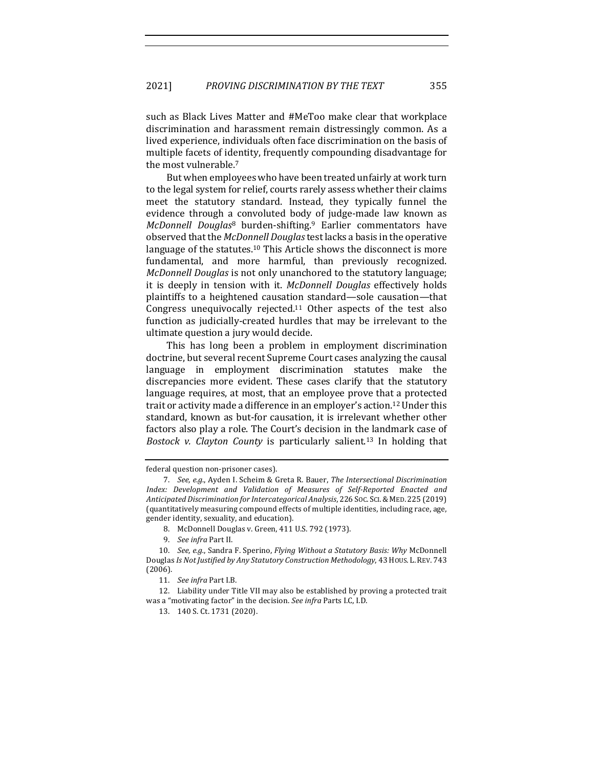such as Black Lives Matter and #MeToo make clear that workplace discrimination and harassment remain distressingly common. As a lived experience, individuals often face discrimination on the basis of multiple facets of identity, frequently compounding disadvantage for the most vulnerable.[7]

But when employees who have been treated unfairly at work turn to the legal system for relief, courts rarely assess whether their claims meet the statutory standard. Instead, they typically funnel the evidence through a convoluted body of judge-made law known as *McDonnell Douglas*[8] burden-shifting.[9] Earlier commentators have observed that the *McDonnell Douglas* test lacks a basis in the operative language of the statutes.[10] This Article shows the disconnect is more fundamental, and more harmful, than previously recognized. *McDonnell Douglas* is not only unanchored to the statutory language; it is deeply in tension with it. *McDonnell Douglas* effectively holds plaintiffs to a heightened causation standard—sole causation—that Congress unequivocally rejected.[11] Other aspects of the test also function as judicially-created hurdles that may be irrelevant to the ultimate question a jury would decide.

This has long been a problem in employment discrimination doctrine, but several recent Supreme Court cases analyzing the causal language in employment discrimination statutes make the discrepancies more evident. These cases clarify that the statutory language requires, at most, that an employee prove that a protected trait or activity made a difference in an employer's action.[12] Under this standard, known as but-for causation, it is irrelevant whether other factors also play a role. The Court's decision in the landmark case of *Bostock v. Clayton County* is particularly salient.[13] In holding that

---

federal question non-prisoner cases).

7. *See, e.g.*, Ayden I. Scheim & Greta R. Bauer, *The Intersectional Discrimination Index: Development and Validation of Measures of Self-Reported Enacted and Anticipated Discrimination for Intercategorical Analysis*, 226 SOC. SCI. & MED. 225 (2019) (quantitatively measuring compound effects of multiple identities, including race, age, gender identity, sexuality, and education).

8. McDonnell Douglas v. Green, 411 U.S. 792 (1973).

9. *See infra* Part II.

10. *See, e.g.*, Sandra F. Sperino, *Flying Without a Statutory Basis: Why* McDonnell Douglas *Is Not Justified by Any Statutory Construction Methodology*, 43 HOUS. L. REV. 743 (2006).

11. *See infra* Part I.B.

12. Liability under Title VII may also be established by proving a protected trait was a "motivating factor" in the decision. *See infra* Parts I.C, I.D.

13. 140 S. Ct. 1731 (2020).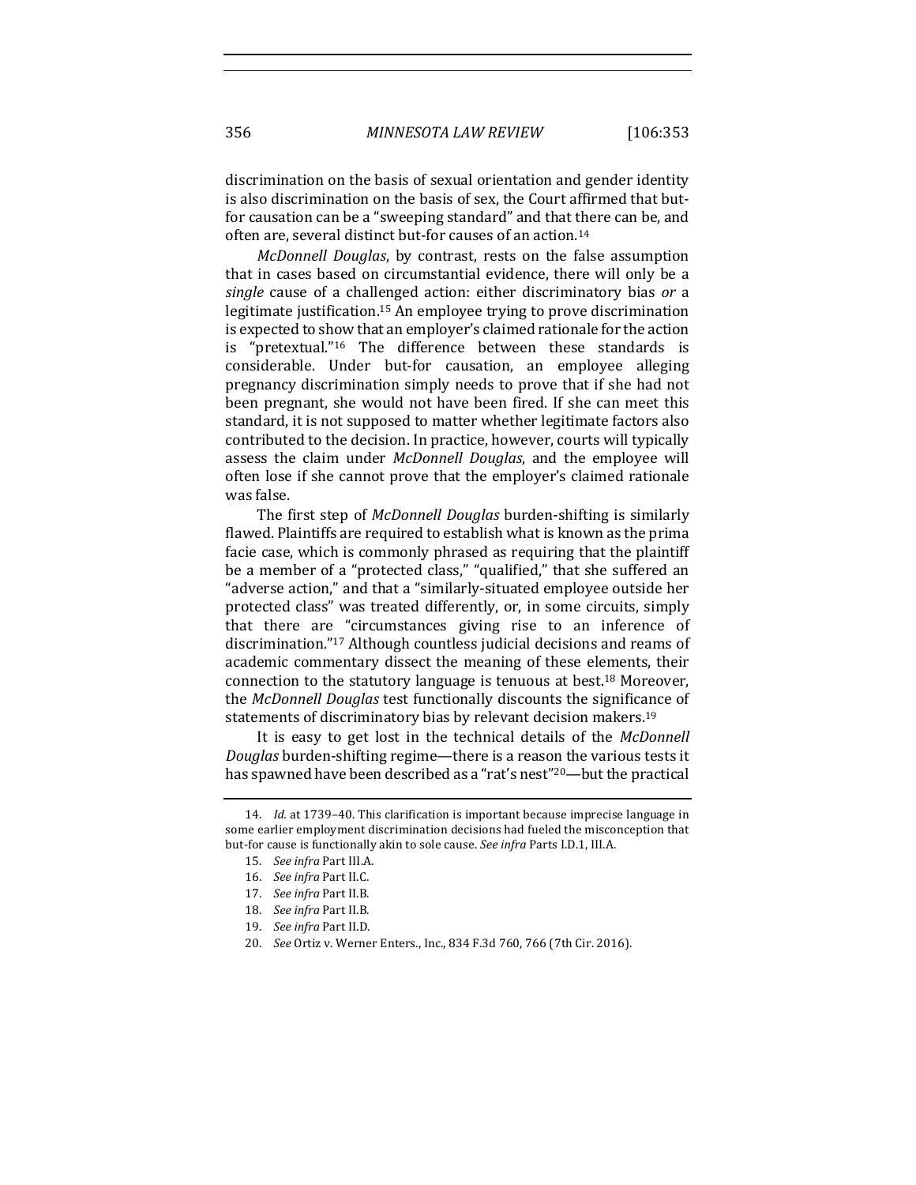discrimination on the basis of sexual orientation and gender identity is also discrimination on the basis of sex, the Court affirmed that but-for causation can be a "sweeping standard" and that there can be, and often are, several distinct but-for causes of an action.[14]

*McDonnell Douglas*, by contrast, rests on the false assumption that in cases based on circumstantial evidence, there will only be a *single* cause of a challenged action: either discriminatory bias *or* a legitimate justification.[15] An employee trying to prove discrimination is expected to show that an employer's claimed rationale for the action is "pretextual."[16] The difference between these standards is considerable. Under but-for causation, an employee alleging pregnancy discrimination simply needs to prove that if she had not been pregnant, she would not have been fired. If she can meet this standard, it is not supposed to matter whether legitimate factors also contributed to the decision. In practice, however, courts will typically assess the claim under *McDonnell Douglas*, and the employee will often lose if she cannot prove that the employer's claimed rationale was false.

The first step of *McDonnell Douglas* burden-shifting is similarly flawed. Plaintiffs are required to establish what is known as the prima facie case, which is commonly phrased as requiring that the plaintiff be a member of a "protected class," "qualified," that she suffered an "adverse action," and that a "similarly-situated employee outside her protected class" was treated differently, or, in some circuits, simply that there are "circumstances giving rise to an inference of discrimination."[17] Although countless judicial decisions and reams of academic commentary dissect the meaning of these elements, their connection to the statutory language is tenuous at best.[18] Moreover, the *McDonnell Douglas* test functionally discounts the significance of statements of discriminatory bias by relevant decision makers.[19]

It is easy to get lost in the technical details of the *McDonnell Douglas* burden-shifting regime—there is a reason the various tests it has spawned have been described as a "rat's nest"[20]—but the practical

---

14. *Id.* at 1739–40. This clarification is important because imprecise language in some earlier employment discrimination decisions had fueled the misconception that but-for cause is functionally akin to sole cause. *See infra* Parts I.D.1, III.A.

15. *See infra* Part III.A.

16. *See infra* Part II.C.

17. *See infra* Part II.B.

18. *See infra* Part II.B.

19. *See infra* Part II.D.

20. *See* Ortiz v. Werner Enters., Inc., 834 F.3d 760, 766 (7th Cir. 2016).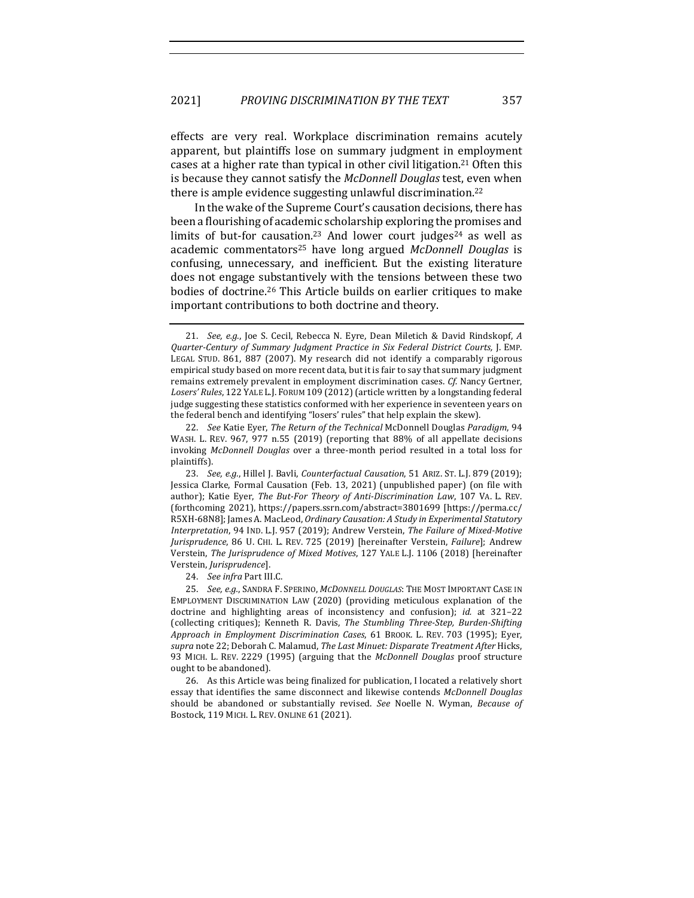effects are very real. Workplace discrimination remains acutely apparent, but plaintiffs lose on summary judgment in employment cases at a higher rate than typical in other civil litigation.[21] Often this is because they cannot satisfy the *McDonnell Douglas* test, even when there is ample evidence suggesting unlawful discrimination.[22]

In the wake of the Supreme Court's causation decisions, there has been a flourishing of academic scholarship exploring the promises and limits of but-for causation.[23] And lower court judges[24] as well as academic commentators[25] have long argued *McDonnell Douglas* is confusing, unnecessary, and inefficient. But the existing literature does not engage substantively with the tensions between these two bodies of doctrine.[26] This Article builds on earlier critiques to make important contributions to both doctrine and theory.

---

21. *See, e.g.*, Joe S. Cecil, Rebecca N. Eyre, Dean Miletich & David Rindskopf, *A Quarter-Century of Summary Judgment Practice in Six Federal District Courts*, J. EMP. LEGAL STUD. 861, 887 (2007). My research did not identify a comparably rigorous empirical study based on more recent data, but it is fair to say that summary judgment remains extremely prevalent in employment discrimination cases. *Cf.* Nancy Gertner, *Losers' Rules*, 122 YALE L.J. FORUM 109 (2012) (article written by a longstanding federal judge suggesting these statistics conformed with her experience in seventeen years on the federal bench and identifying "losers' rules" that help explain the skew).

22. *See* Katie Eyer, *The Return of the Technical* McDonnell Douglas *Paradigm*, 94 WASH. L. REV. 967, 977 n.55 (2019) (reporting that 88% of all appellate decisions invoking *McDonnell Douglas* over a three-month period resulted in a total loss for plaintiffs).

23. *See, e.g.*, Hillel J. Bavli, *Counterfactual Causation*, 51 ARIZ. ST. L.J. 879 (2019); Jessica Clarke, Formal Causation (Feb. 13, 2021) (unpublished paper) (on file with author); Katie Eyer, *The But-For Theory of Anti-Discrimination Law*, 107 VA. L. REV. (forthcoming 2021), https://papers.ssrn.com/abstract=3801699 [https://perma.cc/R5XH-68N8]; James A. MacLeod, *Ordinary Causation: A Study in Experimental Statutory Interpretation*, 94 IND. L.J. 957 (2019); Andrew Verstein, *The Failure of Mixed-Motive Jurisprudence*, 86 U. CHI. L. REV. 725 (2019) [hereinafter Verstein, *Failure*]; Andrew Verstein, *The Jurisprudence of Mixed Motives*, 127 YALE L.J. 1106 (2018) [hereinafter Verstein, *Jurisprudence*].

24. *See infra* Part III.C.

25. *See, e.g.*, SANDRA F. SPERINO, *MCDONNELL DOUGLAS*: THE MOST IMPORTANT CASE IN EMPLOYMENT DISCRIMINATION LAW (2020) (providing meticulous explanation of the doctrine and highlighting areas of inconsistency and confusion); *id.* at 321–22 (collecting critiques); Kenneth R. Davis, *The Stumbling Three-Step, Burden-Shifting Approach in Employment Discrimination Cases*, 61 BROOK. L. REV. 703 (1995); Eyer, *supra* note 22; Deborah C. Malamud, *The Last Minuet: Disparate Treatment After* Hicks, 93 MICH. L. REV. 2229 (1995) (arguing that the *McDonnell Douglas* proof structure ought to be abandoned).

26. As this Article was being finalized for publication, I located a relatively short essay that identifies the same disconnect and likewise contends *McDonnell Douglas* should be abandoned or substantially revised. *See* Noelle N. Wyman, *Because of* Bostock, 119 MICH. L. REV. ONLINE 61 (2021).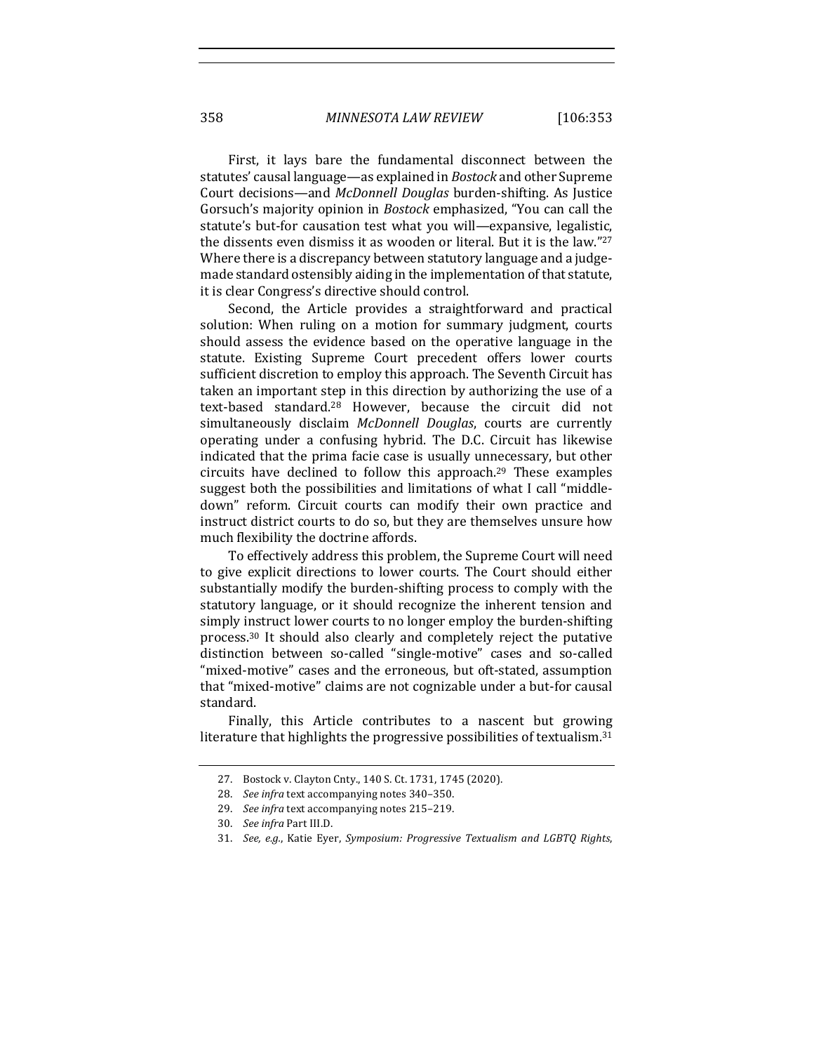First, it lays bare the fundamental disconnect between the statutes' causal language—as explained in *Bostock* and other Supreme Court decisions—and *McDonnell Douglas* burden-shifting. As Justice Gorsuch's majority opinion in *Bostock* emphasized, "You can call the statute's but-for causation test what you will—expansive, legalistic, the dissents even dismiss it as wooden or literal. But it is the law."[27] Where there is a discrepancy between statutory language and a judge-made standard ostensibly aiding in the implementation of that statute, it is clear Congress's directive should control.

Second, the Article provides a straightforward and practical solution: When ruling on a motion for summary judgment, courts should assess the evidence based on the operative language in the statute. Existing Supreme Court precedent offers lower courts sufficient discretion to employ this approach. The Seventh Circuit has taken an important step in this direction by authorizing the use of a text-based standard.[28] However, because the circuit did not simultaneously disclaim *McDonnell Douglas*, courts are currently operating under a confusing hybrid. The D.C. Circuit has likewise indicated that the prima facie case is usually unnecessary, but other circuits have declined to follow this approach.[29] These examples suggest both the possibilities and limitations of what I call "middle-down" reform. Circuit courts can modify their own practice and instruct district courts to do so, but they are themselves unsure how much flexibility the doctrine affords.

To effectively address this problem, the Supreme Court will need to give explicit directions to lower courts. The Court should either substantially modify the burden-shifting process to comply with the statutory language, or it should recognize the inherent tension and simply instruct lower courts to no longer employ the burden-shifting process.[30] It should also clearly and completely reject the putative distinction between so-called "single-motive" cases and so-called "mixed-motive" cases and the erroneous, but oft-stated, assumption that "mixed-motive" claims are not cognizable under a but-for causal standard.

Finally, this Article contributes to a nascent but growing literature that highlights the progressive possibilities of textualism.[31]

---

27. Bostock v. Clayton Cnty., 140 S. Ct. 1731, 1745 (2020).

28. *See infra* text accompanying notes 340–350.

29. *See infra* text accompanying notes 215–219.

30. *See infra* Part III.D.

31. *See, e.g.*, Katie Eyer, *Symposium: Progressive Textualism and LGBTQ Rights*,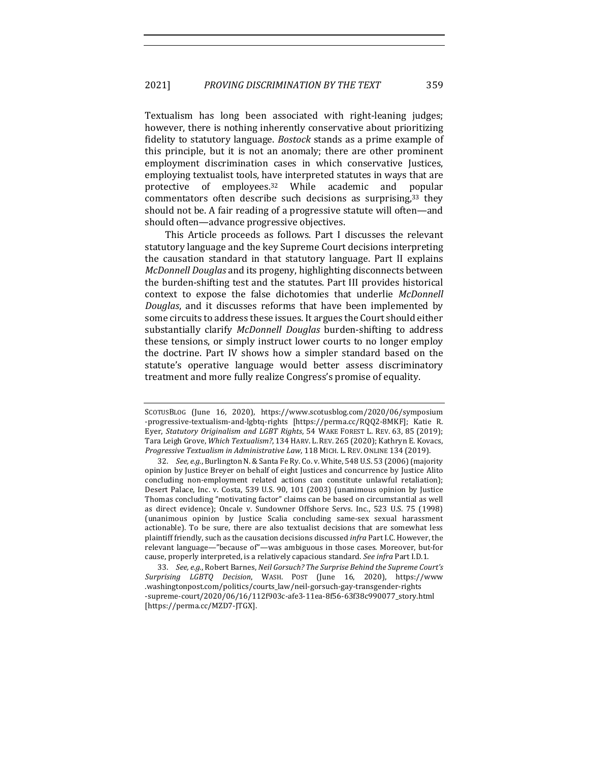Textualism has long been associated with right-leaning judges; however, there is nothing inherently conservative about prioritizing fidelity to statutory language. *Bostock* stands as a prime example of this principle, but it is not an anomaly; there are other prominent employment discrimination cases in which conservative Justices, employing textualist tools, have interpreted statutes in ways that are protective of employees.[32] While academic and popular commentators often describe such decisions as surprising,[33] they should not be. A fair reading of a progressive statute will often—and should often—advance progressive objectives.

This Article proceeds as follows. Part I discusses the relevant statutory language and the key Supreme Court decisions interpreting the causation standard in that statutory language. Part II explains *McDonnell Douglas* and its progeny, highlighting disconnects between the burden-shifting test and the statutes. Part III provides historical context to expose the false dichotomies that underlie *McDonnell Douglas*, and it discusses reforms that have been implemented by some circuits to address these issues. It argues the Court should either substantially clarify *McDonnell Douglas* burden-shifting to address these tensions, or simply instruct lower courts to no longer employ the doctrine. Part IV shows how a simpler standard based on the statute's operative language would better assess discriminatory treatment and more fully realize Congress's promise of equality.

---

SCOTUSBLOG (June 16, 2020), https://www.scotusblog.com/2020/06/symposium-progressive-textualism-and-lgbtq-rights [https://perma.cc/RQQ2-8MKF]; Katie R. Eyer, *Statutory Originalism and LGBT Rights*, 54 WAKE FOREST L. REV. 63, 85 (2019); Tara Leigh Grove, *Which Textualism?*, 134 HARV. L. REV. 265 (2020); Kathryn E. Kovacs, *Progressive Textualism in Administrative Law*, 118 MICH. L. REV. ONLINE 134 (2019).

32. *See, e.g.*, Burlington N. & Santa Fe Ry. Co. v. White, 548 U.S. 53 (2006) (majority opinion by Justice Breyer on behalf of eight Justices and concurrence by Justice Alito concluding non-employment related actions can constitute unlawful retaliation); Desert Palace, Inc. v. Costa, 539 U.S. 90, 101 (2003) (unanimous opinion by Justice Thomas concluding "motivating factor" claims can be based on circumstantial as well as direct evidence); Oncale v. Sundowner Offshore Servs. Inc., 523 U.S. 75 (1998) (unanimous opinion by Justice Scalia concluding same-sex sexual harassment actionable). To be sure, there are also textualist decisions that are somewhat less plaintiff friendly, such as the causation decisions discussed *infra* Part I.C. However, the relevant language—"because of"—was ambiguous in those cases. Moreover, but-for cause, properly interpreted, is a relatively capacious standard. *See infra* Part I.D.1.

33. *See, e.g.*, Robert Barnes, *Neil Gorsuch? The Surprise Behind the Supreme Court's Surprising LGBTQ Decision*, WASH. POST (June 16, 2020), https://www.washingtonpost.com/politics/courts_law/neil-gorsuch-gay-transgender-rights-supreme-court/2020/06/16/112f903c-afe3-11ea-8f56-63f38c990077_story.html [https://perma.cc/MZD7-JTGX].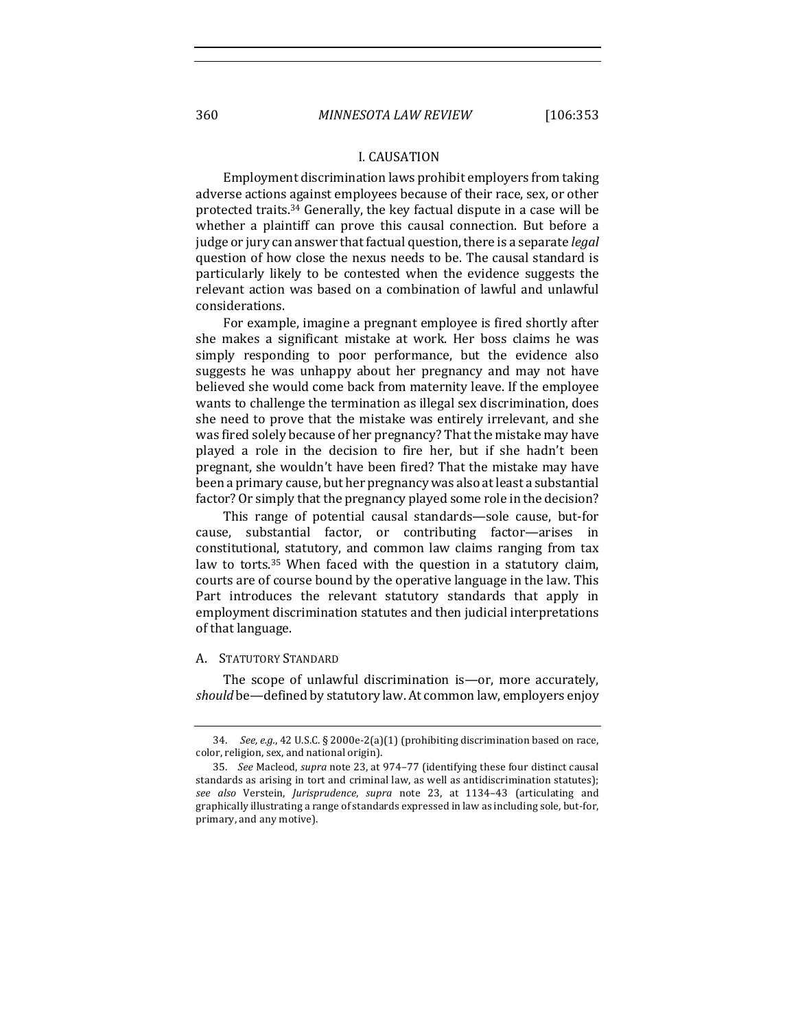## I. CAUSATION

Employment discrimination laws prohibit employers from taking adverse actions against employees because of their race, sex, or other protected traits.[34] Generally, the key factual dispute in a case will be whether a plaintiff can prove this causal connection. But before a judge or jury can answer that factual question, there is a separate *legal* question of how close the nexus needs to be. The causal standard is particularly likely to be contested when the evidence suggests the relevant action was based on a combination of lawful and unlawful considerations.

For example, imagine a pregnant employee is fired shortly after she makes a significant mistake at work. Her boss claims he was simply responding to poor performance, but the evidence also suggests he was unhappy about her pregnancy and may not have believed she would come back from maternity leave. If the employee wants to challenge the termination as illegal sex discrimination, does she need to prove that the mistake was entirely irrelevant, and she was fired solely because of her pregnancy? That the mistake may have played a role in the decision to fire her, but if she hadn't been pregnant, she wouldn't have been fired? That the mistake may have been a primary cause, but her pregnancy was also at least a substantial factor? Or simply that the pregnancy played some role in the decision?

This range of potential causal standards—sole cause, but-for cause, substantial factor, or contributing factor—arises in constitutional, statutory, and common law claims ranging from tax law to torts.[35] When faced with the question in a statutory claim, courts are of course bound by the operative language in the law. This Part introduces the relevant statutory standards that apply in employment discrimination statutes and then judicial interpretations of that language.

### A. Statutory Standard

The scope of unlawful discrimination is—or, more accurately, *should* be—defined by statutory law. At common law, employers enjoy

---

34. *See, e.g.*, 42 U.S.C. § 2000e-2(a)(1) (prohibiting discrimination based on race, color, religion, sex, and national origin).

35. *See* Macleod, *supra* note 23, at 974–77 (identifying these four distinct causal standards as arising in tort and criminal law, as well as antidiscrimination statutes); *see also* Verstein, *Jurisprudence*, *supra* note 23, at 1134–43 (articulating and graphically illustrating a range of standards expressed in law as including sole, but-for, primary, and any motive).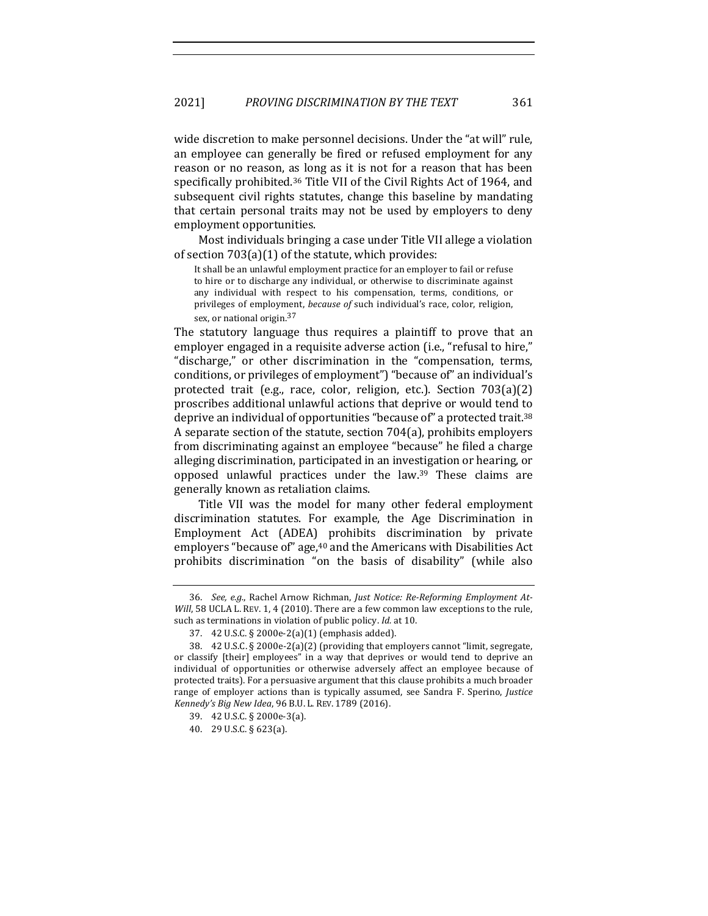wide discretion to make personnel decisions. Under the "at will" rule, an employee can generally be fired or refused employment for any reason or no reason, as long as it is not for a reason that has been specifically prohibited.[36] Title VII of the Civil Rights Act of 1964, and subsequent civil rights statutes, change this baseline by mandating that certain personal traits may not be used by employers to deny employment opportunities.

Most individuals bringing a case under Title VII allege a violation of section 703(a)(1) of the statute, which provides:

> It shall be an unlawful employment practice for an employer to fail or refuse to hire or to discharge any individual, or otherwise to discriminate against any individual with respect to his compensation, terms, conditions, or privileges of employment, *because of* such individual's race, color, religion, sex, or national origin.[37]

The statutory language thus requires a plaintiff to prove that an employer engaged in a requisite adverse action (i.e., "refusal to hire," "discharge," or other discrimination in the "compensation, terms, conditions, or privileges of employment") "because of" an individual's protected trait (e.g., race, color, religion, etc.). Section 703(a)(2) proscribes additional unlawful actions that deprive or would tend to deprive an individual of opportunities "because of" a protected trait.[38] A separate section of the statute, section 704(a), prohibits employers from discriminating against an employee "because" he filed a charge alleging discrimination, participated in an investigation or hearing, or opposed unlawful practices under the law.[39] These claims are generally known as retaliation claims.

Title VII was the model for many other federal employment discrimination statutes. For example, the Age Discrimination in Employment Act (ADEA) prohibits discrimination by private employers "because of" age,[40] and the Americans with Disabilities Act prohibits discrimination "on the basis of disability" (while also

---

36. *See, e.g.*, Rachel Arnow Richman, *Just Notice: Re-Reforming Employment At-Will*, 58 UCLA L. REV. 1, 4 (2010). There are a few common law exceptions to the rule, such as terminations in violation of public policy. *Id.* at 10.

37. 42 U.S.C. § 2000e-2(a)(1) (emphasis added).

38. 42 U.S.C. § 2000e-2(a)(2) (providing that employers cannot "limit, segregate, or classify [their] employees" in a way that deprives or would tend to deprive an individual of opportunities or otherwise adversely affect an employee because of protected traits). For a persuasive argument that this clause prohibits a much broader range of employer actions than is typically assumed, see Sandra F. Sperino, *Justice Kennedy's Big New Idea*, 96 B.U. L. REV. 1789 (2016).

39. 42 U.S.C. § 2000e-3(a).

40. 29 U.S.C. § 623(a).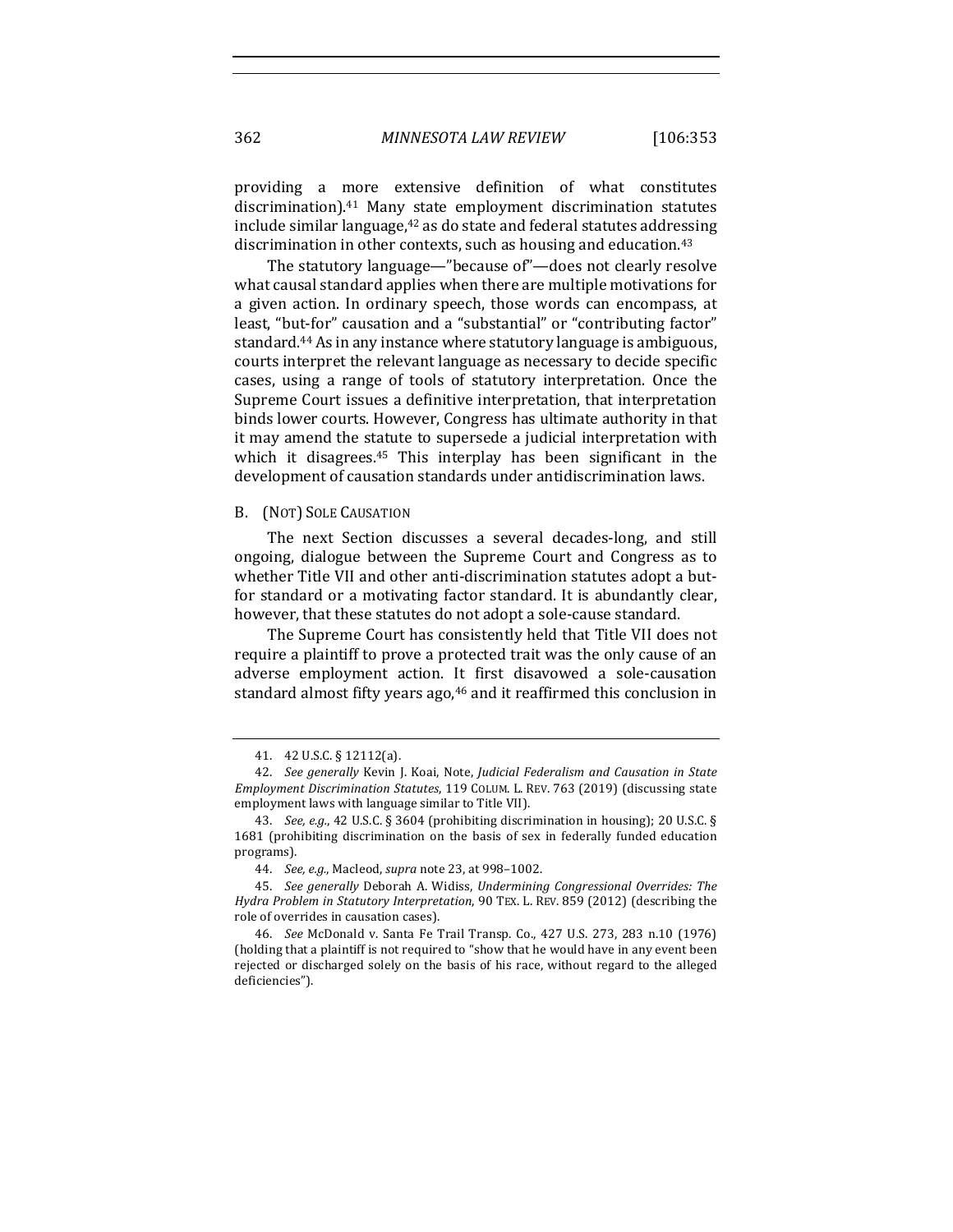providing a more extensive definition of what constitutes discrimination).[41] Many state employment discrimination statutes include similar language,[42] as do state and federal statutes addressing discrimination in other contexts, such as housing and education.[43]

The statutory language—"because of"—does not clearly resolve what causal standard applies when there are multiple motivations for a given action. In ordinary speech, those words can encompass, at least, "but-for" causation and a "substantial" or "contributing factor" standard.[44] As in any instance where statutory language is ambiguous, courts interpret the relevant language as necessary to decide specific cases, using a range of tools of statutory interpretation. Once the Supreme Court issues a definitive interpretation, that interpretation binds lower courts. However, Congress has ultimate authority in that it may amend the statute to supersede a judicial interpretation with which it disagrees.[45] This interplay has been significant in the development of causation standards under antidiscrimination laws.

### B. (NOT) SOLE CAUSATION

The next Section discusses a several decades-long, and still ongoing, dialogue between the Supreme Court and Congress as to whether Title VII and other anti-discrimination statutes adopt a but-for standard or a motivating factor standard. It is abundantly clear, however, that these statutes do not adopt a sole-cause standard.

The Supreme Court has consistently held that Title VII does not require a plaintiff to prove a protected trait was the only cause of an adverse employment action. It first disavowed a sole-causation standard almost fifty years ago,[46] and it reaffirmed this conclusion in

---

41. 42 U.S.C. § 12112(a).

42. *See generally* Kevin J. Koai, Note, *Judicial Federalism and Causation in State Employment Discrimination Statutes*, 119 COLUM. L. REV. 763 (2019) (discussing state employment laws with language similar to Title VII).

43. *See, e.g.*, 42 U.S.C. § 3604 (prohibiting discrimination in housing); 20 U.S.C. § 1681 (prohibiting discrimination on the basis of sex in federally funded education programs).

44. *See, e.g.*, Macleod, *supra* note 23, at 998–1002.

45. *See generally* Deborah A. Widiss, *Undermining Congressional Overrides: The Hydra Problem in Statutory Interpretation*, 90 TEX. L. REV. 859 (2012) (describing the role of overrides in causation cases).

46. *See* McDonald v. Santa Fe Trail Transp. Co., 427 U.S. 273, 283 n.10 (1976) (holding that a plaintiff is not required to "show that he would have in any event been rejected or discharged solely on the basis of his race, without regard to the alleged deficiencies").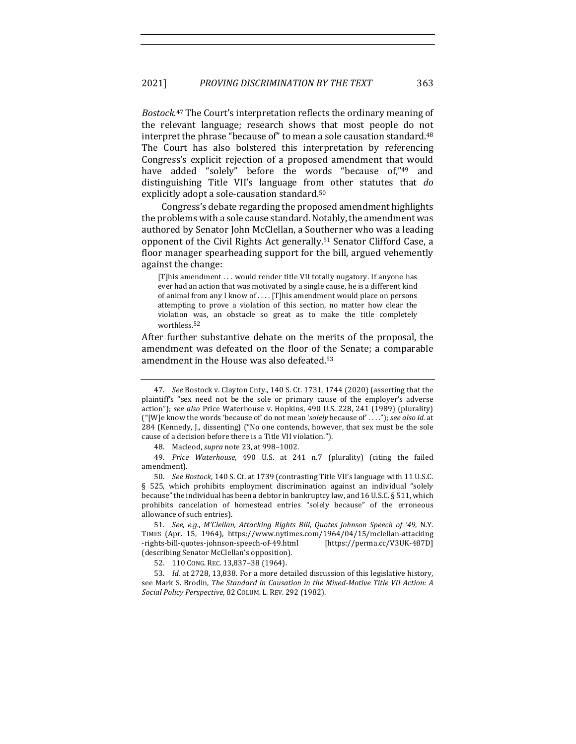*Bostock*.[47] The Court's interpretation reflects the ordinary meaning of the relevant language; research shows that most people do not interpret the phrase "because of" to mean a sole causation standard.[48] The Court has also bolstered this interpretation by referencing Congress's explicit rejection of a proposed amendment that would have added "solely" before the words "because of,"[49] and distinguishing Title VII's language from other statutes that *do* explicitly adopt a sole-causation standard.[50]

Congress's debate regarding the proposed amendment highlights the problems with a sole cause standard. Notably, the amendment was authored by Senator John McClellan, a Southerner who was a leading opponent of the Civil Rights Act generally.[51] Senator Clifford Case, a floor manager spearheading support for the bill, argued vehemently against the change:

> [T]his amendment . . . would render title VII totally nugatory. If anyone has ever had an action that was motivated by a single cause, he is a different kind of animal from any I know of . . . . [T]his amendment would place on persons attempting to prove a violation of this section, no matter how clear the violation was, an obstacle so great as to make the title completely worthless.[52]

After further substantive debate on the merits of the proposal, the amendment was defeated on the floor of the Senate; a comparable amendment in the House was also defeated.[53]

---

47. *See* Bostock v. Clayton Cnty., 140 S. Ct. 1731, 1744 (2020) (asserting that the plaintiff's "sex need not be the sole or primary cause of the employer's adverse action"); *see also* Price Waterhouse v. Hopkins, 490 U.S. 228, 241 (1989) (plurality) ("[W]e know the words 'because of' do not mean '*solely* because of' . . . ."); *see also id.* at 284 (Kennedy, J., dissenting) ("No one contends, however, that sex must be the sole cause of a decision before there is a Title VII violation.").

48. Macleod, *supra* note 23, at 998–1002.

49. *Price Waterhouse*, 490 U.S. at 241 n.7 (plurality) (citing the failed amendment).

50. *See Bostock*, 140 S. Ct. at 1739 (contrasting Title VII's language with 11 U.S.C. § 525, which prohibits employment discrimination against an individual "solely because" the individual has been a debtor in bankruptcy law, and 16 U.S.C. § 511, which prohibits cancelation of homestead entries "solely because" of the erroneous allowance of such entries).

51. *See, e.g.*, *M'Clellan, Attacking Rights Bill, Quotes Johnson Speech of '49*, N.Y. TIMES (Apr. 15, 1964), https://www.nytimes.com/1964/04/15/mclellan-attacking-rights-bill-quotes-johnson-speech-of-49.html [https://perma.cc/V3UK-487D] (describing Senator McClellan's opposition).

52. 110 CONG. REC. 13,837–38 (1964).

53. *Id.* at 2728, 13,838. For a more detailed discussion of this legislative history, see Mark S. Brodin, *The Standard in Causation in the Mixed-Motive Title VII Action: A Social Policy Perspective*, 82 COLUM. L. REV. 292 (1982).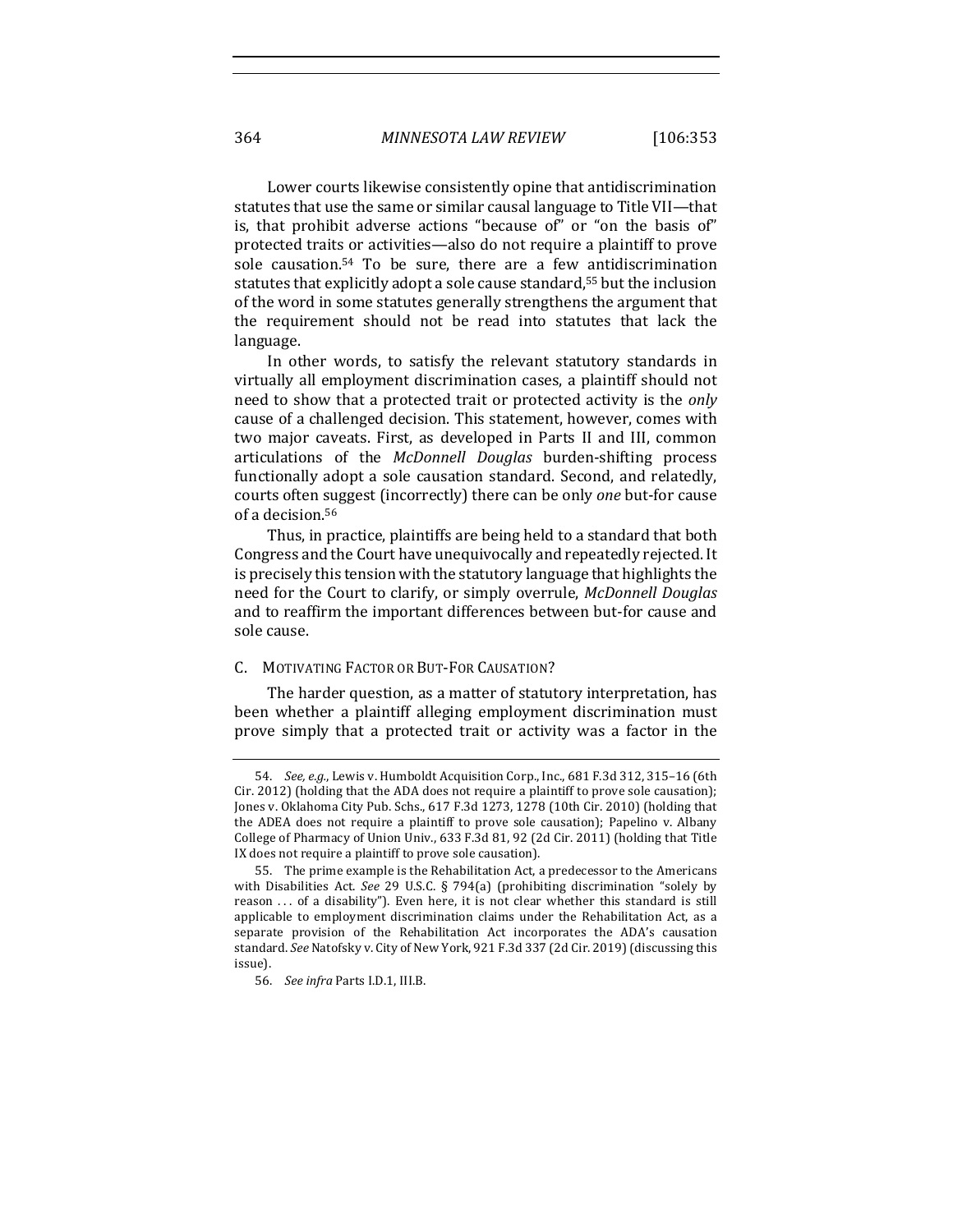Lower courts likewise consistently opine that antidiscrimination statutes that use the same or similar causal language to Title VII—that is, that prohibit adverse actions "because of" or "on the basis of" protected traits or activities—also do not require a plaintiff to prove sole causation.[54] To be sure, there are a few antidiscrimination statutes that explicitly adopt a sole cause standard,[55] but the inclusion of the word in some statutes generally strengthens the argument that the requirement should not be read into statutes that lack the language.

In other words, to satisfy the relevant statutory standards in virtually all employment discrimination cases, a plaintiff should not need to show that a protected trait or protected activity is the *only* cause of a challenged decision. This statement, however, comes with two major caveats. First, as developed in Parts II and III, common articulations of the *McDonnell Douglas* burden-shifting process functionally adopt a sole causation standard. Second, and relatedly, courts often suggest (incorrectly) there can be only *one* but-for cause of a decision.[56]

Thus, in practice, plaintiffs are being held to a standard that both Congress and the Court have unequivocally and repeatedly rejected. It is precisely this tension with the statutory language that highlights the need for the Court to clarify, or simply overrule, *McDonnell Douglas* and to reaffirm the important differences between but-for cause and sole cause.

### C. Motivating Factor or But-For Causation?

The harder question, as a matter of statutory interpretation, has been whether a plaintiff alleging employment discrimination must prove simply that a protected trait or activity was a factor in the

---

54. *See, e.g.*, Lewis v. Humboldt Acquisition Corp., Inc., 681 F.3d 312, 315–16 (6th Cir. 2012) (holding that the ADA does not require a plaintiff to prove sole causation); Jones v. Oklahoma City Pub. Schs., 617 F.3d 1273, 1278 (10th Cir. 2010) (holding that the ADEA does not require a plaintiff to prove sole causation); Papelino v. Albany College of Pharmacy of Union Univ., 633 F.3d 81, 92 (2d Cir. 2011) (holding that Title IX does not require a plaintiff to prove sole causation).

55. The prime example is the Rehabilitation Act, a predecessor to the Americans with Disabilities Act. *See* 29 U.S.C. § 794(a) (prohibiting discrimination "solely by reason . . . of a disability"). Even here, it is not clear whether this standard is still applicable to employment discrimination claims under the Rehabilitation Act, as a separate provision of the Rehabilitation Act incorporates the ADA's causation standard. *See* Natofsky v. City of New York, 921 F.3d 337 (2d Cir. 2019) (discussing this issue).

56. *See infra* Parts I.D.1, III.B.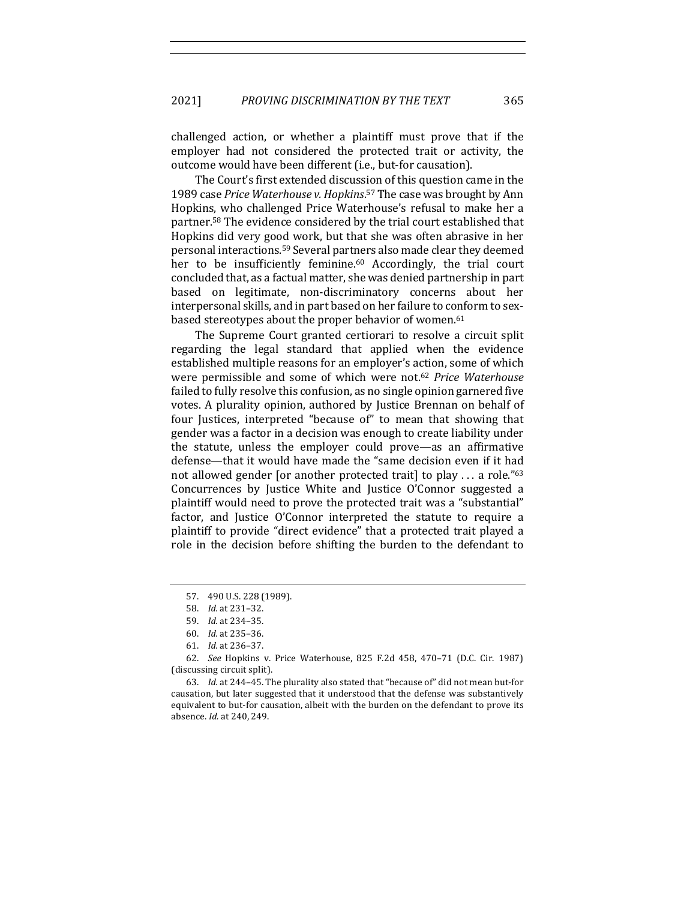challenged action, or whether a plaintiff must prove that if the employer had not considered the protected trait or activity, the outcome would have been different (i.e., but-for causation).

The Court's first extended discussion of this question came in the 1989 case *Price Waterhouse v. Hopkins*.[57] The case was brought by Ann Hopkins, who challenged Price Waterhouse's refusal to make her a partner.[58] The evidence considered by the trial court established that Hopkins did very good work, but that she was often abrasive in her personal interactions.[59] Several partners also made clear they deemed her to be insufficiently feminine.[60] Accordingly, the trial court concluded that, as a factual matter, she was denied partnership in part based on legitimate, non-discriminatory concerns about her interpersonal skills, and in part based on her failure to conform to sex-based stereotypes about the proper behavior of women.[61]

The Supreme Court granted certiorari to resolve a circuit split regarding the legal standard that applied when the evidence established multiple reasons for an employer's action, some of which were permissible and some of which were not.[62] *Price Waterhouse* failed to fully resolve this confusion, as no single opinion garnered five votes. A plurality opinion, authored by Justice Brennan on behalf of four Justices, interpreted "because of" to mean that showing that gender was a factor in a decision was enough to create liability under the statute, unless the employer could prove—as an affirmative defense—that it would have made the "same decision even if it had not allowed gender [or another protected trait] to play . . . a role."[63] Concurrences by Justice White and Justice O'Connor suggested a plaintiff would need to prove the protected trait was a "substantial" factor, and Justice O'Connor interpreted the statute to require a plaintiff to provide "direct evidence" that a protected trait played a role in the decision before shifting the burden to the defendant to

---

57. 490 U.S. 228 (1989).

58. *Id.* at 231–32.

59. *Id.* at 234–35.

60. *Id.* at 235–36.

61. *Id.* at 236–37.

62. *See* Hopkins v. Price Waterhouse, 825 F.2d 458, 470–71 (D.C. Cir. 1987) (discussing circuit split).

63. *Id.* at 244–45. The plurality also stated that "because of" did not mean but-for causation, but later suggested that it understood that the defense was substantively equivalent to but-for causation, albeit with the burden on the defendant to prove its absence. *Id.* at 240, 249.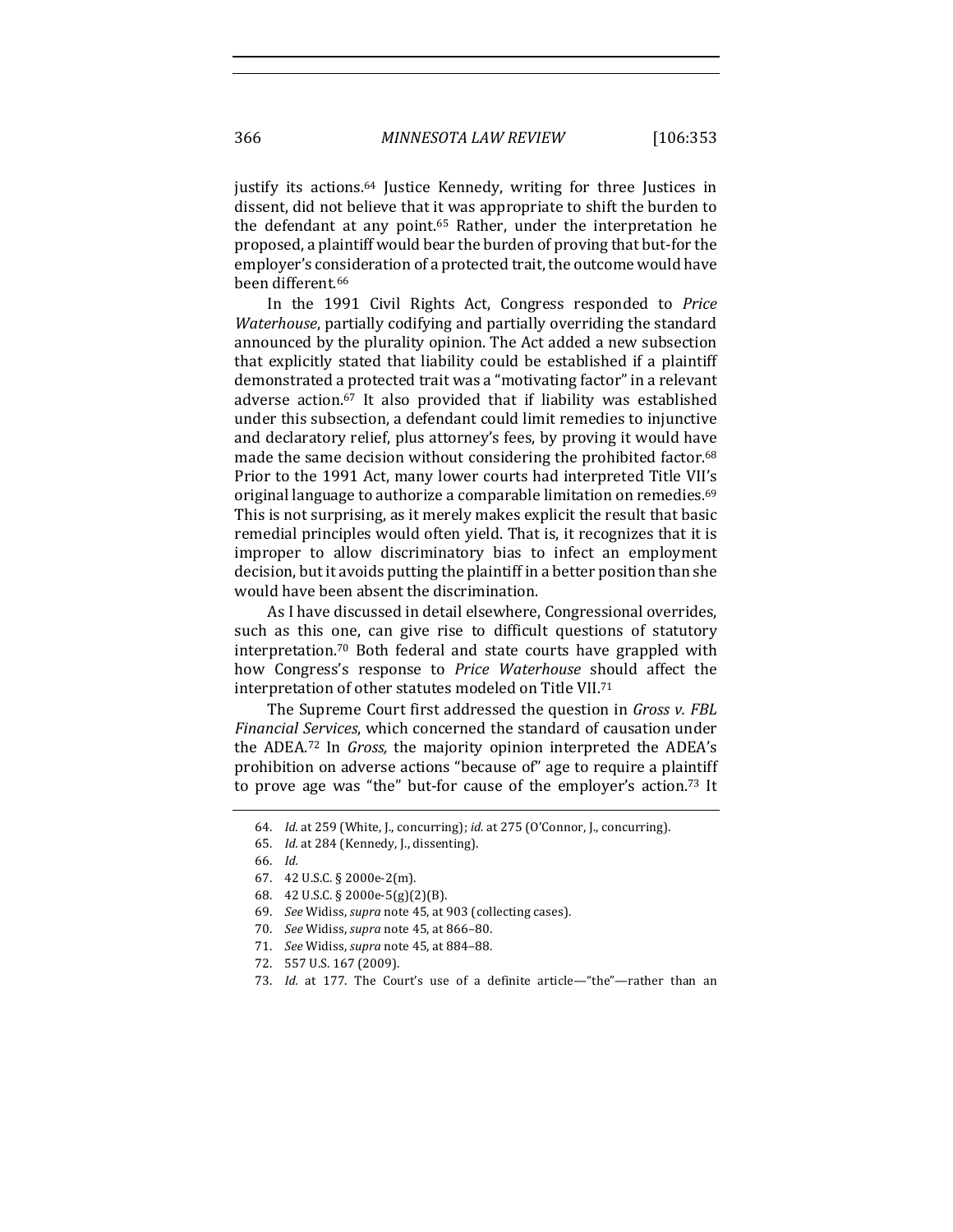justify its actions.[64] Justice Kennedy, writing for three Justices in dissent, did not believe that it was appropriate to shift the burden to the defendant at any point.[65] Rather, under the interpretation he proposed, a plaintiff would bear the burden of proving that but-for the employer's consideration of a protected trait, the outcome would have been different.[66]

In the 1991 Civil Rights Act, Congress responded to *Price Waterhouse*, partially codifying and partially overriding the standard announced by the plurality opinion. The Act added a new subsection that explicitly stated that liability could be established if a plaintiff demonstrated a protected trait was a "motivating factor" in a relevant adverse action.[67] It also provided that if liability was established under this subsection, a defendant could limit remedies to injunctive and declaratory relief, plus attorney's fees, by proving it would have made the same decision without considering the prohibited factor.[68] Prior to the 1991 Act, many lower courts had interpreted Title VII's original language to authorize a comparable limitation on remedies.[69] This is not surprising, as it merely makes explicit the result that basic remedial principles would often yield. That is, it recognizes that it is improper to allow discriminatory bias to infect an employment decision, but it avoids putting the plaintiff in a better position than she would have been absent the discrimination.

As I have discussed in detail elsewhere, Congressional overrides, such as this one, can give rise to difficult questions of statutory interpretation.[70] Both federal and state courts have grappled with how Congress's response to *Price Waterhouse* should affect the interpretation of other statutes modeled on Title VII.[71]

The Supreme Court first addressed the question in *Gross v. FBL Financial Services*, which concerned the standard of causation under the ADEA.[72] In *Gross,* the majority opinion interpreted the ADEA's prohibition on adverse actions "because of" age to require a plaintiff to prove age was "the" but-for cause of the employer's action.[73] It

---

64. *Id.* at 259 (White, J., concurring); *id.* at 275 (O'Connor, J., concurring).

65. *Id.* at 284 (Kennedy, J., dissenting).

66. *Id.*

67. 42 U.S.C. § 2000e-2(m).

68. 42 U.S.C. § 2000e-5(g)(2)(B).

69. *See* Widiss, *supra* note 45, at 903 (collecting cases).

70. *See* Widiss, *supra* note 45, at 866–80.

71. *See* Widiss, *supra* note 45, at 884–88.

72. 557 U.S. 167 (2009).

73. *Id.* at 177. The Court's use of a definite article—"the"—rather than an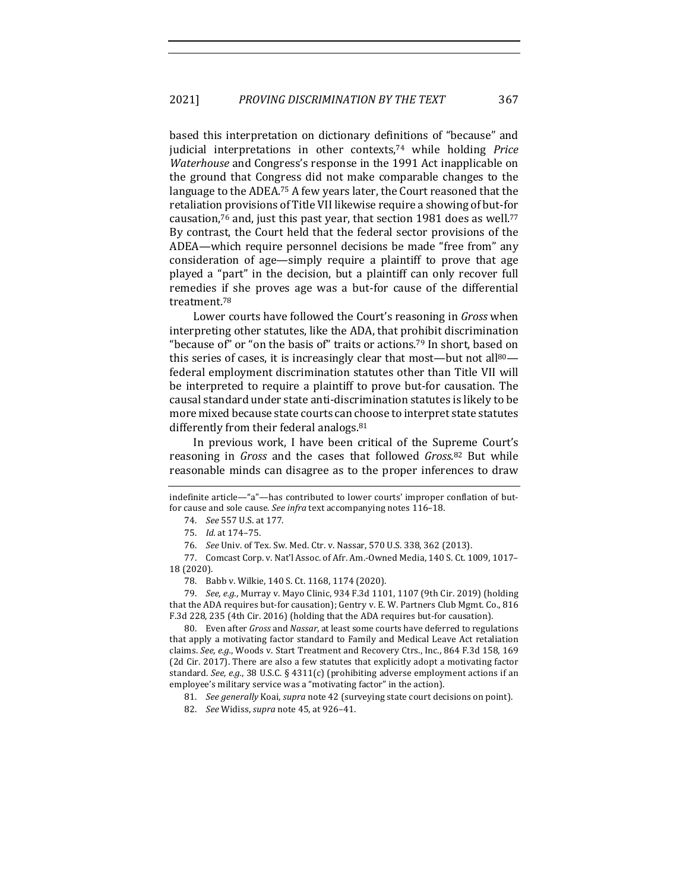based this interpretation on dictionary definitions of "because" and judicial interpretations in other contexts,[74] while holding *Price Waterhouse* and Congress's response in the 1991 Act inapplicable on the ground that Congress did not make comparable changes to the language to the ADEA.[75] A few years later, the Court reasoned that the retaliation provisions of Title VII likewise require a showing of but-for causation,[76] and, just this past year, that section 1981 does as well.[77] By contrast, the Court held that the federal sector provisions of the ADEA—which require personnel decisions be made "free from" any consideration of age—simply require a plaintiff to prove that age played a "part" in the decision, but a plaintiff can only recover full remedies if she proves age was a but-for cause of the differential treatment.[78]

Lower courts have followed the Court's reasoning in *Gross* when interpreting other statutes, like the ADA, that prohibit discrimination "because of" or "on the basis of" traits or actions.[79] In short, based on this series of cases, it is increasingly clear that most—but not all[80]—federal employment discrimination statutes other than Title VII will be interpreted to require a plaintiff to prove but-for causation. The causal standard under state anti-discrimination statutes is likely to be more mixed because state courts can choose to interpret state statutes differently from their federal analogs.[81]

In previous work, I have been critical of the Supreme Court's reasoning in *Gross* and the cases that followed *Gross*.[82] But while reasonable minds can disagree as to the proper inferences to draw

---

indefinite article—"a"—has contributed to lower courts' improper conflation of but-for cause and sole cause. *See infra* text accompanying notes 116–18.

74. *See* 557 U.S. at 177.

75. *Id.* at 174–75.

76. *See* Univ. of Tex. Sw. Med. Ctr. v. Nassar, 570 U.S. 338, 362 (2013).

77. Comcast Corp. v. Nat'l Assoc. of Afr. Am.-Owned Media, 140 S. Ct. 1009, 1017–18 (2020).

78. Babb v. Wilkie, 140 S. Ct. 1168, 1174 (2020).

79. *See, e.g.*, Murray v. Mayo Clinic, 934 F.3d 1101, 1107 (9th Cir. 2019) (holding that the ADA requires but-for causation); Gentry v. E. W. Partners Club Mgmt. Co., 816 F.3d 228, 235 (4th Cir. 2016) (holding that the ADA requires but-for causation).

80. Even after *Gross* and *Nassar*, at least some courts have deferred to regulations that apply a motivating factor standard to Family and Medical Leave Act retaliation claims. *See, e.g.*, Woods v. Start Treatment and Recovery Ctrs., Inc., 864 F.3d 158, 169 (2d Cir. 2017). There are also a few statutes that explicitly adopt a motivating factor standard. *See, e.g.*, 38 U.S.C. § 4311(c) (prohibiting adverse employment actions if an employee's military service was a "motivating factor" in the action).

81. *See generally* Koai, *supra* note 42 (surveying state court decisions on point).

82. *See* Widiss, *supra* note 45, at 926–41.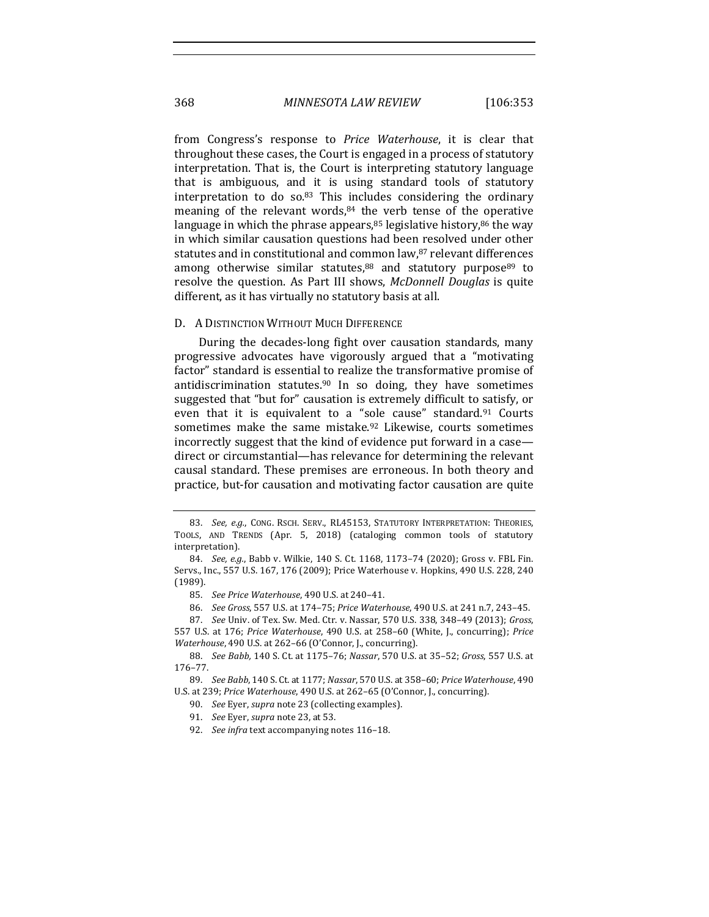from Congress's response to *Price Waterhouse*, it is clear that throughout these cases, the Court is engaged in a process of statutory interpretation. That is, the Court is interpreting statutory language that is ambiguous, and it is using standard tools of statutory interpretation to do so.[83] This includes considering the ordinary meaning of the relevant words,[84] the verb tense of the operative language in which the phrase appears,[85] legislative history,[86] the way in which similar causation questions had been resolved under other statutes and in constitutional and common law,[87] relevant differences among otherwise similar statutes,[88] and statutory purpose[89] to resolve the question. As Part III shows, *McDonnell Douglas* is quite different, as it has virtually no statutory basis at all.

### D. A Distinction Without Much Difference

During the decades-long fight over causation standards, many progressive advocates have vigorously argued that a "motivating factor" standard is essential to realize the transformative promise of antidiscrimination statutes.[90] In so doing, they have sometimes suggested that "but for" causation is extremely difficult to satisfy, or even that it is equivalent to a "sole cause" standard.[91] Courts sometimes make the same mistake.[92] Likewise, courts sometimes incorrectly suggest that the kind of evidence put forward in a case—direct or circumstantial—has relevance for determining the relevant causal standard. These premises are erroneous. In both theory and practice, but-for causation and motivating factor causation are quite

83. *See, e.g.*, Cong. Rsch. Serv., RL45153, Statutory Interpretation: Theories, Tools, and Trends (Apr. 5, 2018) (cataloging common tools of statutory interpretation).

84. *See, e.g.*, Babb v. Wilkie, 140 S. Ct. 1168, 1173–74 (2020); Gross v. FBL Fin. Servs., Inc., 557 U.S. 167, 176 (2009); Price Waterhouse v. Hopkins, 490 U.S. 228, 240 (1989).

85. *See Price Waterhouse*, 490 U.S. at 240–41.

86. *See Gross*, 557 U.S. at 174–75; *Price Waterhouse*, 490 U.S. at 241 n.7, 243–45.

87. *See* Univ. of Tex. Sw. Med. Ctr. v. Nassar, 570 U.S. 338, 348–49 (2013); *Gross*, 557 U.S. at 176; *Price Waterhouse*, 490 U.S. at 258–60 (White, J., concurring); *Price Waterhouse*, 490 U.S. at 262–66 (O'Connor, J., concurring).

88. *See Babb,* 140 S. Ct. at 1175–76; *Nassar*, 570 U.S. at 35–52; *Gross*, 557 U.S. at 176–77.

89. *See Babb*, 140 S. Ct. at 1177; *Nassar*, 570 U.S. at 358–60; *Price Waterhouse*, 490 U.S. at 239; *Price Waterhouse*, 490 U.S. at 262–65 (O'Connor, J., concurring).

90. *See* Eyer, *supra* note 23 (collecting examples).

91. *See* Eyer, *supra* note 23, at 53.

92. *See infra* text accompanying notes 116–18.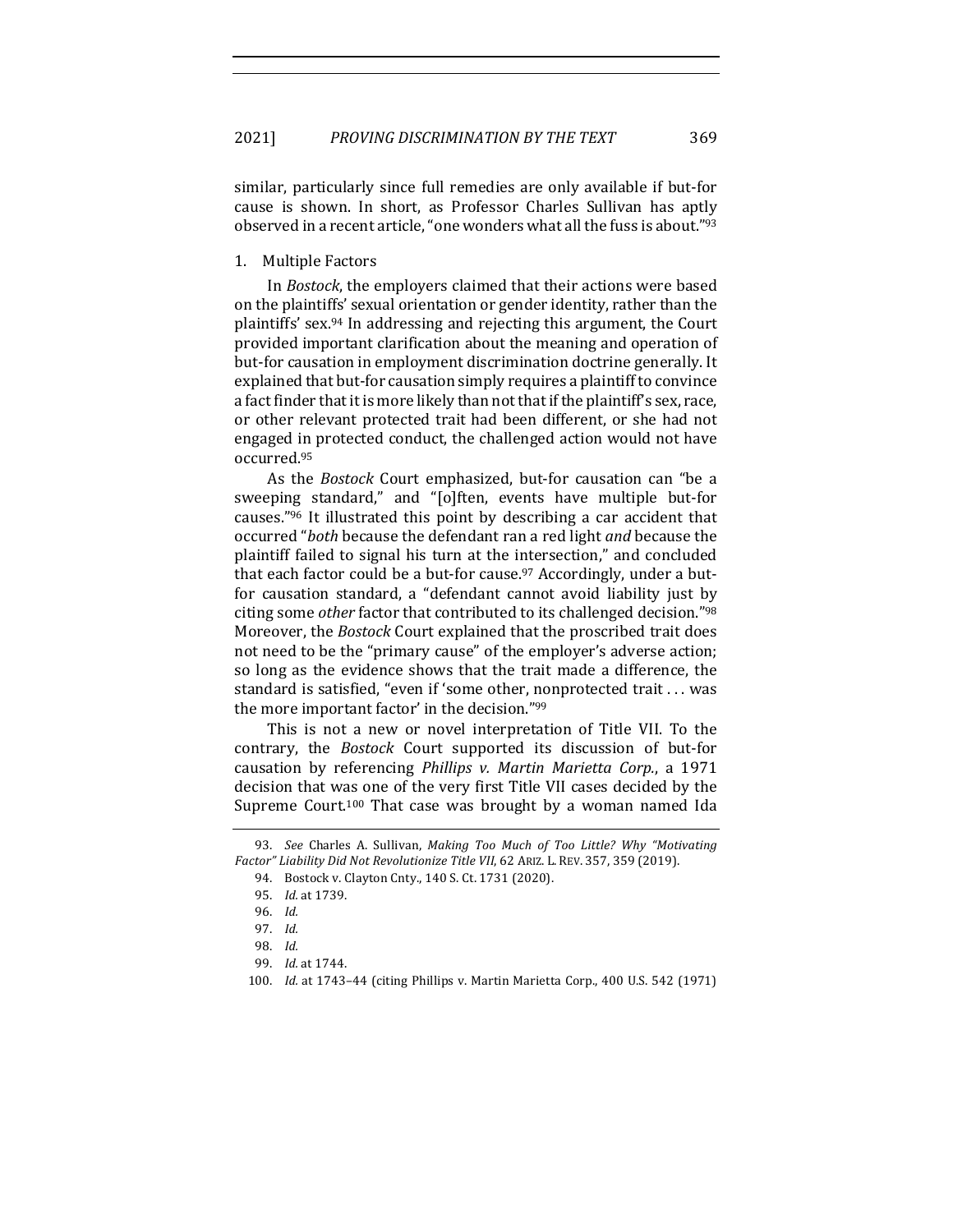similar, particularly since full remedies are only available if but-for cause is shown. In short, as Professor Charles Sullivan has aptly observed in a recent article, "one wonders what all the fuss is about."[93]

### 1. Multiple Factors

In *Bostock*, the employers claimed that their actions were based on the plaintiffs' sexual orientation or gender identity, rather than the plaintiffs' sex.[94] In addressing and rejecting this argument, the Court provided important clarification about the meaning and operation of but-for causation in employment discrimination doctrine generally. It explained that but-for causation simply requires a plaintiff to convince a fact finder that it is more likely than not that if the plaintiff's sex, race, or other relevant protected trait had been different, or she had not engaged in protected conduct, the challenged action would not have occurred.[95]

As the *Bostock* Court emphasized, but-for causation can "be a sweeping standard," and "[o]ften, events have multiple but-for causes."[96] It illustrated this point by describing a car accident that occurred "*both* because the defendant ran a red light *and* because the plaintiff failed to signal his turn at the intersection," and concluded that each factor could be a but-for cause.[97] Accordingly, under a but-for causation standard, a "defendant cannot avoid liability just by citing some *other* factor that contributed to its challenged decision."[98] Moreover, the *Bostock* Court explained that the proscribed trait does not need to be the "primary cause" of the employer's adverse action; so long as the evidence shows that the trait made a difference, the standard is satisfied, "even if 'some other, nonprotected trait . . . was the more important factor' in the decision."[99]

This is not a new or novel interpretation of Title VII. To the contrary, the *Bostock* Court supported its discussion of but-for causation by referencing *Phillips v. Martin Marietta Corp.*, a 1971 decision that was one of the very first Title VII cases decided by the Supreme Court.[100] That case was brought by a woman named Ida

93. *See* Charles A. Sullivan, *Making Too Much of Too Little? Why "Motivating Factor" Liability Did Not Revolutionize Title VII*, 62 ARIZ. L. REV. 357, 359 (2019).

94. Bostock v. Clayton Cnty., 140 S. Ct. 1731 (2020).

95. *Id.* at 1739.

96. *Id.*

97. *Id.*

98. *Id.*

99. *Id.* at 1744.

100. *Id.* at 1743–44 (citing Phillips v. Martin Marietta Corp., 400 U.S. 542 (1971)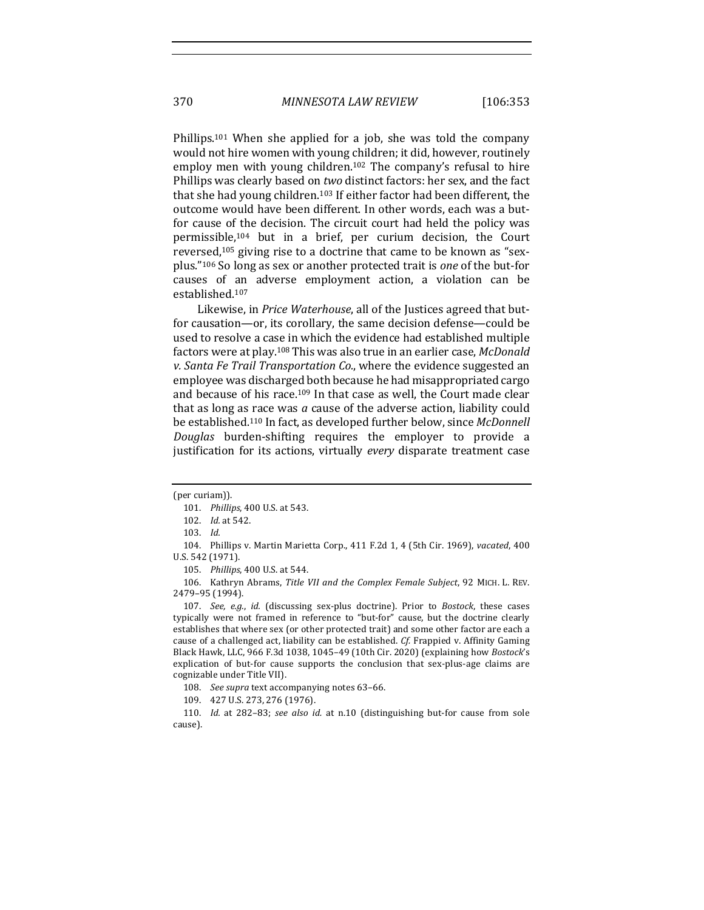Phillips.[101] When she applied for a job, she was told the company would not hire women with young children; it did, however, routinely employ men with young children.[102] The company's refusal to hire Phillips was clearly based on *two* distinct factors: her sex, and the fact that she had young children.[103] If either factor had been different, the outcome would have been different. In other words, each was a but-for cause of the decision. The circuit court had held the policy was permissible,[104] but in a brief, per curium decision, the Court reversed,[105] giving rise to a doctrine that came to be known as "sex-plus."[106] So long as sex or another protected trait is *one* of the but-for causes of an adverse employment action, a violation can be established.[107]

Likewise, in *Price Waterhouse*, all of the Justices agreed that but-for causation—or, its corollary, the same decision defense—could be used to resolve a case in which the evidence had established multiple factors were at play.[108] This was also true in an earlier case, *McDonald v. Santa Fe Trail Transportation Co.*, where the evidence suggested an employee was discharged both because he had misappropriated cargo and because of his race.[109] In that case as well, the Court made clear that as long as race was *a* cause of the adverse action, liability could be established.[110] In fact, as developed further below, since *McDonnell Douglas* burden-shifting requires the employer to provide a justification for its actions, virtually *every* disparate treatment case

(per curiam)).

101. *Phillips*, 400 U.S. at 543.

102. *Id.* at 542.

103. *Id.*

104. Phillips v. Martin Marietta Corp., 411 F.2d 1, 4 (5th Cir. 1969), *vacated*, 400 U.S. 542 (1971).

105. *Phillips*, 400 U.S. at 544.

106. Kathryn Abrams, *Title VII and the Complex Female Subject*, 92 MICH. L. REV. 2479–95 (1994).

107. *See, e.g.*, *id.* (discussing sex-plus doctrine). Prior to *Bostock*, these cases typically were not framed in reference to "but-for" cause, but the doctrine clearly establishes that where sex (or other protected trait) and some other factor are each a cause of a challenged act, liability can be established. *Cf.* Frappied v. Affinity Gaming Black Hawk, LLC, 966 F.3d 1038, 1045–49 (10th Cir. 2020) (explaining how *Bostock*'s explication of but-for cause supports the conclusion that sex-plus-age claims are cognizable under Title VII).

108. *See supra* text accompanying notes 63–66.

109. 427 U.S. 273, 276 (1976).

110. *Id.* at 282–83; *see also id.* at n.10 (distinguishing but-for cause from sole cause).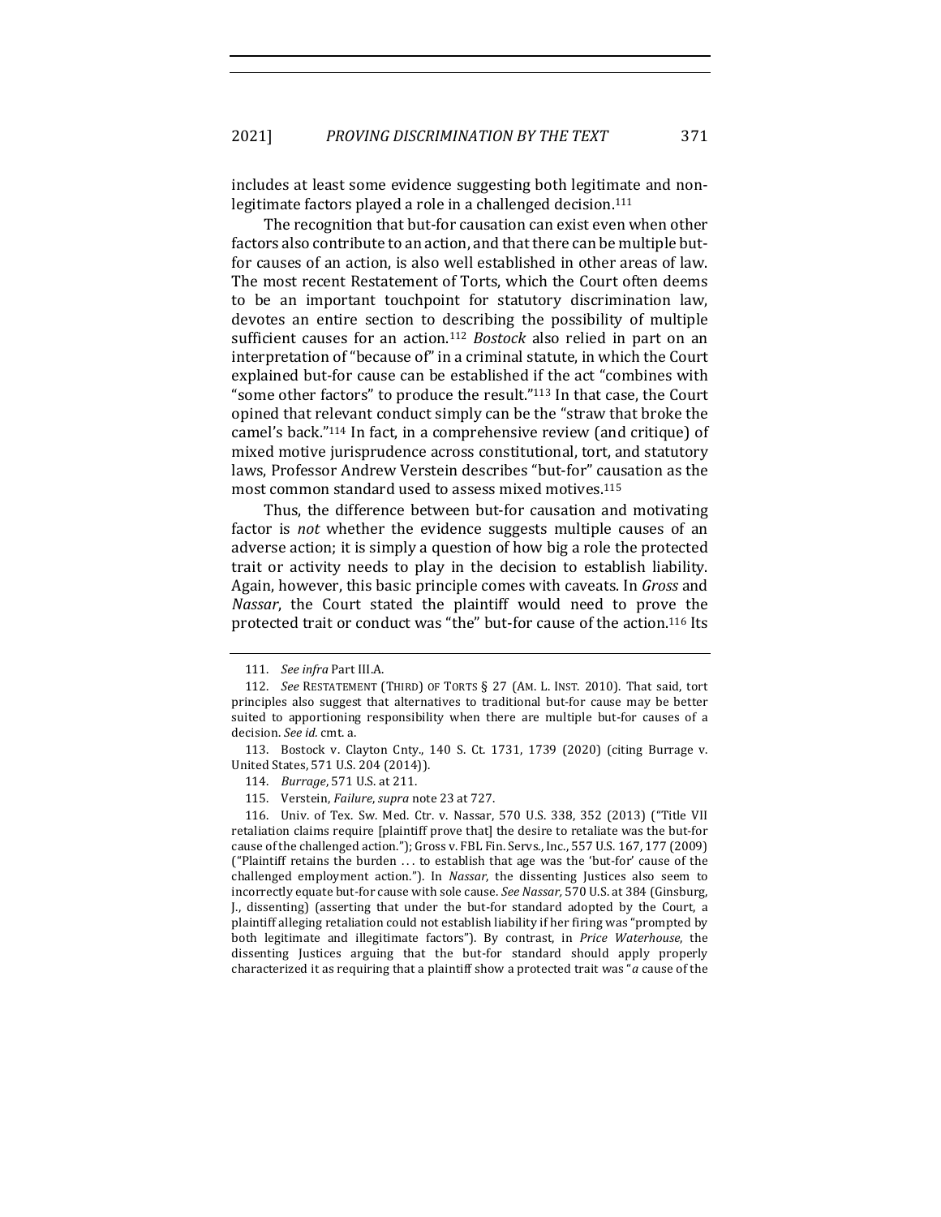includes at least some evidence suggesting both legitimate and non-legitimate factors played a role in a challenged decision.[111]

The recognition that but-for causation can exist even when other factors also contribute to an action, and that there can be multiple but-for causes of an action, is also well established in other areas of law. The most recent Restatement of Torts, which the Court often deems to be an important touchpoint for statutory discrimination law, devotes an entire section to describing the possibility of multiple sufficient causes for an action.[112] *Bostock* also relied in part on an interpretation of "because of" in a criminal statute, in which the Court explained but-for cause can be established if the act "combines with "some other factors" to produce the result."[113] In that case, the Court opined that relevant conduct simply can be the "straw that broke the camel's back."[114] In fact, in a comprehensive review (and critique) of mixed motive jurisprudence across constitutional, tort, and statutory laws, Professor Andrew Verstein describes "but-for" causation as the most common standard used to assess mixed motives.[115]

Thus, the difference between but-for causation and motivating factor is *not* whether the evidence suggests multiple causes of an adverse action; it is simply a question of how big a role the protected trait or activity needs to play in the decision to establish liability. Again, however, this basic principle comes with caveats. In *Gross* and *Nassar*, the Court stated the plaintiff would need to prove the protected trait or conduct was "the" but-for cause of the action.[116] Its

---

111. *See infra* Part III.A.

112. *See* RESTATEMENT (THIRD) OF TORTS § 27 (AM. L. INST. 2010). That said, tort principles also suggest that alternatives to traditional but-for cause may be better suited to apportioning responsibility when there are multiple but-for causes of a decision. *See id.* cmt. a.

113. Bostock v. Clayton Cnty., 140 S. Ct. 1731, 1739 (2020) (citing Burrage v. United States, 571 U.S. 204 (2014)).

114. *Burrage*, 571 U.S. at 211.

115. Verstein, *Failure*, *supra* note 23 at 727.

116. Univ. of Tex. Sw. Med. Ctr. v. Nassar, 570 U.S. 338, 352 (2013) ("Title VII retaliation claims require [plaintiff prove that] the desire to retaliate was the but-for cause of the challenged action."); Gross v. FBL Fin. Servs., Inc., 557 U.S. 167, 177 (2009) ("Plaintiff retains the burden . . . to establish that age was the 'but-for' cause of the challenged employment action."). In *Nassar*, the dissenting Justices also seem to incorrectly equate but-for cause with sole cause. *See Nassar*, 570 U.S. at 384 (Ginsburg, J., dissenting) (asserting that under the but-for standard adopted by the Court, a plaintiff alleging retaliation could not establish liability if her firing was "prompted by both legitimate and illegitimate factors"). By contrast, in *Price Waterhouse*, the dissenting Justices arguing that the but-for standard should apply properly characterized it as requiring that a plaintiff show a protected trait was "*a* cause of the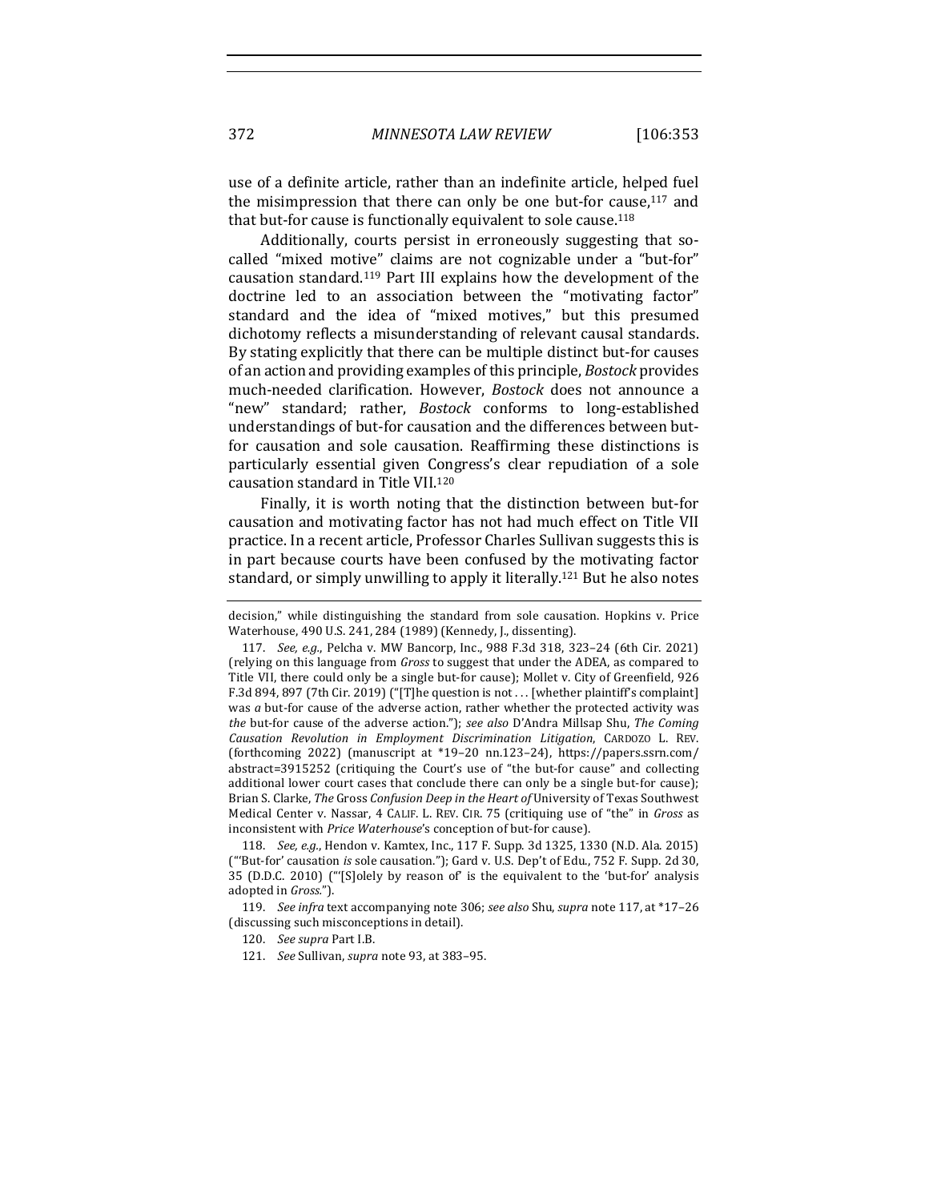use of a definite article, rather than an indefinite article, helped fuel the misimpression that there can only be one but-for cause,[117] and that but-for cause is functionally equivalent to sole cause.[118]

Additionally, courts persist in erroneously suggesting that so-called "mixed motive" claims are not cognizable under a "but-for" causation standard.[119] Part III explains how the development of the doctrine led to an association between the "motivating factor" standard and the idea of "mixed motives," but this presumed dichotomy reflects a misunderstanding of relevant causal standards. By stating explicitly that there can be multiple distinct but-for causes of an action and providing examples of this principle, *Bostock* provides much-needed clarification. However, *Bostock* does not announce a "new" standard; rather, *Bostock* conforms to long-established understandings of but-for causation and the differences between but-for causation and sole causation. Reaffirming these distinctions is particularly essential given Congress's clear repudiation of a sole causation standard in Title VII.[120]

Finally, it is worth noting that the distinction between but-for causation and motivating factor has not had much effect on Title VII practice. In a recent article, Professor Charles Sullivan suggests this is in part because courts have been confused by the motivating factor standard, or simply unwilling to apply it literally.[121] But he also notes

---

decision," while distinguishing the standard from sole causation. Hopkins v. Price Waterhouse, 490 U.S. 241, 284 (1989) (Kennedy, J., dissenting).

117. *See, e.g.*, Pelcha v. MW Bancorp, Inc., 988 F.3d 318, 323–24 (6th Cir. 2021) (relying on this language from *Gross* to suggest that under the ADEA, as compared to Title VII, there could only be a single but-for cause); Mollet v. City of Greenfield, 926 F.3d 894, 897 (7th Cir. 2019) ("[T]he question is not . . . [whether plaintiff's complaint] was *a* but-for cause of the adverse action, rather whether the protected activity was *the* but-for cause of the adverse action."); *see also* D'Andra Millsap Shu, *The Coming Causation Revolution in Employment Discrimination Litigation*, CARDOZO L. REV. (forthcoming 2022) (manuscript at *19–20 nn.123–24), https://papers.ssrn.com/abstract=3915252 (critiquing the Court's use of "the but-for cause" and collecting additional lower court cases that conclude there can only be a single but-for cause); Brian S. Clarke, *The* Gross *Confusion Deep in the Heart of* University of Texas Southwest Medical Center v. Nassar, 4 CALIF. L. REV. CIR. 75 (critiquing use of "the" in *Gross* as inconsistent with *Price Waterhouse*'s conception of but-for cause).

118. *See, e.g.*, Hendon v. Kamtex, Inc., 117 F. Supp. 3d 1325, 1330 (N.D. Ala. 2015) ("'But-for' causation *is* sole causation."); Gard v. U.S. Dep't of Edu., 752 F. Supp. 2d 30, 35 (D.D.C. 2010) ("'[S]olely by reason of' is the equivalent to the 'but-for' analysis adopted in *Gross*.").

119. *See infra* text accompanying note 306; *see also* Shu, *supra* note 117, at *17–26 (discussing such misconceptions in detail).

120. *See supra* Part I.B.

121. *See* Sullivan, *supra* note 93, at 383–95.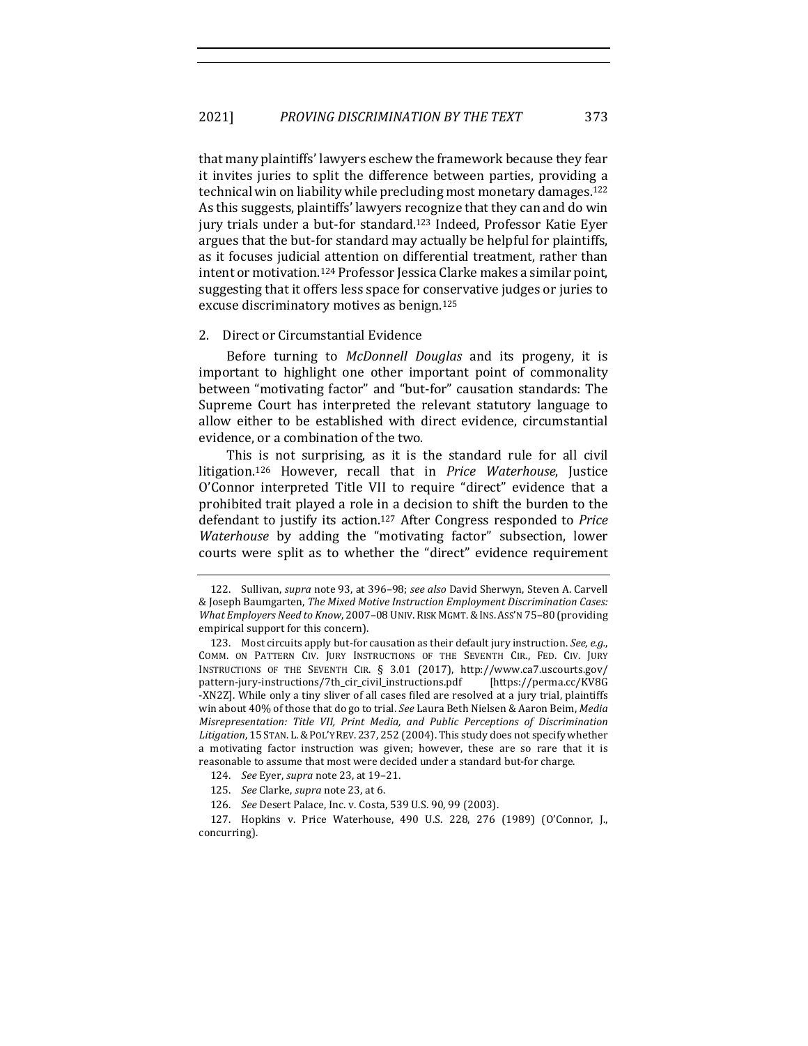that many plaintiffs' lawyers eschew the framework because they fear it invites juries to split the difference between parties, providing a technical win on liability while precluding most monetary damages.[122] As this suggests, plaintiffs' lawyers recognize that they can and do win jury trials under a but-for standard.[123] Indeed, Professor Katie Eyer argues that the but-for standard may actually be helpful for plaintiffs, as it focuses judicial attention on differential treatment, rather than intent or motivation.[124] Professor Jessica Clarke makes a similar point, suggesting that it offers less space for conservative judges or juries to excuse discriminatory motives as benign.[125]

### 2. Direct or Circumstantial Evidence

Before turning to *McDonnell Douglas* and its progeny, it is important to highlight one other important point of commonality between "motivating factor" and "but-for" causation standards: The Supreme Court has interpreted the relevant statutory language to allow either to be established with direct evidence, circumstantial evidence, or a combination of the two.

This is not surprising, as it is the standard rule for all civil litigation.[126] However, recall that in *Price Waterhouse*, Justice O'Connor interpreted Title VII to require "direct" evidence that a prohibited trait played a role in a decision to shift the burden to the defendant to justify its action.[127] After Congress responded to *Price Waterhouse* by adding the "motivating factor" subsection, lower courts were split as to whether the "direct" evidence requirement

---

122. Sullivan, *supra* note 93, at 396–98; *see also* David Sherwyn, Steven A. Carvell & Joseph Baumgarten, *The Mixed Motive Instruction Employment Discrimination Cases: What Employers Need to Know*, 2007–08 UNIV. RISK MGMT. & INS. ASS'N 75–80 (providing empirical support for this concern).

123. Most circuits apply but-for causation as their default jury instruction. *See, e.g.*, COMM. ON PATTERN CIV. JURY INSTRUCTIONS OF THE SEVENTH CIR., FED. CIV. JURY INSTRUCTIONS OF THE SEVENTH CIR. § 3.01 (2017), http://www.ca7.uscourts.gov/pattern-jury-instructions/7th_cir_civil_instructions.pdf [https://perma.cc/KV8G-XN2Z]. While only a tiny sliver of all cases filed are resolved at a jury trial, plaintiffs win about 40% of those that do go to trial. *See* Laura Beth Nielsen & Aaron Beim, *Media Misrepresentation: Title VII, Print Media, and Public Perceptions of Discrimination Litigation*, 15 STAN. L. & POL'Y REV. 237, 252 (2004). This study does not specify whether a motivating factor instruction was given; however, these are so rare that it is reasonable to assume that most were decided under a standard but-for charge.

124. *See* Eyer, *supra* note 23, at 19–21.

125. *See* Clarke, *supra* note 23, at 6.

126. *See* Desert Palace, Inc. v. Costa, 539 U.S. 90, 99 (2003).

127. Hopkins v. Price Waterhouse, 490 U.S. 228, 276 (1989) (O'Connor, J., concurring).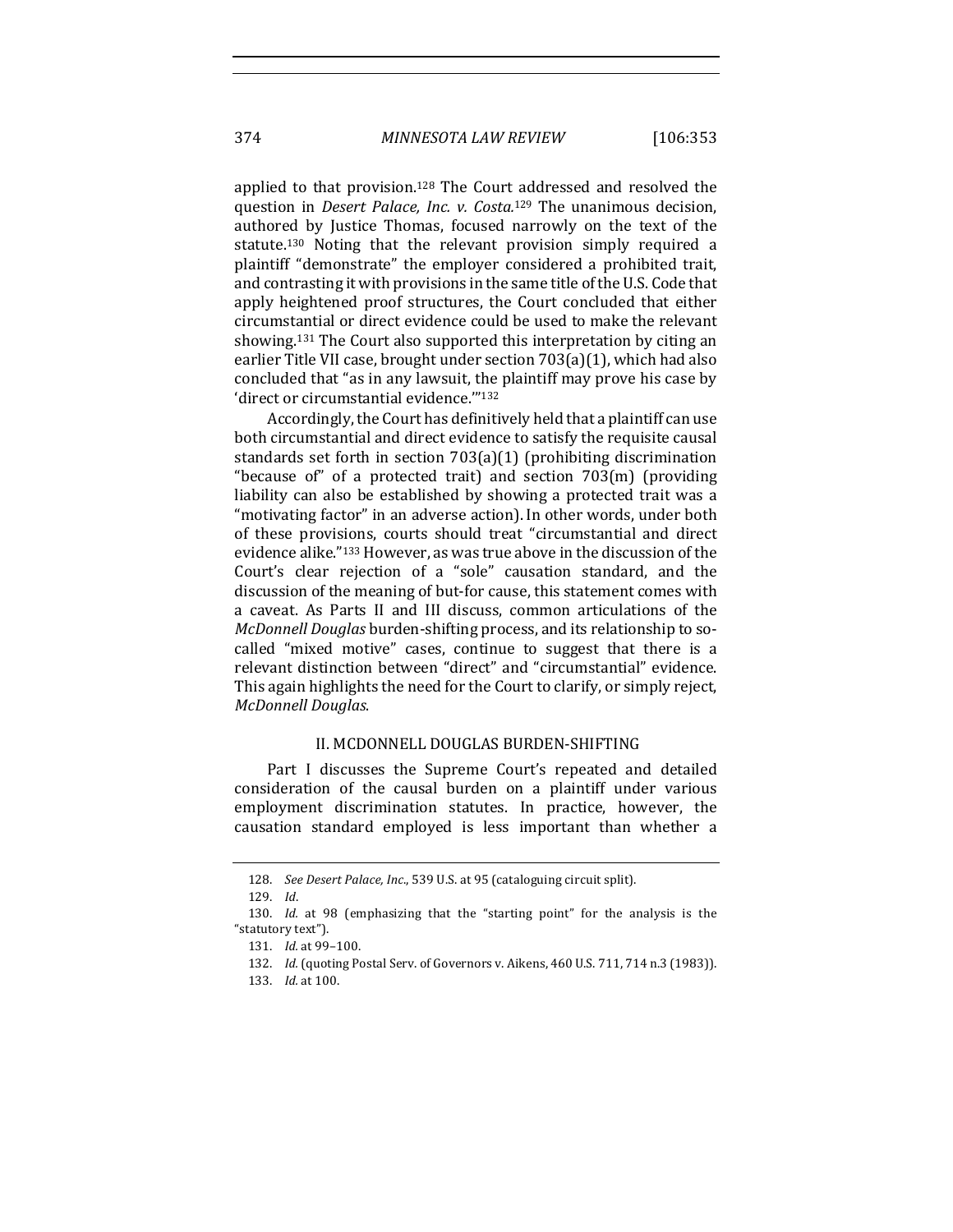applied to that provision.[128] The Court addressed and resolved the question in *Desert Palace, Inc. v. Costa*.[129] The unanimous decision, authored by Justice Thomas, focused narrowly on the text of the statute.[130] Noting that the relevant provision simply required a plaintiff "demonstrate" the employer considered a prohibited trait, and contrasting it with provisions in the same title of the U.S. Code that apply heightened proof structures, the Court concluded that either circumstantial or direct evidence could be used to make the relevant showing.[131] The Court also supported this interpretation by citing an earlier Title VII case, brought under section 703(a)(1), which had also concluded that "as in any lawsuit, the plaintiff may prove his case by 'direct or circumstantial evidence.'"[132]

Accordingly, the Court has definitively held that a plaintiff can use both circumstantial and direct evidence to satisfy the requisite causal standards set forth in section 703(a)(1) (prohibiting discrimination "because of" of a protected trait) and section 703(m) (providing liability can also be established by showing a protected trait was a "motivating factor" in an adverse action). In other words, under both of these provisions, courts should treat "circumstantial and direct evidence alike."[133] However, as was true above in the discussion of the Court's clear rejection of a "sole" causation standard, and the discussion of the meaning of but-for cause, this statement comes with a caveat. As Parts II and III discuss, common articulations of the *McDonnell Douglas* burden-shifting process, and its relationship to so-called "mixed motive" cases, continue to suggest that there is a relevant distinction between "direct" and "circumstantial" evidence. This again highlights the need for the Court to clarify, or simply reject, *McDonnell Douglas*.

## II. MCDONNELL DOUGLAS BURDEN-SHIFTING

Part I discusses the Supreme Court's repeated and detailed consideration of the causal burden on a plaintiff under various employment discrimination statutes. In practice, however, the causation standard employed is less important than whether a

---

128. *See Desert Palace, Inc.*, 539 U.S. at 95 (cataloguing circuit split).

129. *Id*.

130. *Id.* at 98 (emphasizing that the "starting point" for the analysis is the "statutory text").

131. *Id.* at 99–100.

132. *Id.* (quoting Postal Serv. of Governors v. Aikens, 460 U.S. 711, 714 n.3 (1983)).

133. *Id.* at 100.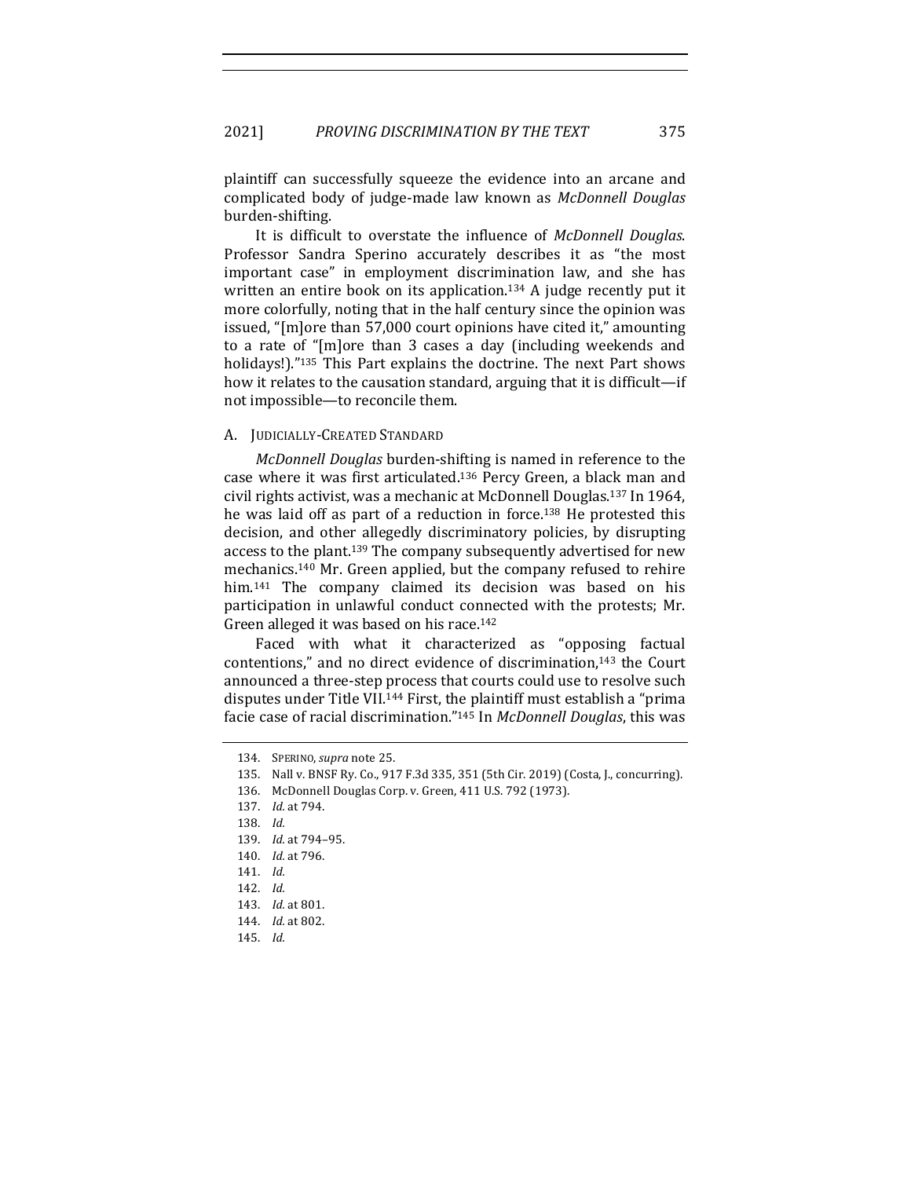plaintiff can successfully squeeze the evidence into an arcane and complicated body of judge-made law known as *McDonnell Douglas* burden-shifting.

It is difficult to overstate the influence of *McDonnell Douglas*. Professor Sandra Sperino accurately describes it as "the most important case" in employment discrimination law, and she has written an entire book on its application.[134] A judge recently put it more colorfully, noting that in the half century since the opinion was issued, "[m]ore than 57,000 court opinions have cited it," amounting to a rate of "[m]ore than 3 cases a day (including weekends and holidays!)."[135] This Part explains the doctrine. The next Part shows how it relates to the causation standard, arguing that it is difficult—if not impossible—to reconcile them.

### A. Judicially-Created Standard

*McDonnell Douglas* burden-shifting is named in reference to the case where it was first articulated.[136] Percy Green, a black man and civil rights activist, was a mechanic at McDonnell Douglas.[137] In 1964, he was laid off as part of a reduction in force.[138] He protested this decision, and other allegedly discriminatory policies, by disrupting access to the plant.[139] The company subsequently advertised for new mechanics.[140] Mr. Green applied, but the company refused to rehire him.[141] The company claimed its decision was based on his participation in unlawful conduct connected with the protests; Mr. Green alleged it was based on his race.[142]

Faced with what it characterized as "opposing factual contentions," and no direct evidence of discrimination,[143] the Court announced a three-step process that courts could use to resolve such disputes under Title VII.[144] First, the plaintiff must establish a "prima facie case of racial discrimination."[145] In *McDonnell Douglas*, this was

---

134. Sperino, *supra* note 25.

135. Nall v. BNSF Ry. Co., 917 F.3d 335, 351 (5th Cir. 2019) (Costa, J., concurring).

136. McDonnell Douglas Corp. v. Green, 411 U.S. 792 (1973).

137. *Id.* at 794.

138. *Id.*

139. *Id.* at 794–95.

140. *Id.* at 796.

141. *Id.*

142. *Id.*

143. *Id.* at 801.

144. *Id.* at 802.

145. *Id.*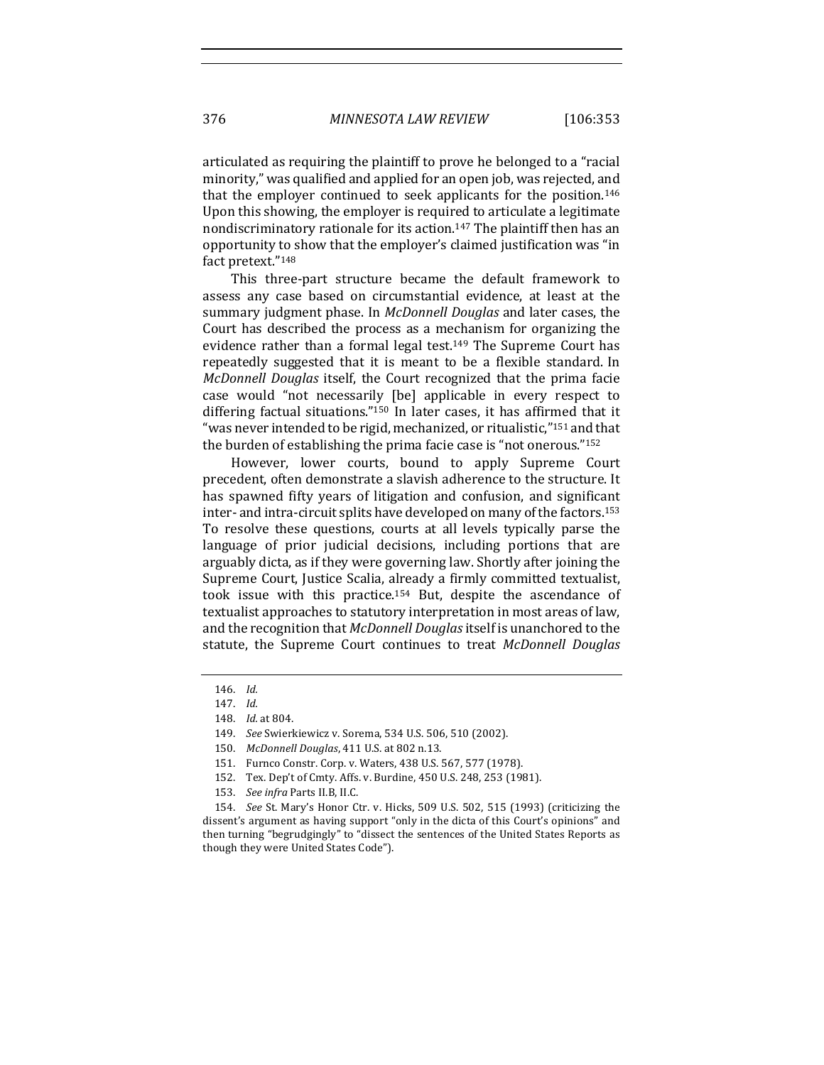articulated as requiring the plaintiff to prove he belonged to a "racial minority," was qualified and applied for an open job, was rejected, and that the employer continued to seek applicants for the position.[146] Upon this showing, the employer is required to articulate a legitimate nondiscriminatory rationale for its action.[147] The plaintiff then has an opportunity to show that the employer's claimed justification was "in fact pretext."[148]

This three-part structure became the default framework to assess any case based on circumstantial evidence, at least at the summary judgment phase. In *McDonnell Douglas* and later cases, the Court has described the process as a mechanism for organizing the evidence rather than a formal legal test.[149] The Supreme Court has repeatedly suggested that it is meant to be a flexible standard. In *McDonnell Douglas* itself, the Court recognized that the prima facie case would "not necessarily [be] applicable in every respect to differing factual situations."[150] In later cases, it has affirmed that it "was never intended to be rigid, mechanized, or ritualistic,"[151] and that the burden of establishing the prima facie case is "not onerous."[152]

However, lower courts, bound to apply Supreme Court precedent, often demonstrate a slavish adherence to the structure. It has spawned fifty years of litigation and confusion, and significant inter- and intra-circuit splits have developed on many of the factors.[153] To resolve these questions, courts at all levels typically parse the language of prior judicial decisions, including portions that are arguably dicta, as if they were governing law. Shortly after joining the Supreme Court, Justice Scalia, already a firmly committed textualist, took issue with this practice.[154] But, despite the ascendance of textualist approaches to statutory interpretation in most areas of law, and the recognition that *McDonnell Douglas* itself is unanchored to the statute, the Supreme Court continues to treat *McDonnell Douglas*

---

146. *Id.*

147. *Id.*

148. *Id.* at 804.

149. *See* Swierkiewicz v. Sorema, 534 U.S. 506, 510 (2002).

150. *McDonnell Douglas*, 411 U.S. at 802 n.13.

151. Furnco Constr. Corp. v. Waters, 438 U.S. 567, 577 (1978).

152. Tex. Dep't of Cmty. Affs. v. Burdine, 450 U.S. 248, 253 (1981).

153. *See infra* Parts II.B, II.C.

154. *See* St. Mary's Honor Ctr. v. Hicks, 509 U.S. 502, 515 (1993) (criticizing the dissent's argument as having support "only in the dicta of this Court's opinions" and then turning "begrudgingly" to "dissect the sentences of the United States Reports as though they were United States Code").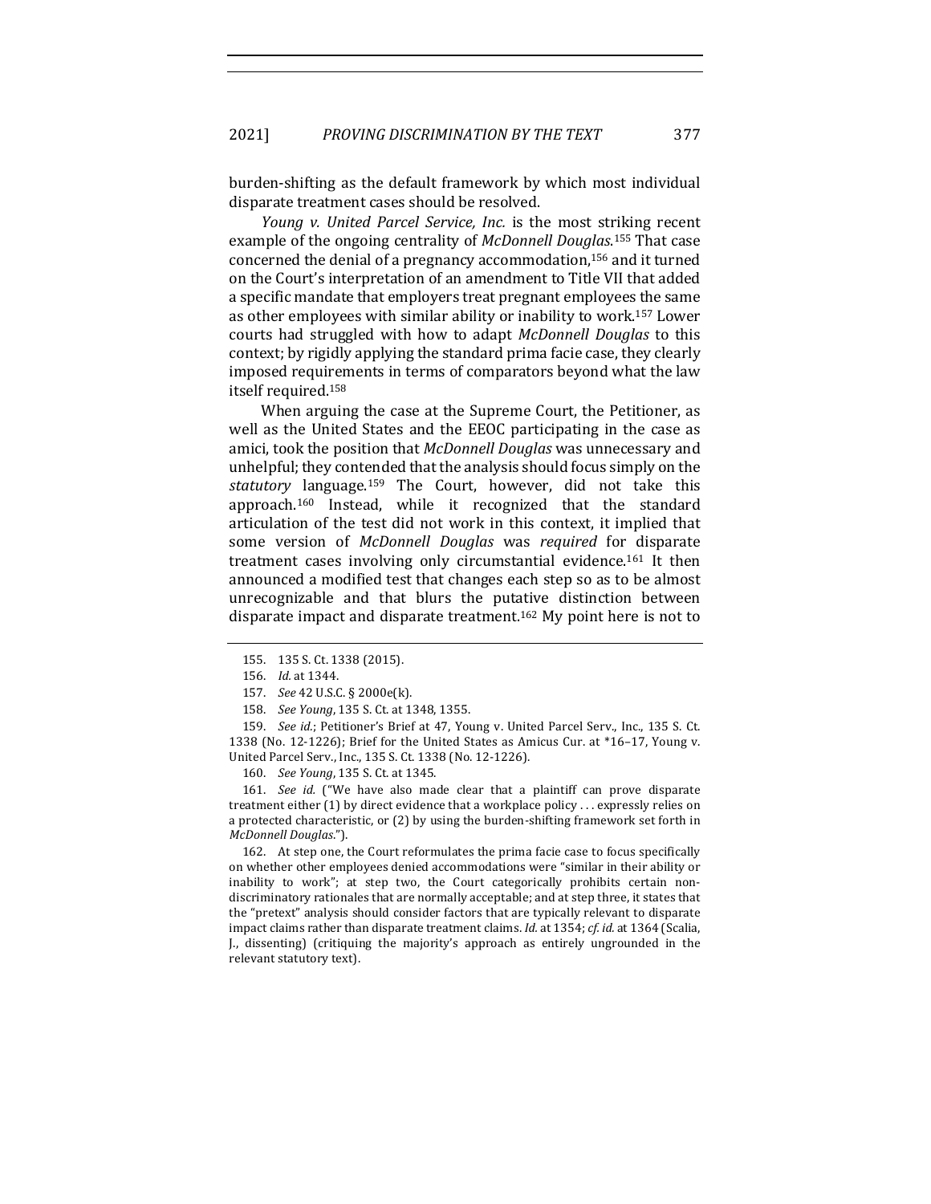burden-shifting as the default framework by which most individual disparate treatment cases should be resolved.

*Young v. United Parcel Service, Inc.* is the most striking recent example of the ongoing centrality of *McDonnell Douglas*.[155] That case concerned the denial of a pregnancy accommodation,[156] and it turned on the Court's interpretation of an amendment to Title VII that added a specific mandate that employers treat pregnant employees the same as other employees with similar ability or inability to work.[157] Lower courts had struggled with how to adapt *McDonnell Douglas* to this context; by rigidly applying the standard prima facie case, they clearly imposed requirements in terms of comparators beyond what the law itself required.[158]

When arguing the case at the Supreme Court, the Petitioner, as well as the United States and the EEOC participating in the case as amici, took the position that *McDonnell Douglas* was unnecessary and unhelpful; they contended that the analysis should focus simply on the *statutory* language.[159] The Court, however, did not take this approach.[160] Instead, while it recognized that the standard articulation of the test did not work in this context, it implied that some version of *McDonnell Douglas* was *required* for disparate treatment cases involving only circumstantial evidence.[161] It then announced a modified test that changes each step so as to be almost unrecognizable and that blurs the putative distinction between disparate impact and disparate treatment.[162] My point here is not to

155. 135 S. Ct. 1338 (2015).

156. *Id.* at 1344.

157. *See* 42 U.S.C. § 2000e(k).

158. *See Young*, 135 S. Ct. at 1348, 1355.

159. *See id.*; Petitioner's Brief at 47, Young v. United Parcel Serv., Inc., 135 S. Ct. 1338 (No. 12-1226); Brief for the United States as Amicus Cur. at *16–17, Young v. United Parcel Serv., Inc., 135 S. Ct. 1338 (No. 12-1226).

160. *See Young*, 135 S. Ct. at 1345.

161. *See id.* ("We have also made clear that a plaintiff can prove disparate treatment either (1) by direct evidence that a workplace policy . . . expressly relies on a protected characteristic, or (2) by using the burden-shifting framework set forth in *McDonnell Douglas*.").

162. At step one, the Court reformulates the prima facie case to focus specifically on whether other employees denied accommodations were "similar in their ability or inability to work"; at step two, the Court categorically prohibits certain non-discriminatory rationales that are normally acceptable; and at step three, it states that the "pretext" analysis should consider factors that are typically relevant to disparate impact claims rather than disparate treatment claims. *Id.* at 1354; *cf. id.* at 1364 (Scalia, J., dissenting) (critiquing the majority's approach as entirely ungrounded in the relevant statutory text).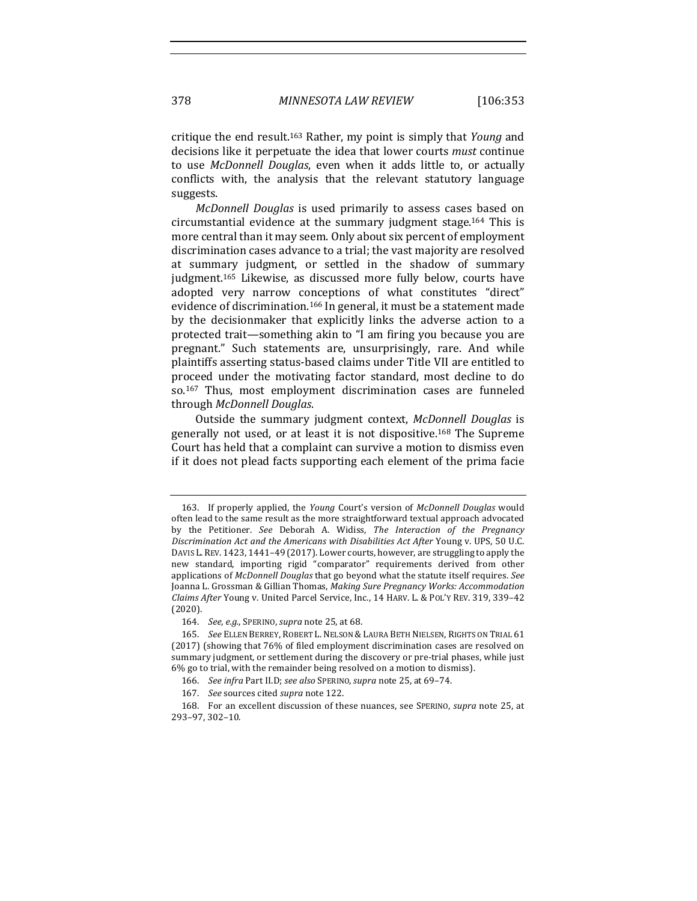critique the end result.[163] Rather, my point is simply that *Young* and decisions like it perpetuate the idea that lower courts *must* continue to use *McDonnell Douglas*, even when it adds little to, or actually conflicts with, the analysis that the relevant statutory language suggests.

*McDonnell Douglas* is used primarily to assess cases based on circumstantial evidence at the summary judgment stage.[164] This is more central than it may seem. Only about six percent of employment discrimination cases advance to a trial; the vast majority are resolved at summary judgment, or settled in the shadow of summary judgment.[165] Likewise, as discussed more fully below, courts have adopted very narrow conceptions of what constitutes "direct" evidence of discrimination.[166] In general, it must be a statement made by the decisionmaker that explicitly links the adverse action to a protected trait—something akin to "I am firing you because you are pregnant." Such statements are, unsurprisingly, rare. And while plaintiffs asserting status-based claims under Title VII are entitled to proceed under the motivating factor standard, most decline to do so.[167] Thus, most employment discrimination cases are funneled through *McDonnell Douglas*.

Outside the summary judgment context, *McDonnell Douglas* is generally not used, or at least it is not dispositive.[168] The Supreme Court has held that a complaint can survive a motion to dismiss even if it does not plead facts supporting each element of the prima facie

---

163. If properly applied, the *Young* Court's version of *McDonnell Douglas* would often lead to the same result as the more straightforward textual approach advocated by the Petitioner. *See* Deborah A. Widiss, *The Interaction of the Pregnancy Discrimination Act and the Americans with Disabilities Act After* Young v. UPS, 50 U.C. DAVIS L. REV. 1423, 1441–49 (2017). Lower courts, however, are struggling to apply the new standard, importing rigid "comparator" requirements derived from other applications of *McDonnell Douglas* that go beyond what the statute itself requires. *See* Joanna L. Grossman & Gillian Thomas, *Making Sure Pregnancy Works: Accommodation Claims After* Young v. United Parcel Service, Inc., 14 HARV. L. & POL'Y REV. 319, 339–42 (2020).

164. *See, e.g.*, SPERINO, *supra* note 25, at 68.

165. *See* ELLEN BERREY, ROBERT L. NELSON & LAURA BETH NIELSEN, RIGHTS ON TRIAL 61 (2017) (showing that 76% of filed employment discrimination cases are resolved on summary judgment, or settlement during the discovery or pre-trial phases, while just 6% go to trial, with the remainder being resolved on a motion to dismiss).

166. *See infra* Part II.D; *see also* SPERINO, *supra* note 25, at 69–74.

167. *See* sources cited *supra* note 122.

168. For an excellent discussion of these nuances, see SPERINO, *supra* note 25, at 293–97, 302–10.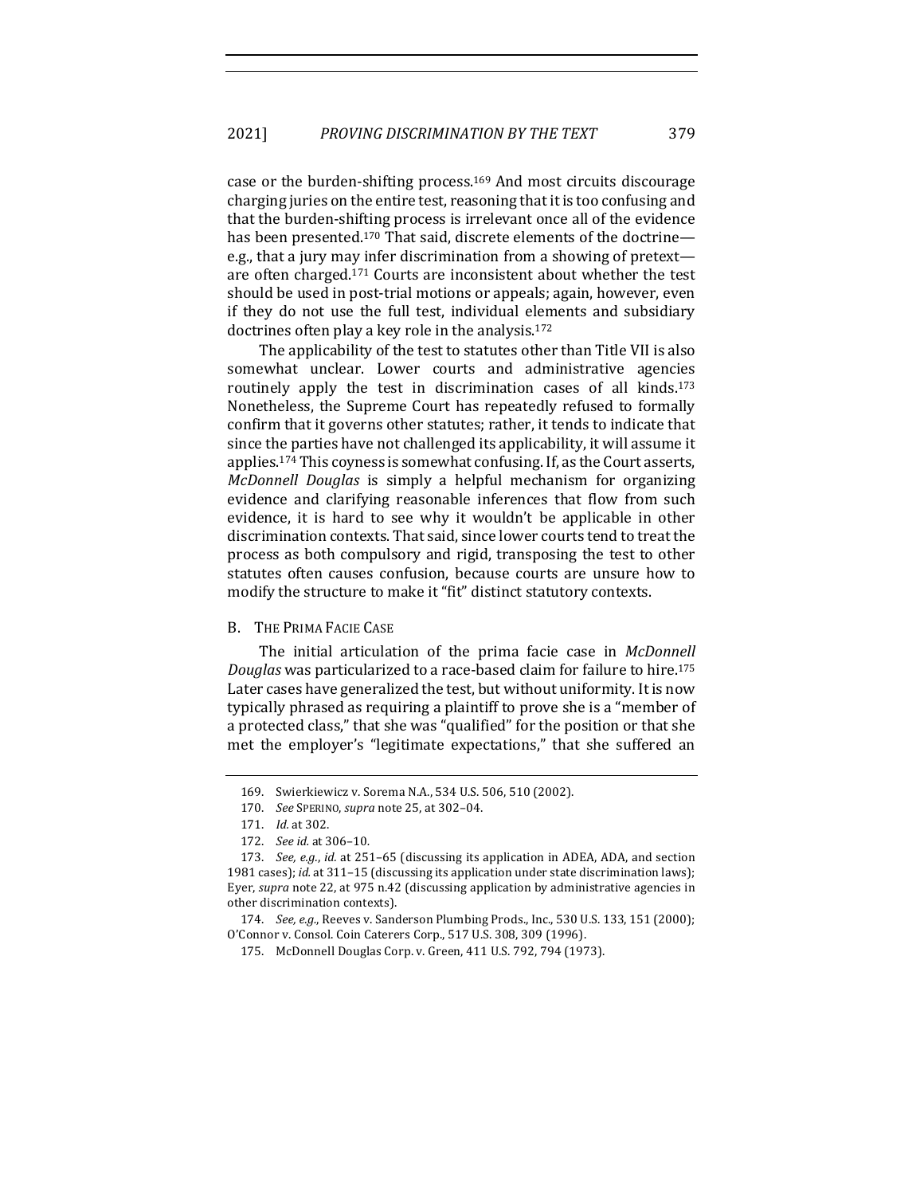case or the burden-shifting process.[169] And most circuits discourage charging juries on the entire test, reasoning that it is too confusing and that the burden-shifting process is irrelevant once all of the evidence has been presented.[170] That said, discrete elements of the doctrine—e.g., that a jury may infer discrimination from a showing of pretext—are often charged.[171] Courts are inconsistent about whether the test should be used in post-trial motions or appeals; again, however, even if they do not use the full test, individual elements and subsidiary doctrines often play a key role in the analysis.[172]

The applicability of the test to statutes other than Title VII is also somewhat unclear. Lower courts and administrative agencies routinely apply the test in discrimination cases of all kinds.[173] Nonetheless, the Supreme Court has repeatedly refused to formally confirm that it governs other statutes; rather, it tends to indicate that since the parties have not challenged its applicability, it will assume it applies.[174] This coyness is somewhat confusing. If, as the Court asserts, *McDonnell Douglas* is simply a helpful mechanism for organizing evidence and clarifying reasonable inferences that flow from such evidence, it is hard to see why it wouldn't be applicable in other discrimination contexts. That said, since lower courts tend to treat the process as both compulsory and rigid, transposing the test to other statutes often causes confusion, because courts are unsure how to modify the structure to make it "fit" distinct statutory contexts.

## B. The Prima Facie Case

The initial articulation of the prima facie case in *McDonnell Douglas* was particularized to a race-based claim for failure to hire.[175] Later cases have generalized the test, but without uniformity. It is now typically phrased as requiring a plaintiff to prove she is a "member of a protected class," that she was "qualified" for the position or that she met the employer's "legitimate expectations," that she suffered an

---

169. Swierkiewicz v. Sorema N.A., 534 U.S. 506, 510 (2002).

170. *See* Sperino, *supra* note 25, at 302–04.

171. *Id.* at 302.

172. *See id.* at 306–10.

173. *See, e.g.*, *id.* at 251–65 (discussing its application in ADEA, ADA, and section 1981 cases); *id.* at 311–15 (discussing its application under state discrimination laws); Eyer, *supra* note 22, at 975 n.42 (discussing application by administrative agencies in other discrimination contexts).

174. *See, e.g.*, Reeves v. Sanderson Plumbing Prods., Inc., 530 U.S. 133, 151 (2000); O'Connor v. Consol. Coin Caterers Corp., 517 U.S. 308, 309 (1996).

175. McDonnell Douglas Corp. v. Green, 411 U.S. 792, 794 (1973).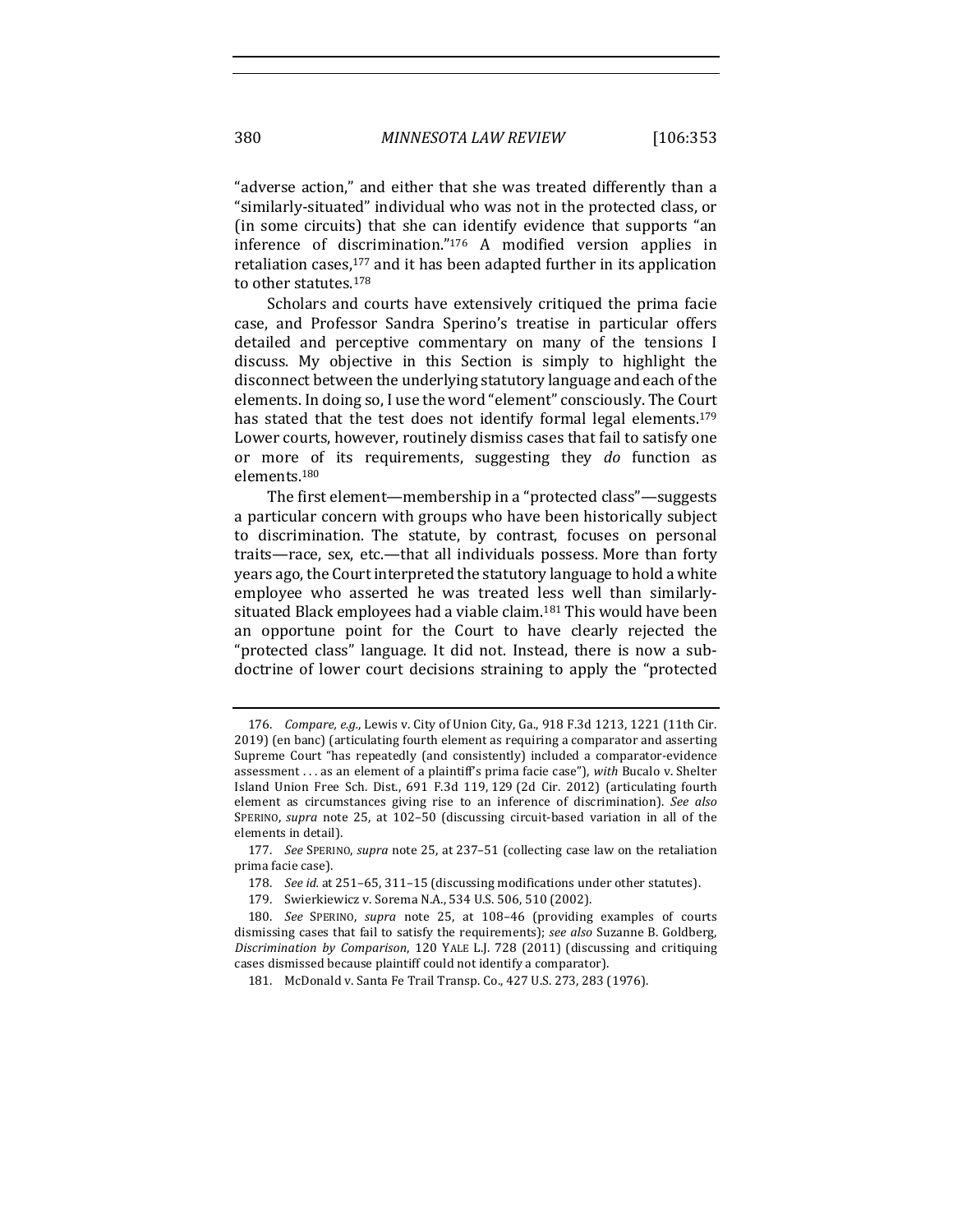"adverse action," and either that she was treated differently than a "similarly-situated" individual who was not in the protected class, or (in some circuits) that she can identify evidence that supports "an inference of discrimination."[176] A modified version applies in retaliation cases,[177] and it has been adapted further in its application to other statutes.[178]

Scholars and courts have extensively critiqued the prima facie case, and Professor Sandra Sperino's treatise in particular offers detailed and perceptive commentary on many of the tensions I discuss. My objective in this Section is simply to highlight the disconnect between the underlying statutory language and each of the elements. In doing so, I use the word "element" consciously. The Court has stated that the test does not identify formal legal elements.[179] Lower courts, however, routinely dismiss cases that fail to satisfy one or more of its requirements, suggesting they *do* function as elements.[180]

The first element—membership in a "protected class"—suggests a particular concern with groups who have been historically subject to discrimination. The statute, by contrast, focuses on personal traits—race, sex, etc.—that all individuals possess. More than forty years ago, the Court interpreted the statutory language to hold a white employee who asserted he was treated less well than similarly-situated Black employees had a viable claim.[181] This would have been an opportune point for the Court to have clearly rejected the "protected class" language. It did not. Instead, there is now a sub-doctrine of lower court decisions straining to apply the "protected

---

176. *Compare, e.g.*, Lewis v. City of Union City, Ga., 918 F.3d 1213, 1221 (11th Cir. 2019) (en banc) (articulating fourth element as requiring a comparator and asserting Supreme Court "has repeatedly (and consistently) included a comparator-evidence assessment . . . as an element of a plaintiff's prima facie case"), *with* Bucalo v. Shelter Island Union Free Sch. Dist., 691 F.3d 119, 129 (2d Cir. 2012) (articulating fourth element as circumstances giving rise to an inference of discrimination). *See also* SPERINO, *supra* note 25, at 102–50 (discussing circuit-based variation in all of the elements in detail).

177. *See* SPERINO, *supra* note 25, at 237–51 (collecting case law on the retaliation prima facie case).

178. *See id.* at 251–65, 311–15 (discussing modifications under other statutes).

179. Swierkiewicz v. Sorema N.A., 534 U.S. 506, 510 (2002).

180. *See* SPERINO, *supra* note 25, at 108–46 (providing examples of courts dismissing cases that fail to satisfy the requirements); *see also* Suzanne B. Goldberg, *Discrimination by Comparison*, 120 YALE L.J. 728 (2011) (discussing and critiquing cases dismissed because plaintiff could not identify a comparator).

181. McDonald v. Santa Fe Trail Transp. Co., 427 U.S. 273, 283 (1976).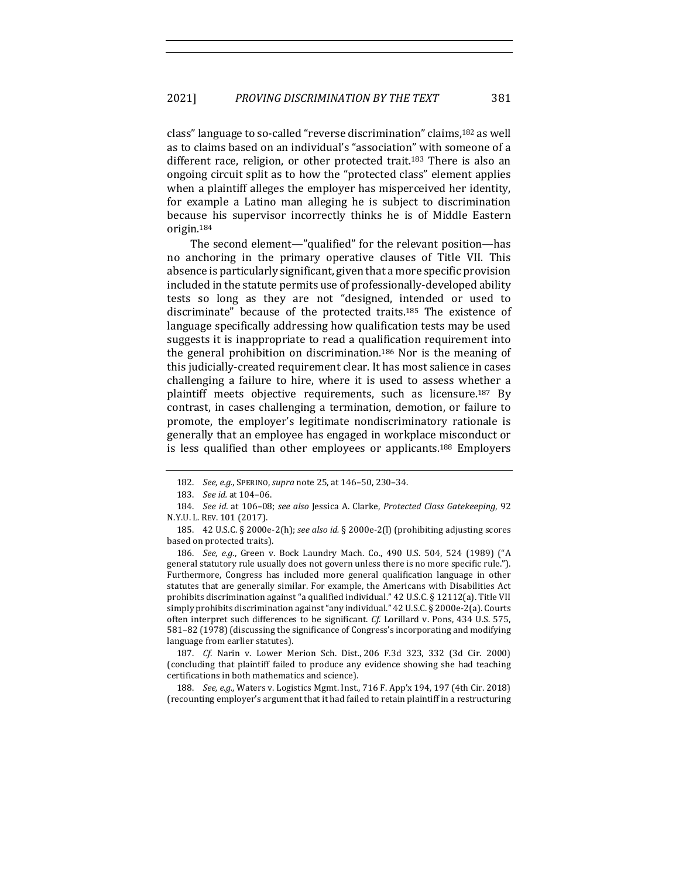class" language to so-called "reverse discrimination" claims,[182] as well as to claims based on an individual's "association" with someone of a different race, religion, or other protected trait.[183] There is also an ongoing circuit split as to how the "protected class" element applies when a plaintiff alleges the employer has misperceived her identity, for example a Latino man alleging he is subject to discrimination because his supervisor incorrectly thinks he is of Middle Eastern origin.[184]

The second element—"qualified" for the relevant position—has no anchoring in the primary operative clauses of Title VII. This absence is particularly significant, given that a more specific provision included in the statute permits use of professionally-developed ability tests so long as they are not "designed, intended or used to discriminate" because of the protected traits.[185] The existence of language specifically addressing how qualification tests may be used suggests it is inappropriate to read a qualification requirement into the general prohibition on discrimination.[186] Nor is the meaning of this judicially-created requirement clear. It has most salience in cases challenging a failure to hire, where it is used to assess whether a plaintiff meets objective requirements, such as licensure.[187] By contrast, in cases challenging a termination, demotion, or failure to promote, the employer's legitimate nondiscriminatory rationale is generally that an employee has engaged in workplace misconduct or is less qualified than other employees or applicants.[188] Employers

---

182. *See, e.g.*, SPERINO, *supra* note 25, at 146–50, 230–34.

183. *See id.* at 104–06.

184. *See id.* at 106–08; *see also* Jessica A. Clarke, *Protected Class Gatekeeping*, 92 N.Y.U. L. REV. 101 (2017).

185. 42 U.S.C. § 2000e-2(h); *see also id.* § 2000e-2(l) (prohibiting adjusting scores based on protected traits).

186. *See, e.g.*, Green v. Bock Laundry Mach. Co., 490 U.S. 504, 524 (1989) ("A general statutory rule usually does not govern unless there is no more specific rule."). Furthermore, Congress has included more general qualification language in other statutes that are generally similar. For example, the Americans with Disabilities Act prohibits discrimination against "a qualified individual." 42 U.S.C. § 12112(a). Title VII simply prohibits discrimination against "any individual." 42 U.S.C. § 2000e-2(a). Courts often interpret such differences to be significant. *Cf.* Lorillard v. Pons, 434 U.S. 575, 581–82 (1978) (discussing the significance of Congress's incorporating and modifying language from earlier statutes).

187. *Cf.* Narin v. Lower Merion Sch. Dist., 206 F.3d 323, 332 (3d Cir. 2000) (concluding that plaintiff failed to produce any evidence showing she had teaching certifications in both mathematics and science).

188. *See, e.g.*, Waters v. Logistics Mgmt. Inst., 716 F. App'x 194, 197 (4th Cir. 2018) (recounting employer's argument that it had failed to retain plaintiff in a restructuring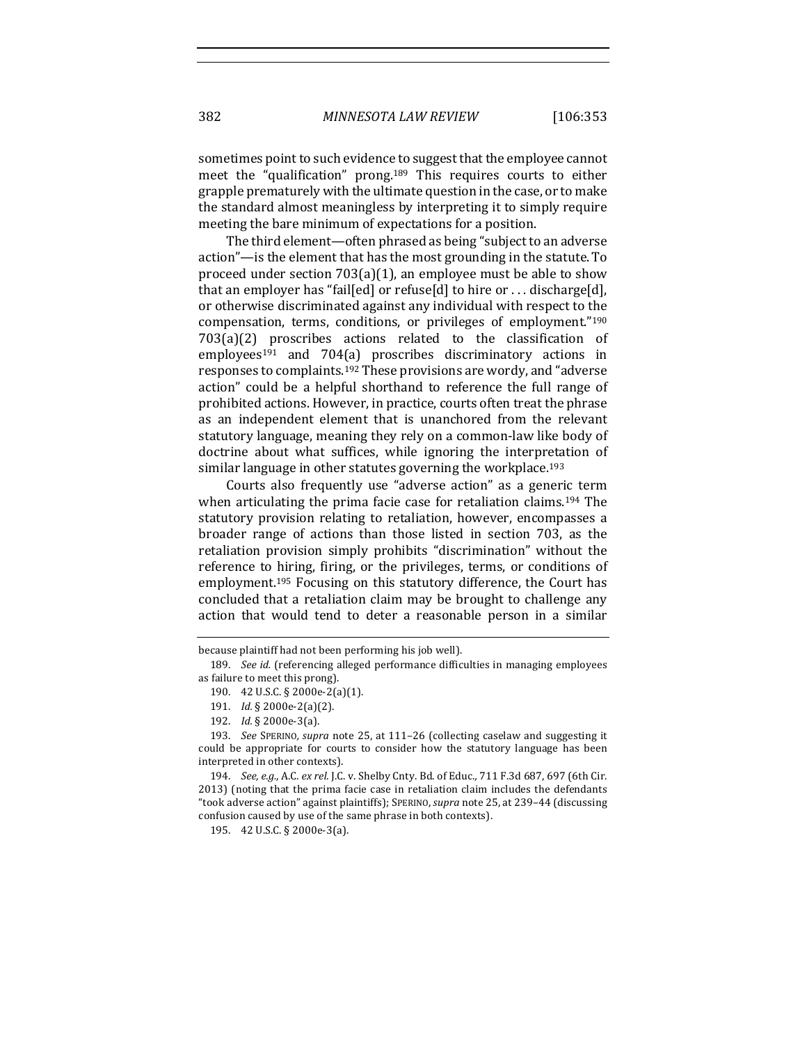sometimes point to such evidence to suggest that the employee cannot meet the "qualification" prong.[189] This requires courts to either grapple prematurely with the ultimate question in the case, or to make the standard almost meaningless by interpreting it to simply require meeting the bare minimum of expectations for a position.

The third element—often phrased as being "subject to an adverse action"—is the element that has the most grounding in the statute. To proceed under section 703(a)(1), an employee must be able to show that an employer has "fail[ed] or refuse[d] to hire or . . . discharge[d], or otherwise discriminated against any individual with respect to the compensation, terms, conditions, or privileges of employment."[190] 703(a)(2) proscribes actions related to the classification of employees[191] and 704(a) proscribes discriminatory actions in responses to complaints.[192] These provisions are wordy, and "adverse action" could be a helpful shorthand to reference the full range of prohibited actions. However, in practice, courts often treat the phrase as an independent element that is unanchored from the relevant statutory language, meaning they rely on a common-law like body of doctrine about what suffices, while ignoring the interpretation of similar language in other statutes governing the workplace.[193]

Courts also frequently use "adverse action" as a generic term when articulating the prima facie case for retaliation claims.[194] The statutory provision relating to retaliation, however, encompasses a broader range of actions than those listed in section 703, as the retaliation provision simply prohibits "discrimination" without the reference to hiring, firing, or the privileges, terms, or conditions of employment.[195] Focusing on this statutory difference, the Court has concluded that a retaliation claim may be brought to challenge any action that would tend to deter a reasonable person in a similar

---

because plaintiff had not been performing his job well).

189. *See id.* (referencing alleged performance difficulties in managing employees as failure to meet this prong).

190. 42 U.S.C. § 2000e-2(a)(1).

191. *Id.* § 2000e-2(a)(2).

192. *Id.* § 2000e-3(a).

193. *See* SPERINO, *supra* note 25, at 111–26 (collecting caselaw and suggesting it could be appropriate for courts to consider how the statutory language has been interpreted in other contexts).

194. *See, e.g.*, A.C. *ex rel.* J.C. v. Shelby Cnty. Bd. of Educ., 711 F.3d 687, 697 (6th Cir. 2013) (noting that the prima facie case in retaliation claim includes the defendants "took adverse action" against plaintiffs); SPERINO, *supra* note 25, at 239–44 (discussing confusion caused by use of the same phrase in both contexts).

195. 42 U.S.C. § 2000e-3(a).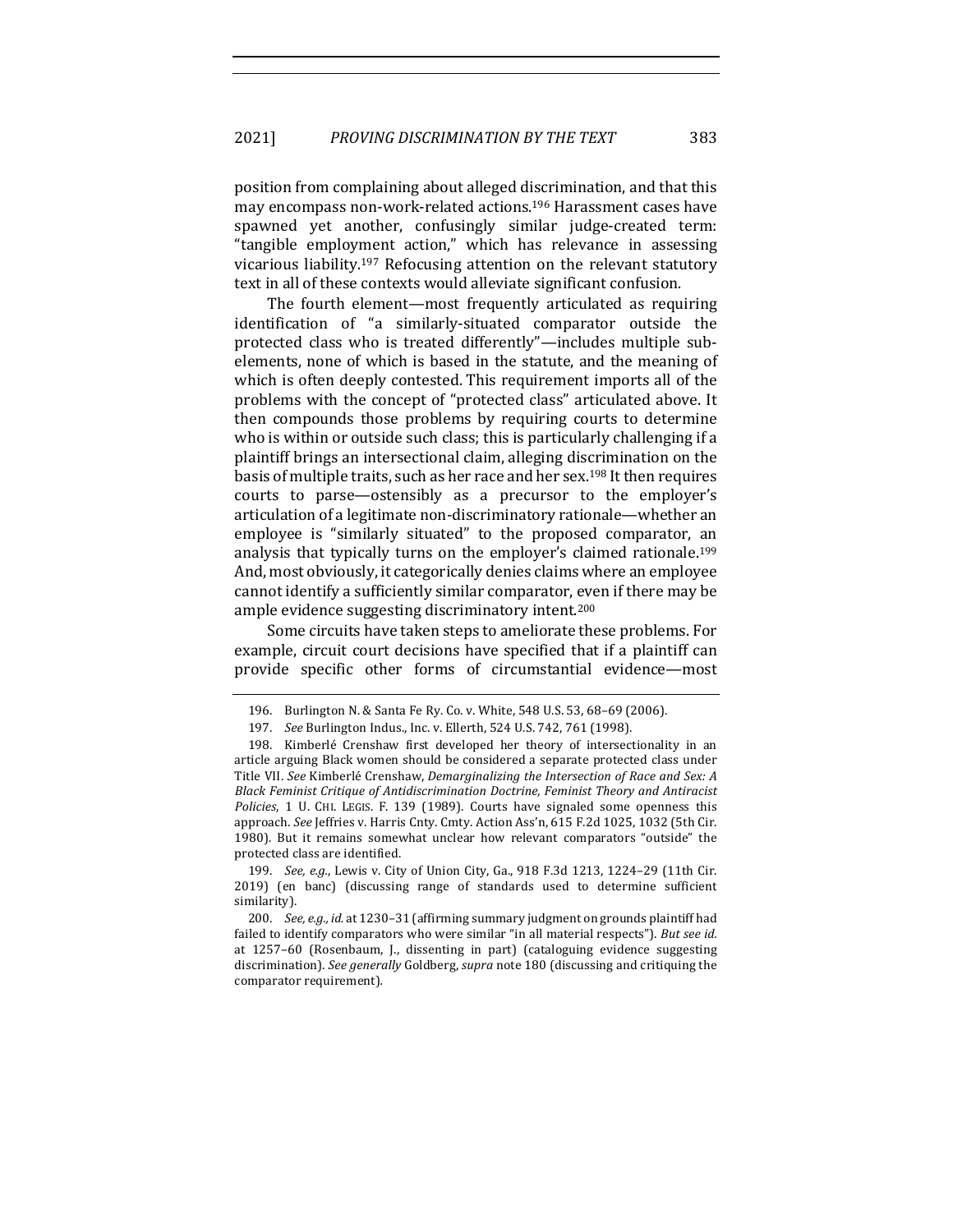position from complaining about alleged discrimination, and that this may encompass non-work-related actions.[196] Harassment cases have spawned yet another, confusingly similar judge-created term: "tangible employment action," which has relevance in assessing vicarious liability.[197] Refocusing attention on the relevant statutory text in all of these contexts would alleviate significant confusion.

The fourth element—most frequently articulated as requiring identification of "a similarly-situated comparator outside the protected class who is treated differently"—includes multiple sub-elements, none of which is based in the statute, and the meaning of which is often deeply contested. This requirement imports all of the problems with the concept of "protected class" articulated above. It then compounds those problems by requiring courts to determine who is within or outside such class; this is particularly challenging if a plaintiff brings an intersectional claim, alleging discrimination on the basis of multiple traits, such as her race and her sex.[198] It then requires courts to parse—ostensibly as a precursor to the employer's articulation of a legitimate non-discriminatory rationale—whether an employee is "similarly situated" to the proposed comparator, an analysis that typically turns on the employer's claimed rationale.[199] And, most obviously, it categorically denies claims where an employee cannot identify a sufficiently similar comparator, even if there may be ample evidence suggesting discriminatory intent.[200]

Some circuits have taken steps to ameliorate these problems. For example, circuit court decisions have specified that if a plaintiff can provide specific other forms of circumstantial evidence—most

---

196. Burlington N. & Santa Fe Ry. Co. v. White, 548 U.S. 53, 68–69 (2006).

197. *See* Burlington Indus., Inc. v. Ellerth, 524 U.S. 742, 761 (1998).

198. Kimberlé Crenshaw first developed her theory of intersectionality in an article arguing Black women should be considered a separate protected class under Title VII. *See* Kimberlé Crenshaw, *Demarginalizing the Intersection of Race and Sex: A Black Feminist Critique of Antidiscrimination Doctrine, Feminist Theory and Antiracist Policies*, 1 U. CHI. LEGIS. F. 139 (1989). Courts have signaled some openness this approach. *See* Jeffries v. Harris Cnty. Cmty. Action Ass'n, 615 F.2d 1025, 1032 (5th Cir. 1980). But it remains somewhat unclear how relevant comparators "outside" the protected class are identified.

199. *See, e.g.*, Lewis v. City of Union City, Ga., 918 F.3d 1213, 1224–29 (11th Cir. 2019) (en banc) (discussing range of standards used to determine sufficient similarity).

200. *See, e.g., id.* at 1230–31 (affirming summary judgment on grounds plaintiff had failed to identify comparators who were similar "in all material respects"). *But see id.* at 1257–60 (Rosenbaum, J., dissenting in part) (cataloguing evidence suggesting discrimination). *See generally* Goldberg, *supra* note 180 (discussing and critiquing the comparator requirement).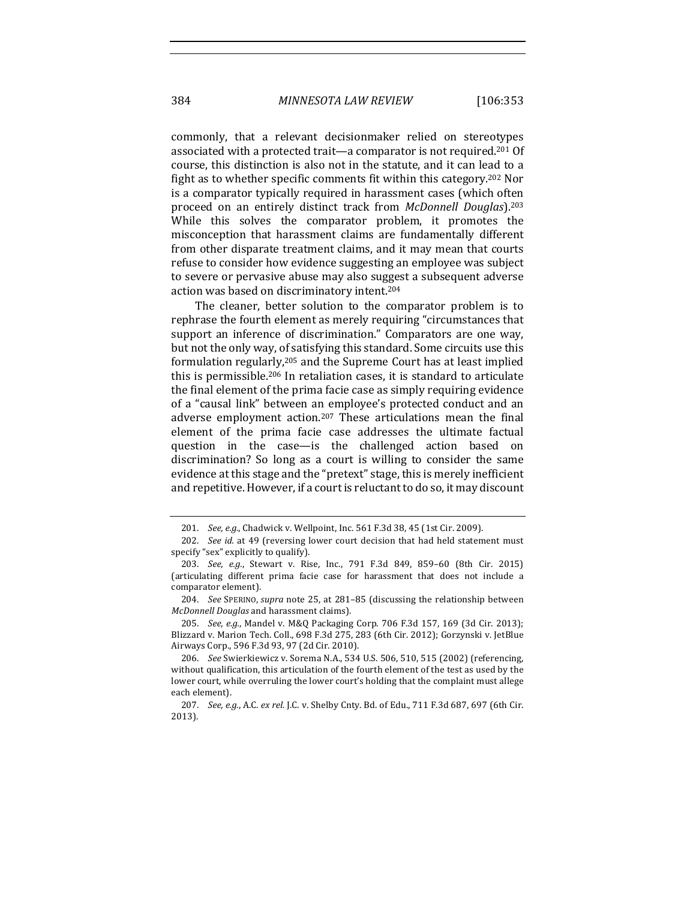commonly, that a relevant decisionmaker relied on stereotypes associated with a protected trait—a comparator is not required.[201] Of course, this distinction is also not in the statute, and it can lead to a fight as to whether specific comments fit within this category.[202] Nor is a comparator typically required in harassment cases (which often proceed on an entirely distinct track from *McDonnell Douglas*).[203] While this solves the comparator problem, it promotes the misconception that harassment claims are fundamentally different from other disparate treatment claims, and it may mean that courts refuse to consider how evidence suggesting an employee was subject to severe or pervasive abuse may also suggest a subsequent adverse action was based on discriminatory intent.[204]

The cleaner, better solution to the comparator problem is to rephrase the fourth element as merely requiring "circumstances that support an inference of discrimination." Comparators are one way, but not the only way, of satisfying this standard. Some circuits use this formulation regularly,[205] and the Supreme Court has at least implied this is permissible.[206] In retaliation cases, it is standard to articulate the final element of the prima facie case as simply requiring evidence of a "causal link" between an employee's protected conduct and an adverse employment action.[207] These articulations mean the final element of the prima facie case addresses the ultimate factual question in the case—is the challenged action based on discrimination? So long as a court is willing to consider the same evidence at this stage and the "pretext" stage, this is merely inefficient and repetitive. However, if a court is reluctant to do so, it may discount

---

201. *See, e.g.*, Chadwick v. Wellpoint, Inc. 561 F.3d 38, 45 (1st Cir. 2009).

202. *See id.* at 49 (reversing lower court decision that had held statement must specify "sex" explicitly to qualify).

203. *See, e.g.*, Stewart v. Rise, Inc., 791 F.3d 849, 859–60 (8th Cir. 2015) (articulating different prima facie case for harassment that does not include a comparator element).

204. *See* SPERINO, *supra* note 25, at 281–85 (discussing the relationship between *McDonnell Douglas* and harassment claims).

205. *See, e.g.*, Mandel v. M&Q Packaging Corp. 706 F.3d 157, 169 (3d Cir. 2013); Blizzard v. Marion Tech. Coll., 698 F.3d 275, 283 (6th Cir. 2012); Gorzynski v. JetBlue Airways Corp., 596 F.3d 93, 97 (2d Cir. 2010).

206. *See* Swierkiewicz v. Sorema N.A., 534 U.S. 506, 510, 515 (2002) (referencing, without qualification, this articulation of the fourth element of the test as used by the lower court, while overruling the lower court's holding that the complaint must allege each element).

207. *See, e.g.*, A.C. *ex rel.* J.C. v. Shelby Cnty. Bd. of Edu., 711 F.3d 687, 697 (6th Cir. 2013).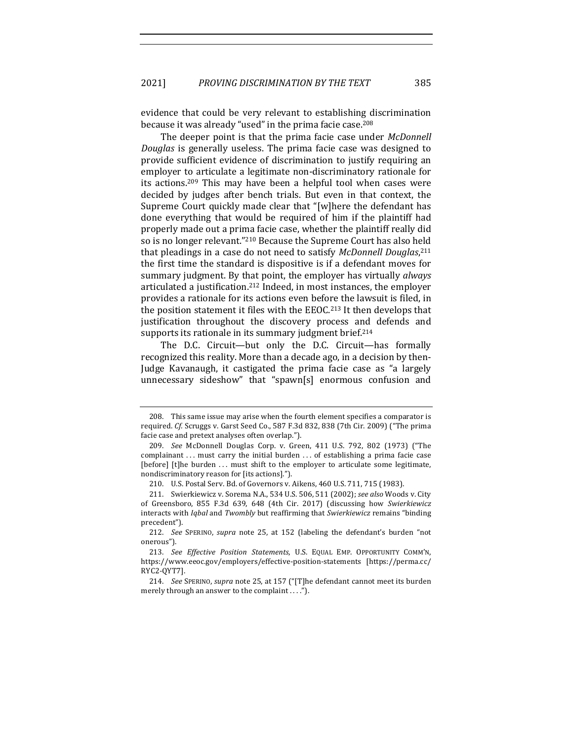evidence that could be very relevant to establishing discrimination because it was already "used" in the prima facie case.[208]

The deeper point is that the prima facie case under *McDonnell Douglas* is generally useless. The prima facie case was designed to provide sufficient evidence of discrimination to justify requiring an employer to articulate a legitimate non-discriminatory rationale for its actions.[209] This may have been a helpful tool when cases were decided by judges after bench trials. But even in that context, the Supreme Court quickly made clear that "[w]here the defendant has done everything that would be required of him if the plaintiff had properly made out a prima facie case, whether the plaintiff really did so is no longer relevant."[210] Because the Supreme Court has also held that pleadings in a case do not need to satisfy *McDonnell Douglas*,[211] the first time the standard is dispositive is if a defendant moves for summary judgment. By that point, the employer has virtually *always* articulated a justification.[212] Indeed, in most instances, the employer provides a rationale for its actions even before the lawsuit is filed, in the position statement it files with the EEOC.[213] It then develops that justification throughout the discovery process and defends and supports its rationale in its summary judgment brief.[214]

The D.C. Circuit—but only the D.C. Circuit—has formally recognized this reality. More than a decade ago, in a decision by then-Judge Kavanaugh, it castigated the prima facie case as "a largely unnecessary sideshow" that "spawn[s] enormous confusion and

---

208. This same issue may arise when the fourth element specifies a comparator is required. *Cf.* Scruggs v. Garst Seed Co., 587 F.3d 832, 838 (7th Cir. 2009) ("The prima facie case and pretext analyses often overlap.").

209. *See* McDonnell Douglas Corp. v. Green, 411 U.S. 792, 802 (1973) ("The complainant . . . must carry the initial burden . . . of establishing a prima facie case [before] [t]he burden . . . must shift to the employer to articulate some legitimate, nondiscriminatory reason for [its actions].").

210. U.S. Postal Serv. Bd. of Governors v. Aikens, 460 U.S. 711, 715 (1983).

211. Swierkiewicz v. Sorema N.A., 534 U.S. 506, 511 (2002); *see also* Woods v. City of Greensboro, 855 F.3d 639, 648 (4th Cir. 2017) (discussing how *Swierkiewicz* interacts with *Iqbal* and *Twombly* but reaffirming that *Swierkiewicz* remains "binding precedent").

212. *See* SPERINO, *supra* note 25, at 152 (labeling the defendant's burden "not onerous").

213. *See Effective Position Statements*, U.S. EQUAL EMP. OPPORTUNITY COMM'N, https://www.eeoc.gov/employers/effective-position-statements [https://perma.cc/RYC2-QYT7].

214. *See* SPERINO, *supra* note 25, at 157 ("[T]he defendant cannot meet its burden merely through an answer to the complaint . . . .").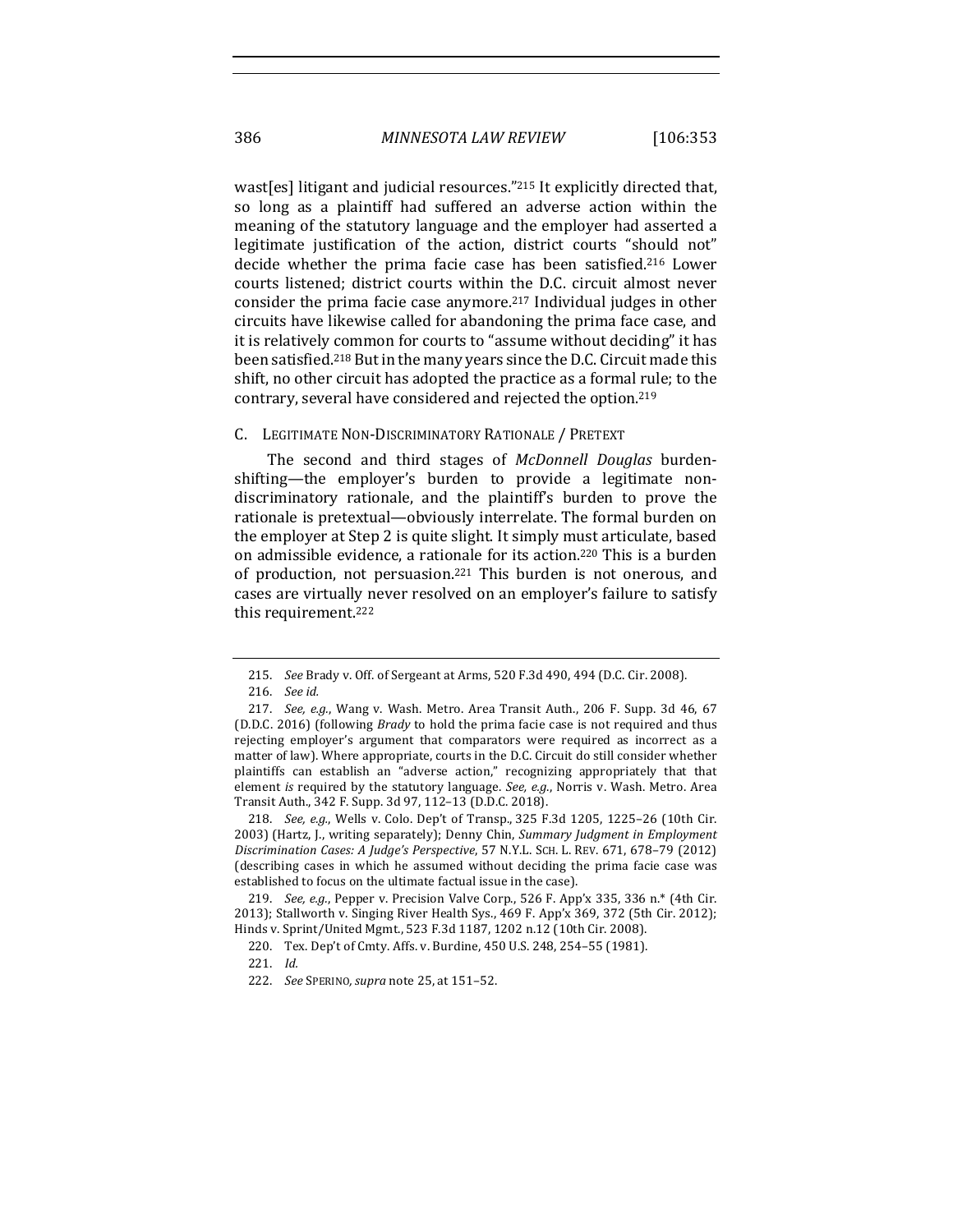wast[es] litigant and judicial resources."[215] It explicitly directed that, so long as a plaintiff had suffered an adverse action within the meaning of the statutory language and the employer had asserted a legitimate justification of the action, district courts "should not" decide whether the prima facie case has been satisfied.[216] Lower courts listened; district courts within the D.C. circuit almost never consider the prima facie case anymore.[217] Individual judges in other circuits have likewise called for abandoning the prima face case, and it is relatively common for courts to "assume without deciding" it has been satisfied.[218] But in the many years since the D.C. Circuit made this shift, no other circuit has adopted the practice as a formal rule; to the contrary, several have considered and rejected the option.[219]

### C. Legitimate Non-Discriminatory Rationale / Pretext

The second and third stages of *McDonnell Douglas* burden-shifting—the employer's burden to provide a legitimate non-discriminatory rationale, and the plaintiff's burden to prove the rationale is pretextual—obviously interrelate. The formal burden on the employer at Step 2 is quite slight. It simply must articulate, based on admissible evidence, a rationale for its action.[220] This is a burden of production, not persuasion.[221] This burden is not onerous, and cases are virtually never resolved on an employer's failure to satisfy this requirement.[222]

---

215. *See* Brady v. Off. of Sergeant at Arms, 520 F.3d 490, 494 (D.C. Cir. 2008).

216. *See id.*

217. *See, e.g.*, Wang v. Wash. Metro. Area Transit Auth., 206 F. Supp. 3d 46, 67 (D.D.C. 2016) (following *Brady* to hold the prima facie case is not required and thus rejecting employer's argument that comparators were required as incorrect as a matter of law). Where appropriate, courts in the D.C. Circuit do still consider whether plaintiffs can establish an "adverse action," recognizing appropriately that that element *is* required by the statutory language. *See, e.g.*, Norris v. Wash. Metro. Area Transit Auth., 342 F. Supp. 3d 97, 112–13 (D.D.C. 2018).

218. *See, e.g.*, Wells v. Colo. Dep't of Transp., 325 F.3d 1205, 1225–26 (10th Cir. 2003) (Hartz, J., writing separately); Denny Chin, *Summary Judgment in Employment Discrimination Cases: A Judge's Perspective*, 57 N.Y.L. SCH. L. REV. 671, 678–79 (2012) (describing cases in which he assumed without deciding the prima facie case was established to focus on the ultimate factual issue in the case).

219. *See, e.g.*, Pepper v. Precision Valve Corp., 526 F. App'x 335, 336 n.* (4th Cir. 2013); Stallworth v. Singing River Health Sys., 469 F. App'x 369, 372 (5th Cir. 2012); Hinds v. Sprint/United Mgmt., 523 F.3d 1187, 1202 n.12 (10th Cir. 2008).

220. Tex. Dep't of Cmty. Affs. v. Burdine, 450 U.S. 248, 254–55 (1981).

221. *Id.*

222. *See* SPERINO, *supra* note 25, at 151–52.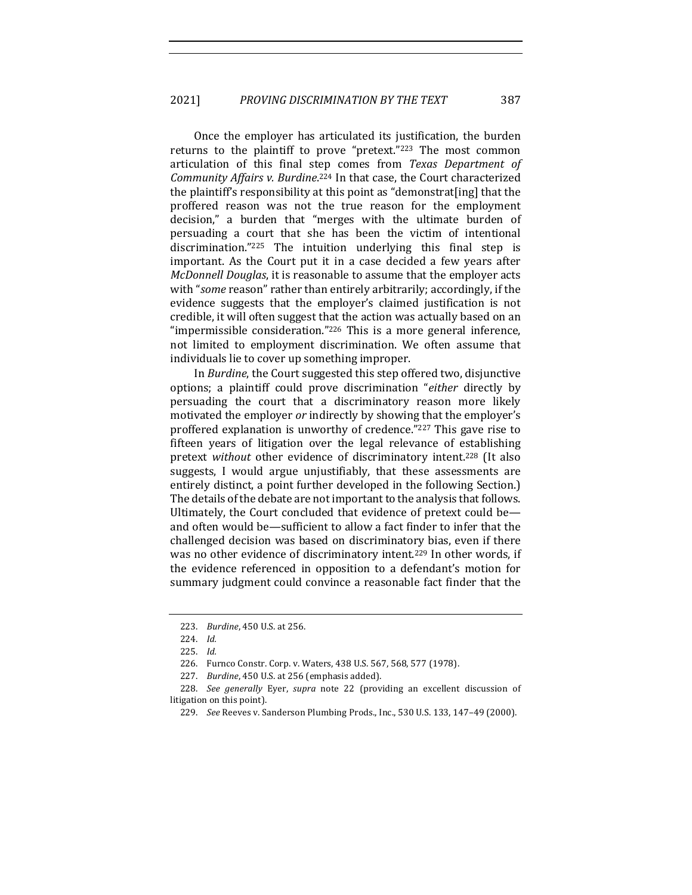Once the employer has articulated its justification, the burden returns to the plaintiff to prove "pretext."[223] The most common articulation of this final step comes from *Texas Department of Community Affairs v. Burdine*.[224] In that case, the Court characterized the plaintiff's responsibility at this point as "demonstrat[ing] that the proffered reason was not the true reason for the employment decision," a burden that "merges with the ultimate burden of persuading a court that she has been the victim of intentional discrimination."[225] The intuition underlying this final step is important. As the Court put it in a case decided a few years after *McDonnell Douglas*, it is reasonable to assume that the employer acts with "*some* reason" rather than entirely arbitrarily; accordingly, if the evidence suggests that the employer's claimed justification is not credible, it will often suggest that the action was actually based on an "impermissible consideration."[226] This is a more general inference, not limited to employment discrimination. We often assume that individuals lie to cover up something improper.

In *Burdine*, the Court suggested this step offered two, disjunctive options; a plaintiff could prove discrimination "*either* directly by persuading the court that a discriminatory reason more likely motivated the employer *or* indirectly by showing that the employer's proffered explanation is unworthy of credence."[227] This gave rise to fifteen years of litigation over the legal relevance of establishing pretext *without* other evidence of discriminatory intent.[228] (It also suggests, I would argue unjustifiably, that these assessments are entirely distinct, a point further developed in the following Section.) The details of the debate are not important to the analysis that follows. Ultimately, the Court concluded that evidence of pretext could be—and often would be—sufficient to allow a fact finder to infer that the challenged decision was based on discriminatory bias, even if there was no other evidence of discriminatory intent.[229] In other words, if the evidence referenced in opposition to a defendant's motion for summary judgment could convince a reasonable fact finder that the

---

223. *Burdine*, 450 U.S. at 256.

224. *Id.*

225. *Id.*

226. Furnco Constr. Corp. v. Waters, 438 U.S. 567, 568, 577 (1978).

227. *Burdine*, 450 U.S. at 256 (emphasis added).

228. *See generally* Eyer, *supra* note 22 (providing an excellent discussion of litigation on this point).

229. *See* Reeves v. Sanderson Plumbing Prods., Inc., 530 U.S. 133, 147–49 (2000).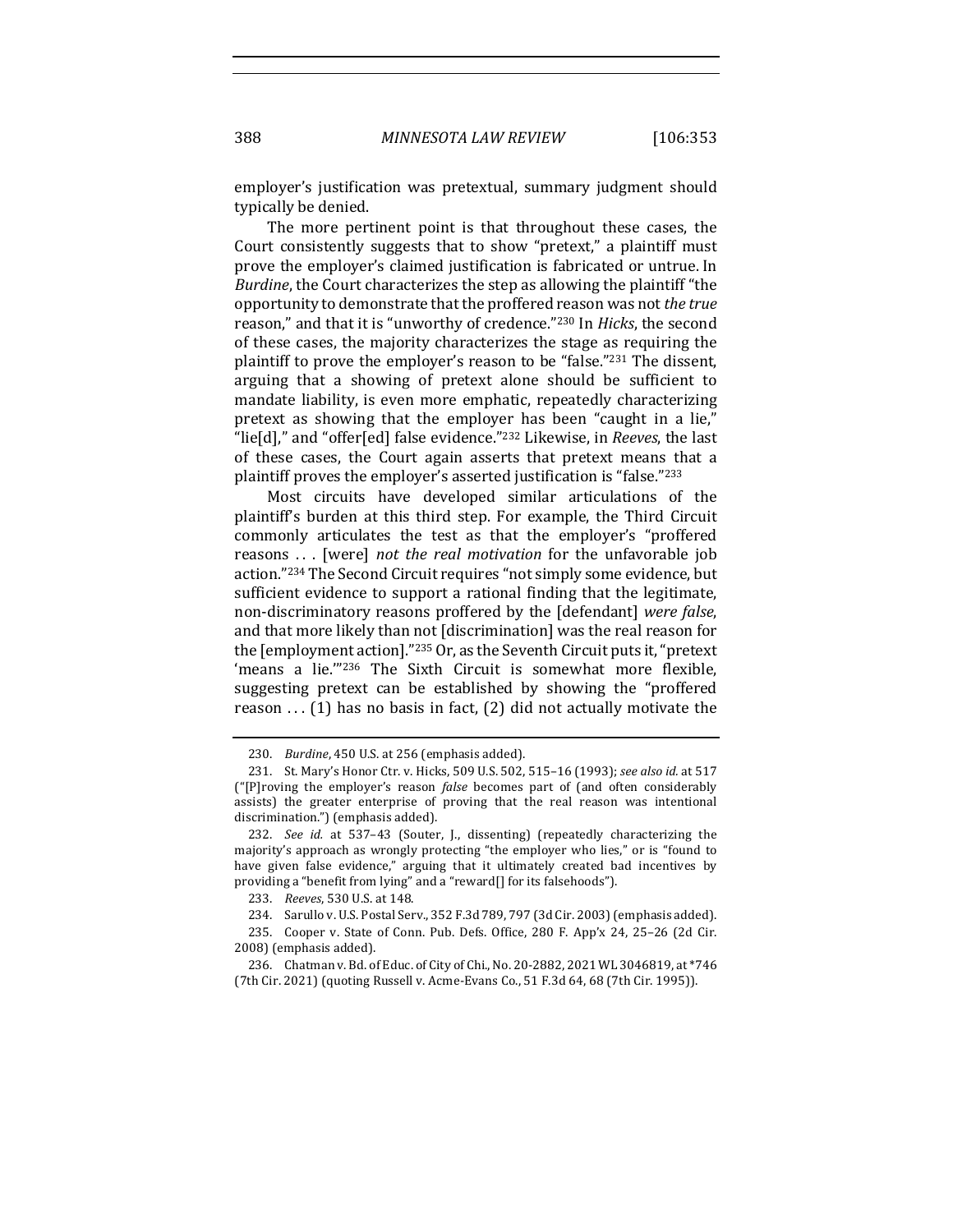employer's justification was pretextual, summary judgment should typically be denied.

The more pertinent point is that throughout these cases, the Court consistently suggests that to show "pretext," a plaintiff must prove the employer's claimed justification is fabricated or untrue. In *Burdine*, the Court characterizes the step as allowing the plaintiff "the opportunity to demonstrate that the proffered reason was not *the true* reason," and that it is "unworthy of credence."[230] In *Hicks*, the second of these cases, the majority characterizes the stage as requiring the plaintiff to prove the employer's reason to be "false."[231] The dissent, arguing that a showing of pretext alone should be sufficient to mandate liability, is even more emphatic, repeatedly characterizing pretext as showing that the employer has been "caught in a lie," "lie[d]," and "offer[ed] false evidence."[232] Likewise, in *Reeves*, the last of these cases, the Court again asserts that pretext means that a plaintiff proves the employer's asserted justification is "false."[233]

Most circuits have developed similar articulations of the plaintiff's burden at this third step. For example, the Third Circuit commonly articulates the test as that the employer's "proffered reasons . . . [were] *not the real motivation* for the unfavorable job action."[234] The Second Circuit requires "not simply some evidence, but sufficient evidence to support a rational finding that the legitimate, non-discriminatory reasons proffered by the [defendant] *were false*, and that more likely than not [discrimination] was the real reason for the [employment action]."[235] Or, as the Seventh Circuit puts it, "pretext 'means a lie.'"[236] The Sixth Circuit is somewhat more flexible, suggesting pretext can be established by showing the "proffered reason . . . (1) has no basis in fact, (2) did not actually motivate the

---

230. *Burdine*, 450 U.S. at 256 (emphasis added).

231. St. Mary's Honor Ctr. v. Hicks, 509 U.S. 502, 515–16 (1993); *see also id.* at 517 ("[P]roving the employer's reason *false* becomes part of (and often considerably assists) the greater enterprise of proving that the real reason was intentional discrimination.") (emphasis added).

232. *See id.* at 537–43 (Souter, J., dissenting) (repeatedly characterizing the majority's approach as wrongly protecting "the employer who lies," or is "found to have given false evidence," arguing that it ultimately created bad incentives by providing a "benefit from lying" and a "reward[] for its falsehoods").

233. *Reeves*, 530 U.S. at 148.

234. Sarullo v. U.S. Postal Serv., 352 F.3d 789, 797 (3d Cir. 2003) (emphasis added).

235. Cooper v. State of Conn. Pub. Defs. Office, 280 F. App'x 24, 25–26 (2d Cir. 2008) (emphasis added).

236. Chatman v. Bd. of Educ. of City of Chi., No. 20-2882, 2021 WL 3046819, at *746 (7th Cir. 2021) (quoting Russell v. Acme-Evans Co., 51 F.3d 64, 68 (7th Cir. 1995)).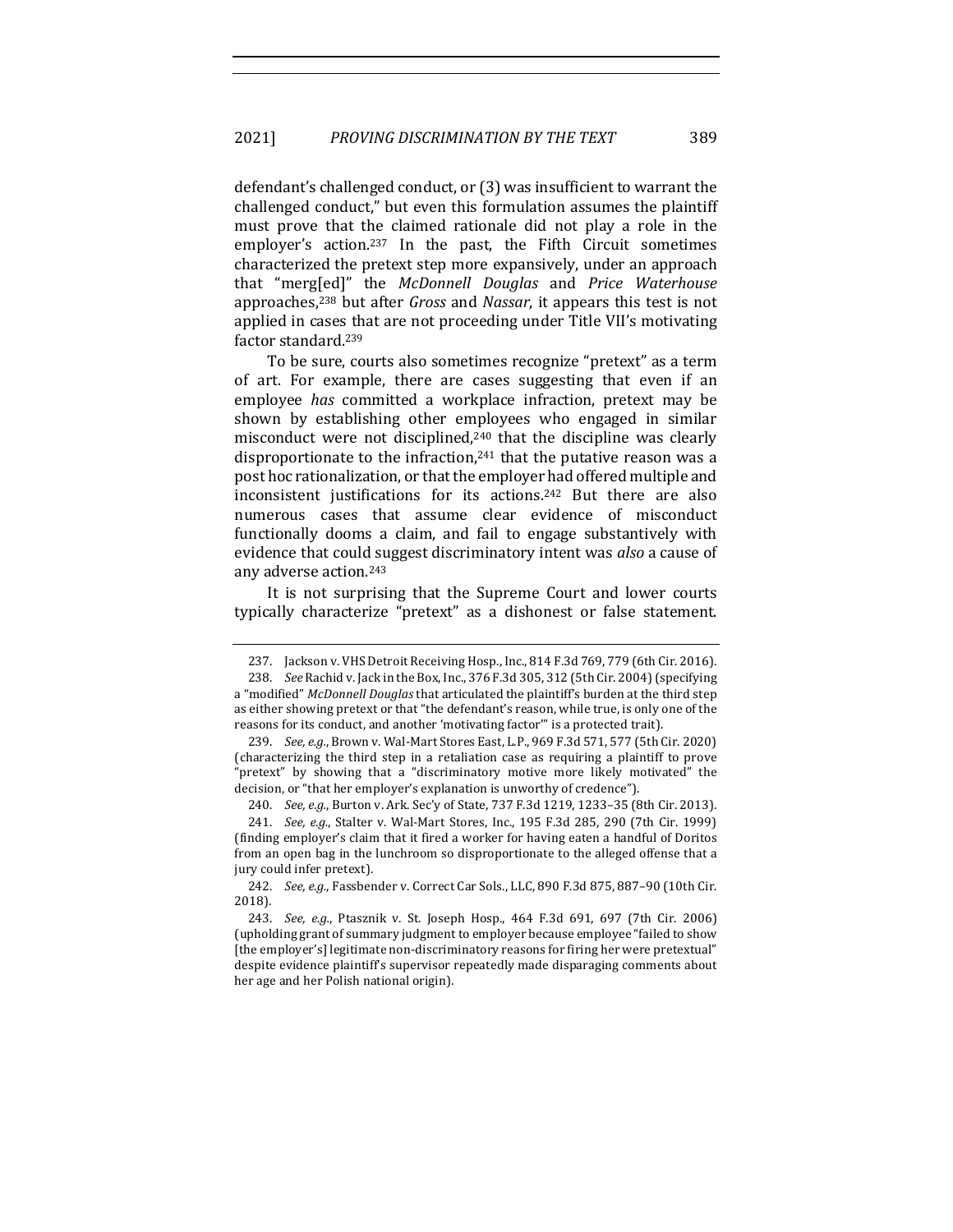defendant's challenged conduct, or (3) was insufficient to warrant the challenged conduct," but even this formulation assumes the plaintiff must prove that the claimed rationale did not play a role in the employer's action.[237] In the past, the Fifth Circuit sometimes characterized the pretext step more expansively, under an approach that "merg[ed]" the *McDonnell Douglas* and *Price Waterhouse* approaches,[238] but after *Gross* and *Nassar*, it appears this test is not applied in cases that are not proceeding under Title VII's motivating factor standard.[239]

To be sure, courts also sometimes recognize "pretext" as a term of art. For example, there are cases suggesting that even if an employee *has* committed a workplace infraction, pretext may be shown by establishing other employees who engaged in similar misconduct were not disciplined,[240] that the discipline was clearly disproportionate to the infraction,[241] that the putative reason was a post hoc rationalization, or that the employer had offered multiple and inconsistent justifications for its actions.[242] But there are also numerous cases that assume clear evidence of misconduct functionally dooms a claim, and fail to engage substantively with evidence that could suggest discriminatory intent was *also* a cause of any adverse action.[243]

It is not surprising that the Supreme Court and lower courts typically characterize "pretext" as a dishonest or false statement.

---

237. Jackson v. VHS Detroit Receiving Hosp., Inc., 814 F.3d 769, 779 (6th Cir. 2016).

238. *See* Rachid v. Jack in the Box, Inc., 376 F.3d 305, 312 (5th Cir. 2004) (specifying a "modified" *McDonnell Douglas* that articulated the plaintiff's burden at the third step as either showing pretext or that "the defendant's reason, while true, is only one of the reasons for its conduct, and another 'motivating factor'" is a protected trait).

239. *See, e.g.*, Brown v. Wal-Mart Stores East, L.P., 969 F.3d 571, 577 (5th Cir. 2020) (characterizing the third step in a retaliation case as requiring a plaintiff to prove "pretext" by showing that a "discriminatory motive more likely motivated" the decision, or "that her employer's explanation is unworthy of credence").

240. *See, e.g.*, Burton v. Ark. Sec'y of State, 737 F.3d 1219, 1233–35 (8th Cir. 2013).

241. *See, e.g.*, Stalter v. Wal-Mart Stores, Inc., 195 F.3d 285, 290 (7th Cir. 1999) (finding employer's claim that it fired a worker for having eaten a handful of Doritos from an open bag in the lunchroom so disproportionate to the alleged offense that a jury could infer pretext).

242. *See, e.g.*, Fassbender v. Correct Car Sols., LLC, 890 F.3d 875, 887–90 (10th Cir. 2018).

243. *See, e.g.*, Ptasznik v. St. Joseph Hosp., 464 F.3d 691, 697 (7th Cir. 2006) (upholding grant of summary judgment to employer because employee "failed to show [the employer's] legitimate non-discriminatory reasons for firing her were pretextual" despite evidence plaintiff's supervisor repeatedly made disparaging comments about her age and her Polish national origin).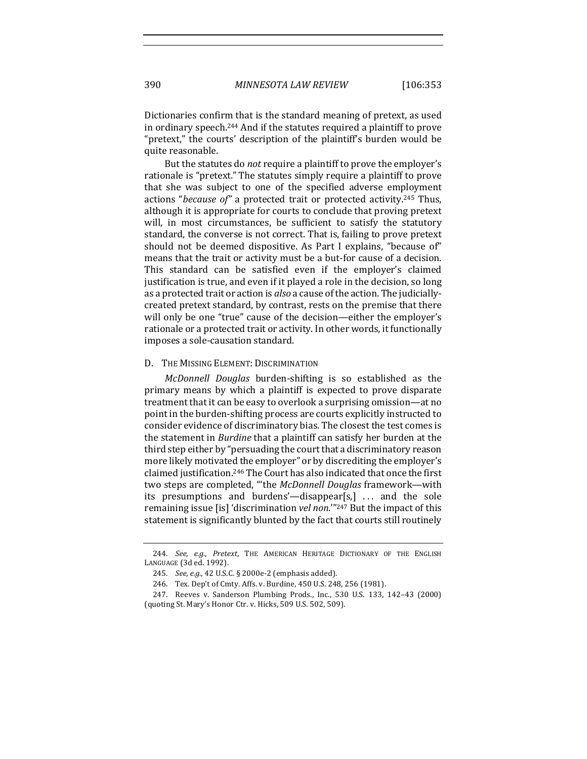Dictionaries confirm that is the standard meaning of pretext, as used in ordinary speech.[244] And if the statutes required a plaintiff to prove "pretext," the courts' description of the plaintiff's burden would be quite reasonable.

But the statutes do *not* require a plaintiff to prove the employer's rationale is "pretext." The statutes simply require a plaintiff to prove that she was subject to one of the specified adverse employment actions "*because of*" a protected trait or protected activity.[245] Thus, although it is appropriate for courts to conclude that proving pretext will, in most circumstances, be sufficient to satisfy the statutory standard, the converse is not correct. That is, failing to prove pretext should not be deemed dispositive. As Part I explains, "because of" means that the trait or activity must be a but-for cause of a decision. This standard can be satisfied even if the employer's claimed justification is true, and even if it played a role in the decision, so long as a protected trait or action is *also* a cause of the action. The judicially-created pretext standard, by contrast, rests on the premise that there will only be one "true" cause of the decision—either the employer's rationale or a protected trait or activity. In other words, it functionally imposes a sole-causation standard.

### D. The Missing Element: Discrimination

*McDonnell Douglas* burden-shifting is so established as the primary means by which a plaintiff is expected to prove disparate treatment that it can be easy to overlook a surprising omission—at no point in the burden-shifting process are courts explicitly instructed to consider evidence of discriminatory bias. The closest the test comes is the statement in *Burdine* that a plaintiff can satisfy her burden at the third step either by "persuading the court that a discriminatory reason more likely motivated the employer" or by discrediting the employer's claimed justification.[246] The Court has also indicated that once the first two steps are completed, "'the *McDonnell Douglas* framework—with its presumptions and burdens'—disappear[s,] . . . and the sole remaining issue [is] 'discrimination *vel non*.'"[247] But the impact of this statement is significantly blunted by the fact that courts still routinely

---

244. *See, e.g.*, *Pretext*, The American Heritage Dictionary of the English Language (3d ed. 1992).

245. *See, e.g.*, 42 U.S.C. § 2000e-2 (emphasis added).

246. Tex. Dep't of Cmty. Affs. v. Burdine, 450 U.S. 248, 256 (1981).

247. Reeves v. Sanderson Plumbing Prods., Inc., 530 U.S. 133, 142–43 (2000) (quoting St. Mary's Honor Ctr. v. Hicks, 509 U.S. 502, 509).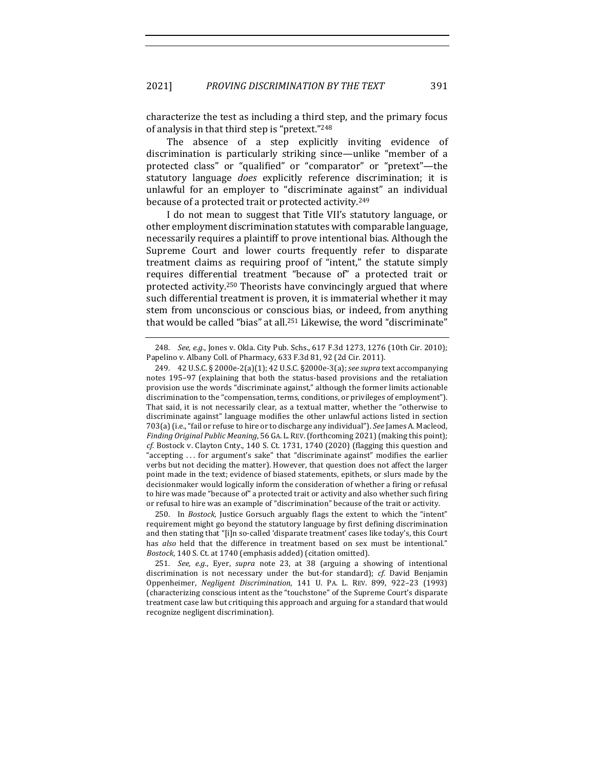characterize the test as including a third step, and the primary focus of analysis in that third step is "pretext."[248]

The absence of a step explicitly inviting evidence of discrimination is particularly striking since—unlike "member of a protected class" or "qualified" or "comparator" or "pretext"—the statutory language *does* explicitly reference discrimination; it is unlawful for an employer to "discriminate against" an individual because of a protected trait or protected activity.[249]

I do not mean to suggest that Title VII's statutory language, or other employment discrimination statutes with comparable language, necessarily requires a plaintiff to prove intentional bias. Although the Supreme Court and lower courts frequently refer to disparate treatment claims as requiring proof of "intent," the statute simply requires differential treatment "because of" a protected trait or protected activity.[250] Theorists have convincingly argued that where such differential treatment is proven, it is immaterial whether it may stem from unconscious or conscious bias, or indeed, from anything that would be called "bias" at all.[251] Likewise, the word "discriminate"

---

248. *See, e.g.*, Jones v. Okla. City Pub. Schs., 617 F.3d 1273, 1276 (10th Cir. 2010); Papelino v. Albany Coll. of Pharmacy, 633 F.3d 81, 92 (2d Cir. 2011).

249. 42 U.S.C. § 2000e-2(a)(1); 42 U.S.C. §2000e-3(a); *see supra* text accompanying notes 195–97 (explaining that both the status-based provisions and the retaliation provision use the words "discriminate against," although the former limits actionable discrimination to the "compensation, terms, conditions, or privileges of employment"). That said, it is not necessarily clear, as a textual matter, whether the "otherwise to discriminate against" language modifies the other unlawful actions listed in section 703(a) (i.e., "fail or refuse to hire or to discharge any individual"). *See* James A. Macleod, *Finding Original Public Meaning*, 56 GA. L. REV. (forthcoming 2021) (making this point); *cf.* Bostock v. Clayton Cnty., 140 S. Ct. 1731, 1740 (2020) (flagging this question and "accepting . . . for argument's sake" that "discriminate against" modifies the earlier verbs but not deciding the matter). However, that question does not affect the larger point made in the text; evidence of biased statements, epithets, or slurs made by the decisionmaker would logically inform the consideration of whether a firing or refusal to hire was made "because of" a protected trait or activity and also whether such firing or refusal to hire was an example of "discrimination" because of the trait or activity.

250. In *Bostock*, Justice Gorsuch arguably flags the extent to which the "intent" requirement might go beyond the statutory language by first defining discrimination and then stating that "[i]n so-called 'disparate treatment' cases like today's, this Court has *also* held that the difference in treatment based on sex must be intentional." *Bostock*, 140 S. Ct. at 1740 (emphasis added) (citation omitted).

251. *See, e.g.*, Eyer, *supra* note 23, at 38 (arguing a showing of intentional discrimination is not necessary under the but-for standard); *cf.* David Benjamin Oppenheimer, *Negligent Discrimination*, 141 U. PA. L. REV. 899, 922–23 (1993) (characterizing conscious intent as the "touchstone" of the Supreme Court's disparate treatment case law but critiquing this approach and arguing for a standard that would recognize negligent discrimination).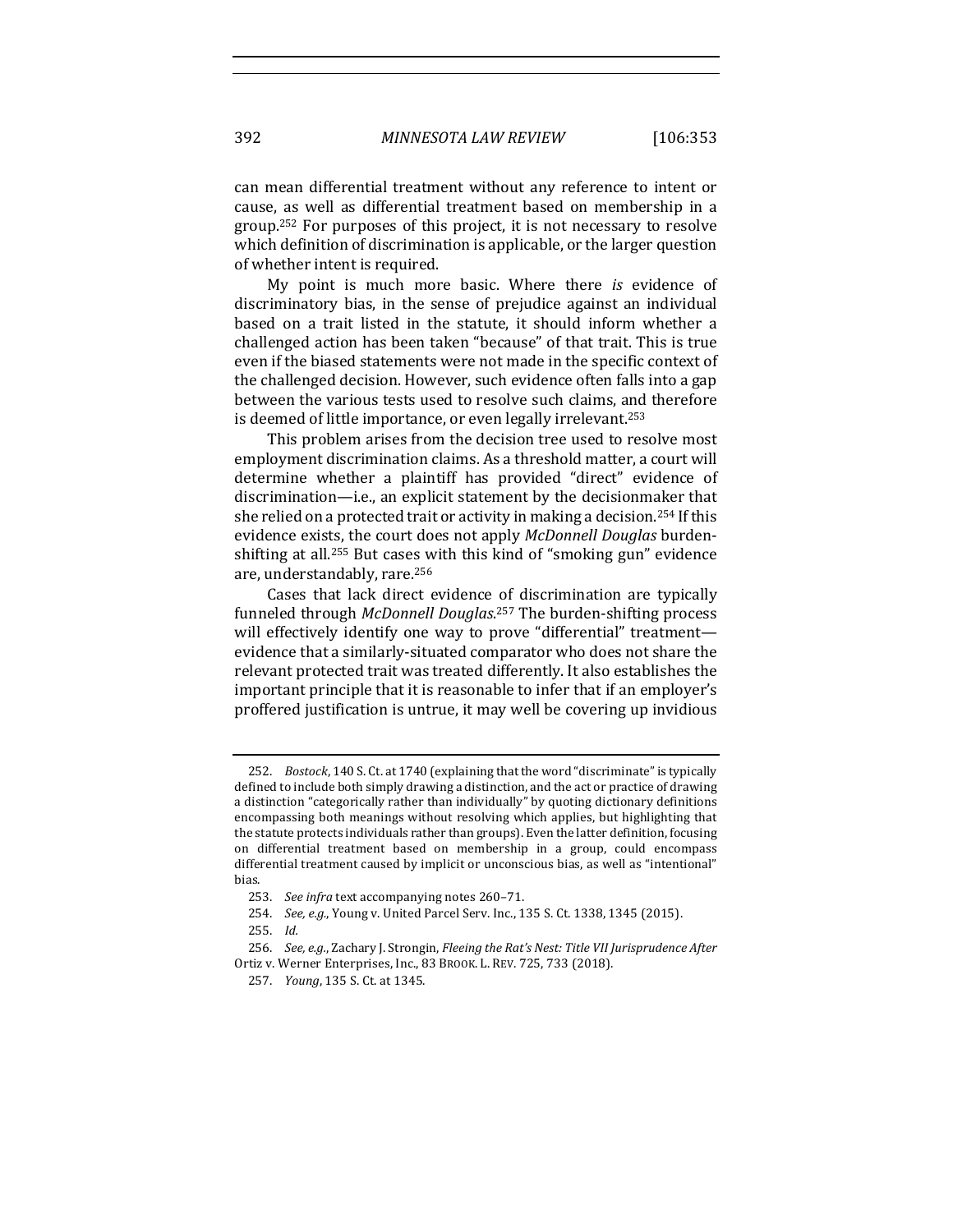can mean differential treatment without any reference to intent or cause, as well as differential treatment based on membership in a group.[252] For purposes of this project, it is not necessary to resolve which definition of discrimination is applicable, or the larger question of whether intent is required.

My point is much more basic. Where there *is* evidence of discriminatory bias, in the sense of prejudice against an individual based on a trait listed in the statute, it should inform whether a challenged action has been taken "because" of that trait. This is true even if the biased statements were not made in the specific context of the challenged decision. However, such evidence often falls into a gap between the various tests used to resolve such claims, and therefore is deemed of little importance, or even legally irrelevant.[253]

This problem arises from the decision tree used to resolve most employment discrimination claims. As a threshold matter, a court will determine whether a plaintiff has provided "direct" evidence of discrimination—i.e., an explicit statement by the decisionmaker that she relied on a protected trait or activity in making a decision.[254] If this evidence exists, the court does not apply *McDonnell Douglas* burden-shifting at all.[255] But cases with this kind of "smoking gun" evidence are, understandably, rare.[256]

Cases that lack direct evidence of discrimination are typically funneled through *McDonnell Douglas*.[257] The burden-shifting process will effectively identify one way to prove "differential" treatment—evidence that a similarly-situated comparator who does not share the relevant protected trait was treated differently. It also establishes the important principle that it is reasonable to infer that if an employer's proffered justification is untrue, it may well be covering up invidious

---

252. *Bostock*, 140 S. Ct. at 1740 (explaining that the word "discriminate" is typically defined to include both simply drawing a distinction, and the act or practice of drawing a distinction "categorically rather than individually" by quoting dictionary definitions encompassing both meanings without resolving which applies, but highlighting that the statute protects individuals rather than groups). Even the latter definition, focusing on differential treatment based on membership in a group, could encompass differential treatment caused by implicit or unconscious bias, as well as "intentional" bias.

253. *See infra* text accompanying notes 260–71.

254. *See, e.g.*, Young v. United Parcel Serv. Inc., 135 S. Ct. 1338, 1345 (2015).

255. *Id.*

256. *See, e.g.*, Zachary J. Strongin, *Fleeing the Rat's Nest: Title VII Jurisprudence After* Ortiz v. Werner Enterprises, Inc., 83 BROOK. L. REV. 725, 733 (2018).

257. *Young*, 135 S. Ct. at 1345.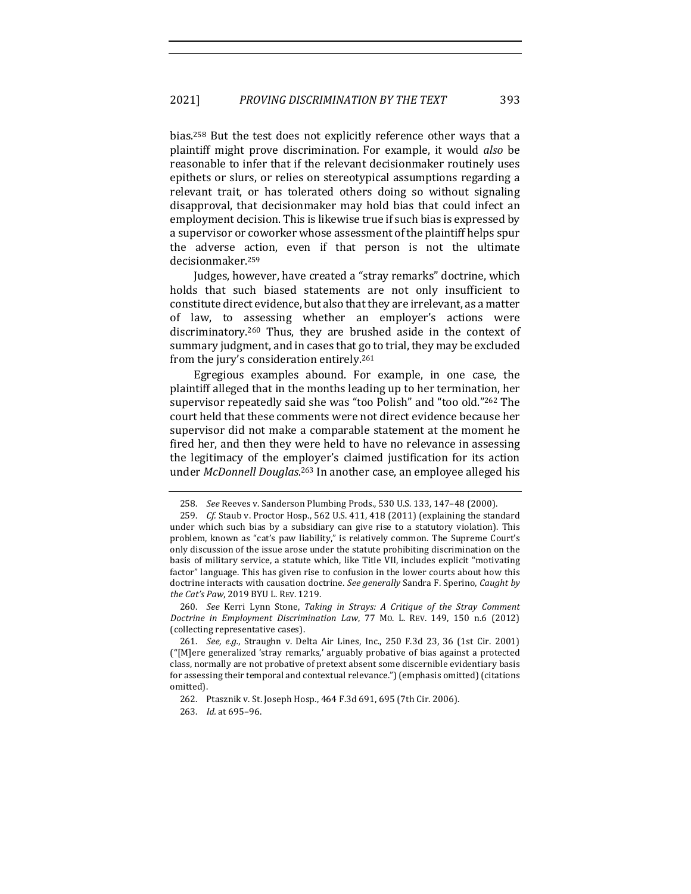bias.[258] But the test does not explicitly reference other ways that a plaintiff might prove discrimination. For example, it would *also* be reasonable to infer that if the relevant decisionmaker routinely uses epithets or slurs, or relies on stereotypical assumptions regarding a relevant trait, or has tolerated others doing so without signaling disapproval, that decisionmaker may hold bias that could infect an employment decision. This is likewise true if such bias is expressed by a supervisor or coworker whose assessment of the plaintiff helps spur the adverse action, even if that person is not the ultimate decisionmaker.[259]

Judges, however, have created a "stray remarks" doctrine, which holds that such biased statements are not only insufficient to constitute direct evidence, but also that they are irrelevant, as a matter of law, to assessing whether an employer's actions were discriminatory.[260] Thus, they are brushed aside in the context of summary judgment, and in cases that go to trial, they may be excluded from the jury's consideration entirely.[261]

Egregious examples abound. For example, in one case, the plaintiff alleged that in the months leading up to her termination, her supervisor repeatedly said she was "too Polish" and "too old."[262] The court held that these comments were not direct evidence because her supervisor did not make a comparable statement at the moment he fired her, and then they were held to have no relevance in assessing the legitimacy of the employer's claimed justification for its action under *McDonnell Douglas*.[263] In another case, an employee alleged his

---

258. *See* Reeves v. Sanderson Plumbing Prods., 530 U.S. 133, 147–48 (2000).

259. *Cf.* Staub v. Proctor Hosp., 562 U.S. 411, 418 (2011) (explaining the standard under which such bias by a subsidiary can give rise to a statutory violation). This problem, known as "cat's paw liability," is relatively common. The Supreme Court's only discussion of the issue arose under the statute prohibiting discrimination on the basis of military service, a statute which, like Title VII, includes explicit "motivating factor" language. This has given rise to confusion in the lower courts about how this doctrine interacts with causation doctrine. *See generally* Sandra F. Sperino, *Caught by the Cat's Paw*, 2019 BYU L. REV. 1219.

260. *See* Kerri Lynn Stone, *Taking in Strays: A Critique of the Stray Comment Doctrine in Employment Discrimination Law*, 77 MO. L. REV. 149, 150 n.6 (2012) (collecting representative cases).

261. *See, e.g.*, Straughn v. Delta Air Lines, Inc., 250 F.3d 23, 36 (1st Cir. 2001) ("[M]ere generalized 'stray remarks,' arguably probative of bias against a protected class, normally are not probative of pretext absent some discernible evidentiary basis for assessing their temporal and contextual relevance.") (emphasis omitted) (citations omitted).

262. Ptasznik v. St. Joseph Hosp., 464 F.3d 691, 695 (7th Cir. 2006).

263. *Id.* at 695–96.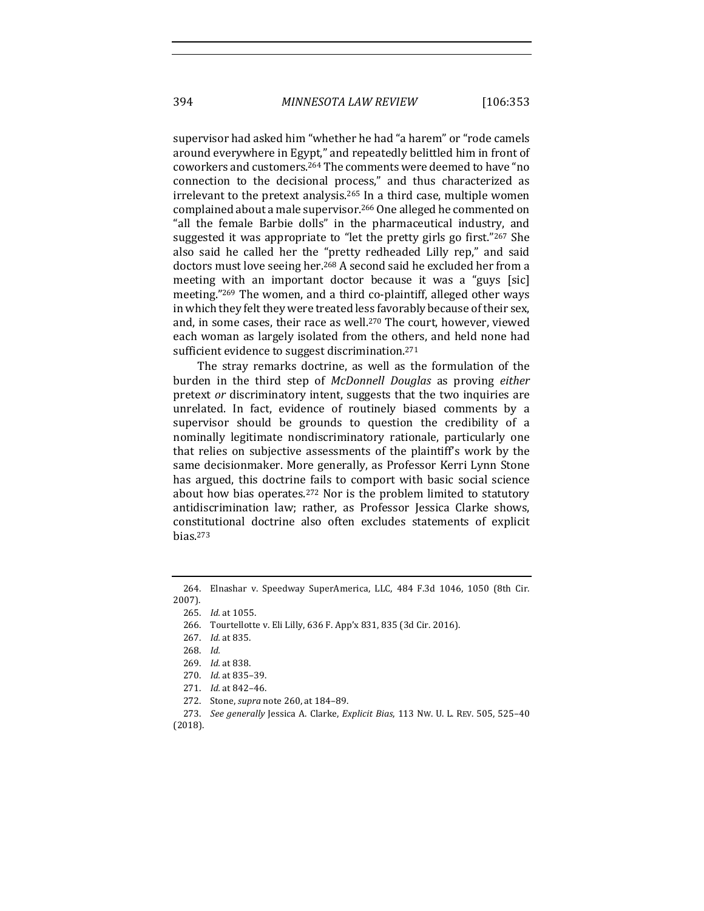supervisor had asked him "whether he had "a harem" or "rode camels around everywhere in Egypt," and repeatedly belittled him in front of coworkers and customers.[264] The comments were deemed to have "no connection to the decisional process," and thus characterized as irrelevant to the pretext analysis.[265] In a third case, multiple women complained about a male supervisor.[266] One alleged he commented on "all the female Barbie dolls" in the pharmaceutical industry, and suggested it was appropriate to "let the pretty girls go first."[267] She also said he called her the "pretty redheaded Lilly rep," and said doctors must love seeing her.[268] A second said he excluded her from a meeting with an important doctor because it was a "guys [sic] meeting."[269] The women, and a third co-plaintiff, alleged other ways in which they felt they were treated less favorably because of their sex, and, in some cases, their race as well.[270] The court, however, viewed each woman as largely isolated from the others, and held none had sufficient evidence to suggest discrimination.[271]

The stray remarks doctrine, as well as the formulation of the burden in the third step of *McDonnell Douglas* as proving *either* pretext *or* discriminatory intent, suggests that the two inquiries are unrelated. In fact, evidence of routinely biased comments by a supervisor should be grounds to question the credibility of a nominally legitimate nondiscriminatory rationale, particularly one that relies on subjective assessments of the plaintiff's work by the same decisionmaker. More generally, as Professor Kerri Lynn Stone has argued, this doctrine fails to comport with basic social science about how bias operates.[272] Nor is the problem limited to statutory antidiscrimination law; rather, as Professor Jessica Clarke shows, constitutional doctrine also often excludes statements of explicit bias.[273]

---

264. Elnashar v. Speedway SuperAmerica, LLC, 484 F.3d 1046, 1050 (8th Cir. 2007).

265. *Id.* at 1055.

266. Tourtellotte v. Eli Lilly, 636 F. App'x 831, 835 (3d Cir. 2016).

267. *Id.* at 835.

268. *Id.*

269. *Id.* at 838.

270. *Id.* at 835–39.

271. *Id.* at 842–46.

272. Stone, *supra* note 260, at 184–89.

273. *See generally* Jessica A. Clarke, *Explicit Bias*, 113 NW. U. L. REV. 505, 525–40 (2018).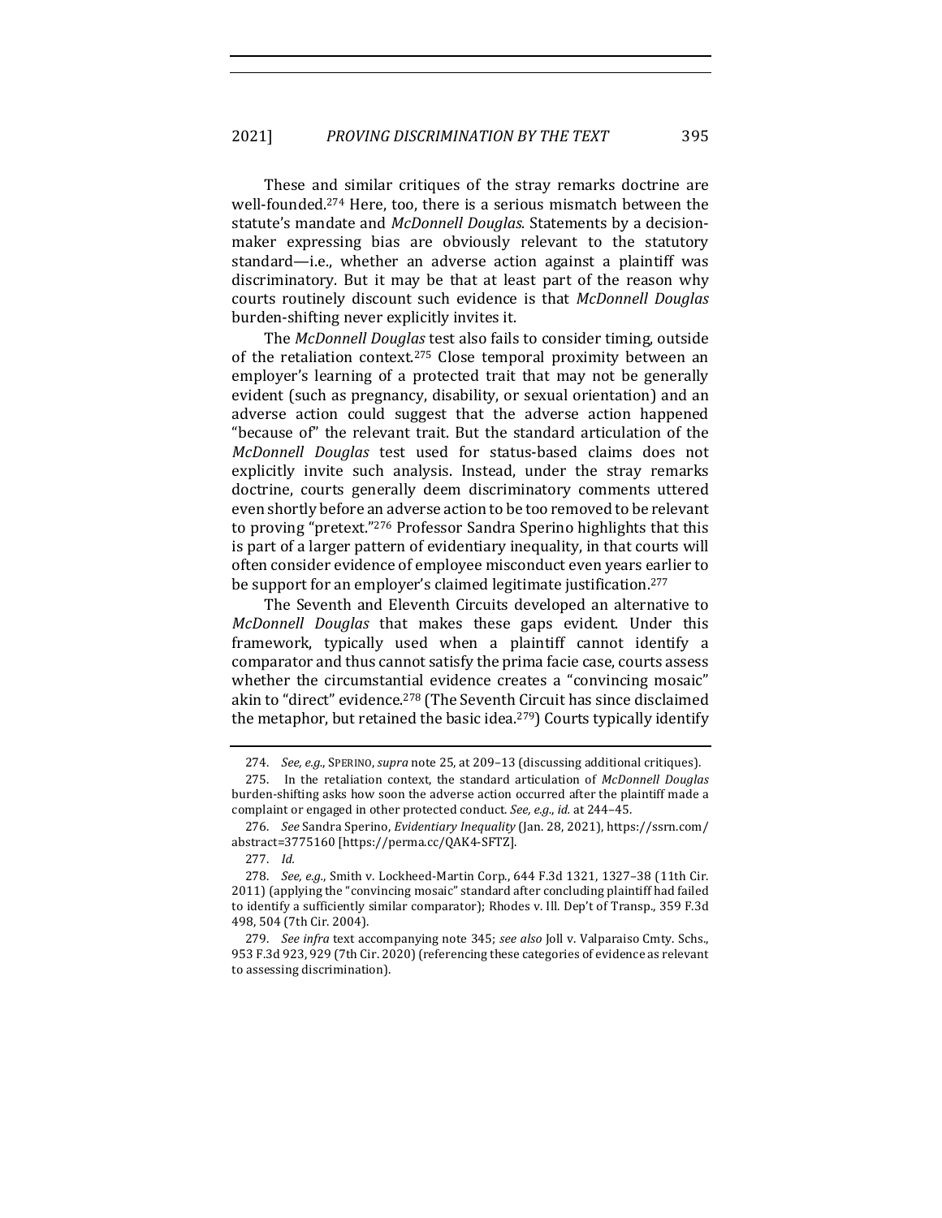These and similar critiques of the stray remarks doctrine are well-founded.[274] Here, too, there is a serious mismatch between the statute's mandate and *McDonnell Douglas*. Statements by a decision-maker expressing bias are obviously relevant to the statutory standard—i.e., whether an adverse action against a plaintiff was discriminatory. But it may be that at least part of the reason why courts routinely discount such evidence is that *McDonnell Douglas* burden-shifting never explicitly invites it.

The *McDonnell Douglas* test also fails to consider timing, outside of the retaliation context.[275] Close temporal proximity between an employer's learning of a protected trait that may not be generally evident (such as pregnancy, disability, or sexual orientation) and an adverse action could suggest that the adverse action happened "because of" the relevant trait. But the standard articulation of the *McDonnell Douglas* test used for status-based claims does not explicitly invite such analysis. Instead, under the stray remarks doctrine, courts generally deem discriminatory comments uttered even shortly before an adverse action to be too removed to be relevant to proving "pretext."[276] Professor Sandra Sperino highlights that this is part of a larger pattern of evidentiary inequality, in that courts will often consider evidence of employee misconduct even years earlier to be support for an employer's claimed legitimate justification.[277]

The Seventh and Eleventh Circuits developed an alternative to *McDonnell Douglas* that makes these gaps evident. Under this framework, typically used when a plaintiff cannot identify a comparator and thus cannot satisfy the prima facie case, courts assess whether the circumstantial evidence creates a "convincing mosaic" akin to "direct" evidence.[278] (The Seventh Circuit has since disclaimed the metaphor, but retained the basic idea.[279]) Courts typically identify

---

274. *See, e.g.*, SPERINO, *supra* note 25, at 209–13 (discussing additional critiques).

275. In the retaliation context, the standard articulation of *McDonnell Douglas* burden-shifting asks how soon the adverse action occurred after the plaintiff made a complaint or engaged in other protected conduct. *See, e.g.*, *id.* at 244–45.

276. *See* Sandra Sperino, *Evidentiary Inequality* (Jan. 28, 2021), https://ssrn.com/abstract=3775160 [https://perma.cc/QAK4-SFTZ].

277. *Id.*

278. *See, e.g.*, Smith v. Lockheed-Martin Corp., 644 F.3d 1321, 1327–38 (11th Cir. 2011) (applying the "convincing mosaic" standard after concluding plaintiff had failed to identify a sufficiently similar comparator); Rhodes v. Ill. Dep't of Transp., 359 F.3d 498, 504 (7th Cir. 2004).

279. *See infra* text accompanying note 345; *see also* Joll v. Valparaiso Cmty. Schs., 953 F.3d 923, 929 (7th Cir. 2020) (referencing these categories of evidence as relevant to assessing discrimination).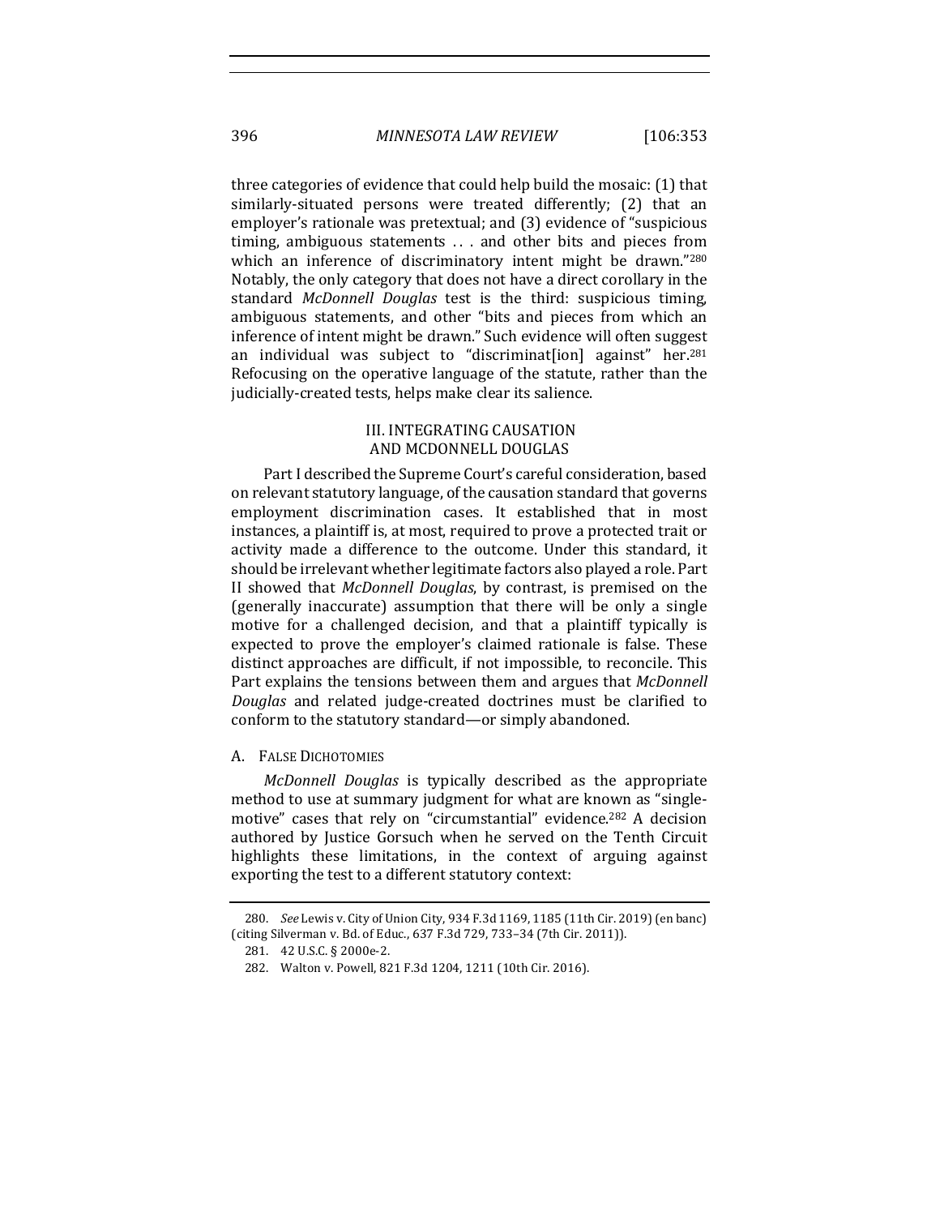three categories of evidence that could help build the mosaic: (1) that similarly-situated persons were treated differently; (2) that an employer's rationale was pretextual; and (3) evidence of "suspicious timing, ambiguous statements . . . and other bits and pieces from which an inference of discriminatory intent might be drawn."[280] Notably, the only category that does not have a direct corollary in the standard *McDonnell Douglas* test is the third: suspicious timing, ambiguous statements, and other "bits and pieces from which an inference of intent might be drawn." Such evidence will often suggest an individual was subject to "discriminat[ion] against" her.[281] Refocusing on the operative language of the statute, rather than the judicially-created tests, helps make clear its salience.

## III. INTEGRATING CAUSATION AND MCDONNELL DOUGLAS

Part I described the Supreme Court's careful consideration, based on relevant statutory language, of the causation standard that governs employment discrimination cases. It established that in most instances, a plaintiff is, at most, required to prove a protected trait or activity made a difference to the outcome. Under this standard, it should be irrelevant whether legitimate factors also played a role. Part II showed that *McDonnell Douglas*, by contrast, is premised on the (generally inaccurate) assumption that there will be only a single motive for a challenged decision, and that a plaintiff typically is expected to prove the employer's claimed rationale is false. These distinct approaches are difficult, if not impossible, to reconcile. This Part explains the tensions between them and argues that *McDonnell Douglas* and related judge-created doctrines must be clarified to conform to the statutory standard—or simply abandoned.

### A. False Dichotomies

*McDonnell Douglas* is typically described as the appropriate method to use at summary judgment for what are known as "single-motive" cases that rely on "circumstantial" evidence.[282] A decision authored by Justice Gorsuch when he served on the Tenth Circuit highlights these limitations, in the context of arguing against exporting the test to a different statutory context:

280. *See* Lewis v. City of Union City, 934 F.3d 1169, 1185 (11th Cir. 2019) (en banc) (citing Silverman v. Bd. of Educ., 637 F.3d 729, 733–34 (7th Cir. 2011)).

281. 42 U.S.C. § 2000e-2.

282. Walton v. Powell, 821 F.3d 1204, 1211 (10th Cir. 2016).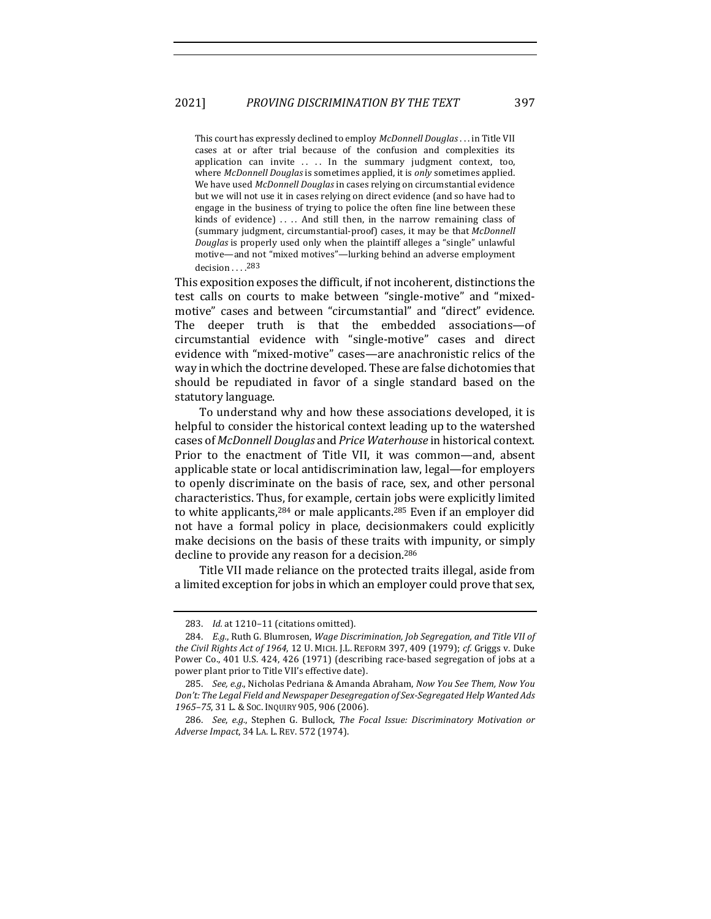> This court has expressly declined to employ *McDonnell Douglas* . . . in Title VII cases at or after trial because of the confusion and complexities its application can invite . . . . In the summary judgment context, too, where *McDonnell Douglas* is sometimes applied, it is *only* sometimes applied. We have used *McDonnell Douglas* in cases relying on circumstantial evidence but we will not use it in cases relying on direct evidence (and so have had to engage in the business of trying to police the often fine line between these kinds of evidence) . . . . And still then, in the narrow remaining class of (summary judgment, circumstantial-proof) cases, it may be that *McDonnell Douglas* is properly used only when the plaintiff alleges a "single" unlawful motive—and not "mixed motives"—lurking behind an adverse employment decision . . . .[283]

This exposition exposes the difficult, if not incoherent, distinctions the test calls on courts to make between "single-motive" and "mixed-motive" cases and between "circumstantial" and "direct" evidence. The deeper truth is that the embedded associations—of circumstantial evidence with "single-motive" cases and direct evidence with "mixed-motive" cases—are anachronistic relics of the way in which the doctrine developed. These are false dichotomies that should be repudiated in favor of a single standard based on the statutory language.

To understand why and how these associations developed, it is helpful to consider the historical context leading up to the watershed cases of *McDonnell Douglas* and *Price Waterhouse* in historical context. Prior to the enactment of Title VII, it was common—and, absent applicable state or local antidiscrimination law, legal—for employers to openly discriminate on the basis of race, sex, and other personal characteristics. Thus, for example, certain jobs were explicitly limited to white applicants,[284] or male applicants.[285] Even if an employer did not have a formal policy in place, decisionmakers could explicitly make decisions on the basis of these traits with impunity, or simply decline to provide any reason for a decision.[286]

Title VII made reliance on the protected traits illegal, aside from a limited exception for jobs in which an employer could prove that sex,

---

283. *Id.* at 1210–11 (citations omitted).

284. *E.g.*, Ruth G. Blumrosen, *Wage Discrimination, Job Segregation, and Title VII of the Civil Rights Act of 1964*, 12 U. MICH. J.L. REFORM 397, 409 (1979); *cf.* Griggs v. Duke Power Co., 401 U.S. 424, 426 (1971) (describing race-based segregation of jobs at a power plant prior to Title VII's effective date).

285. *See, e.g.*, Nicholas Pedriana & Amanda Abraham, *Now You See Them, Now You Don't: The Legal Field and Newspaper Desegregation of Sex-Segregated Help Wanted Ads 1965–75*, 31 L. & SOC. INQUIRY 905, 906 (2006).

286. *See*, *e.g.*, Stephen G. Bullock, *The Focal Issue: Discriminatory Motivation or Adverse Impact*, 34 LA. L. REV. 572 (1974).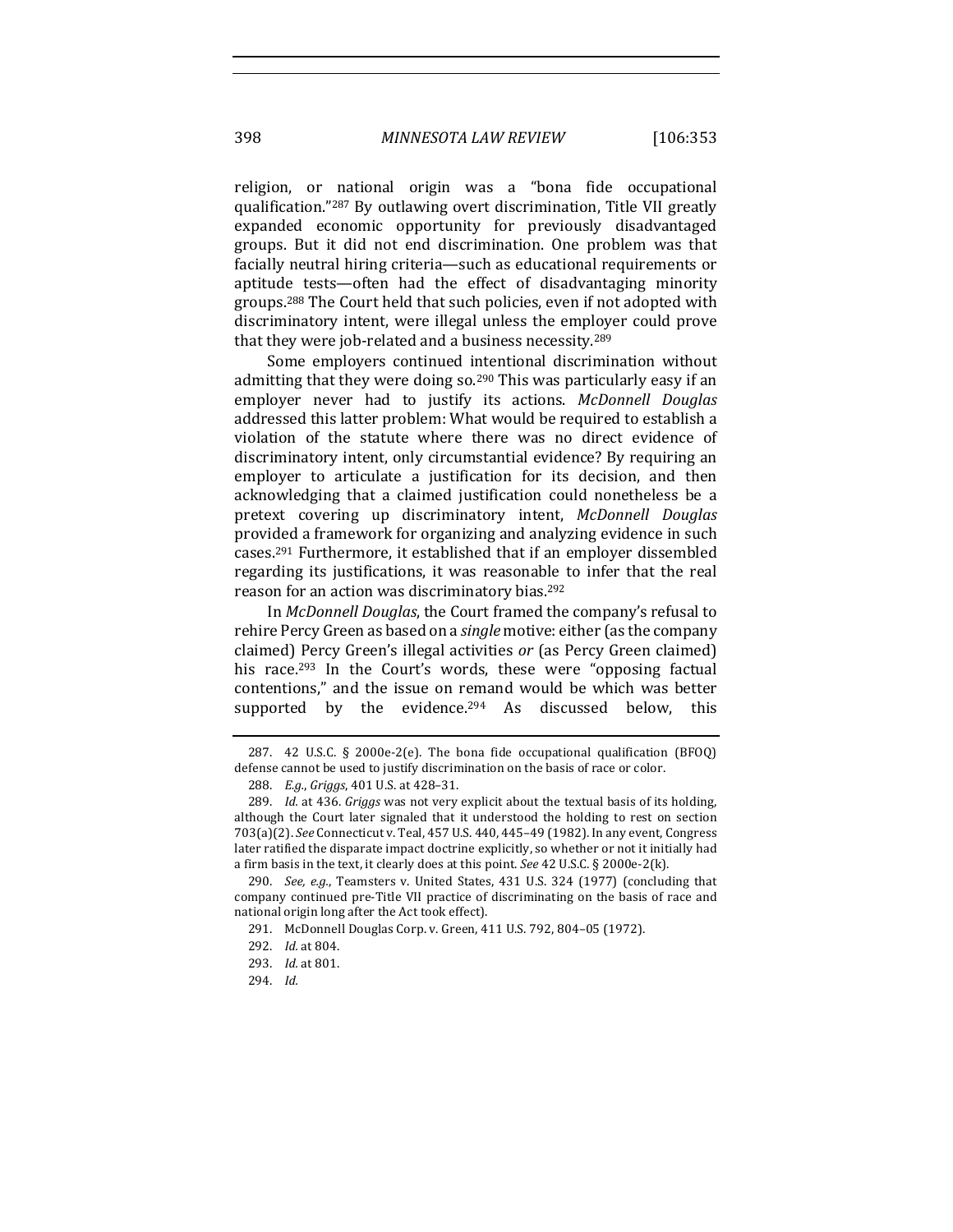religion, or national origin was a "bona fide occupational qualification."[287] By outlawing overt discrimination, Title VII greatly expanded economic opportunity for previously disadvantaged groups. But it did not end discrimination. One problem was that facially neutral hiring criteria—such as educational requirements or aptitude tests—often had the effect of disadvantaging minority groups.[288] The Court held that such policies, even if not adopted with discriminatory intent, were illegal unless the employer could prove that they were job-related and a business necessity.[289]

Some employers continued intentional discrimination without admitting that they were doing so.[290] This was particularly easy if an employer never had to justify its actions. *McDonnell Douglas* addressed this latter problem: What would be required to establish a violation of the statute where there was no direct evidence of discriminatory intent, only circumstantial evidence? By requiring an employer to articulate a justification for its decision, and then acknowledging that a claimed justification could nonetheless be a pretext covering up discriminatory intent, *McDonnell Douglas* provided a framework for organizing and analyzing evidence in such cases.[291] Furthermore, it established that if an employer dissembled regarding its justifications, it was reasonable to infer that the real reason for an action was discriminatory bias.[292]

In *McDonnell Douglas*, the Court framed the company's refusal to rehire Percy Green as based on a *single* motive: either (as the company claimed) Percy Green's illegal activities *or* (as Percy Green claimed) his race.[293] In the Court's words, these were "opposing factual contentions," and the issue on remand would be which was better supported by the evidence.[294] As discussed below, this

287. 42 U.S.C. § 2000e-2(e). The bona fide occupational qualification (BFOQ) defense cannot be used to justify discrimination on the basis of race or color.

288. *E.g.*, *Griggs*, 401 U.S. at 428–31.

289. *Id.* at 436. *Griggs* was not very explicit about the textual basis of its holding, although the Court later signaled that it understood the holding to rest on section 703(a)(2). *See* Connecticut v. Teal, 457 U.S. 440, 445–49 (1982). In any event, Congress later ratified the disparate impact doctrine explicitly, so whether or not it initially had a firm basis in the text, it clearly does at this point. *See* 42 U.S.C. § 2000e-2(k).

290. *See, e.g.*, Teamsters v. United States, 431 U.S. 324 (1977) (concluding that company continued pre-Title VII practice of discriminating on the basis of race and national origin long after the Act took effect).

291. McDonnell Douglas Corp. v. Green, 411 U.S. 792, 804–05 (1972).

292. *Id.* at 804.

293. *Id.* at 801.

294. *Id.*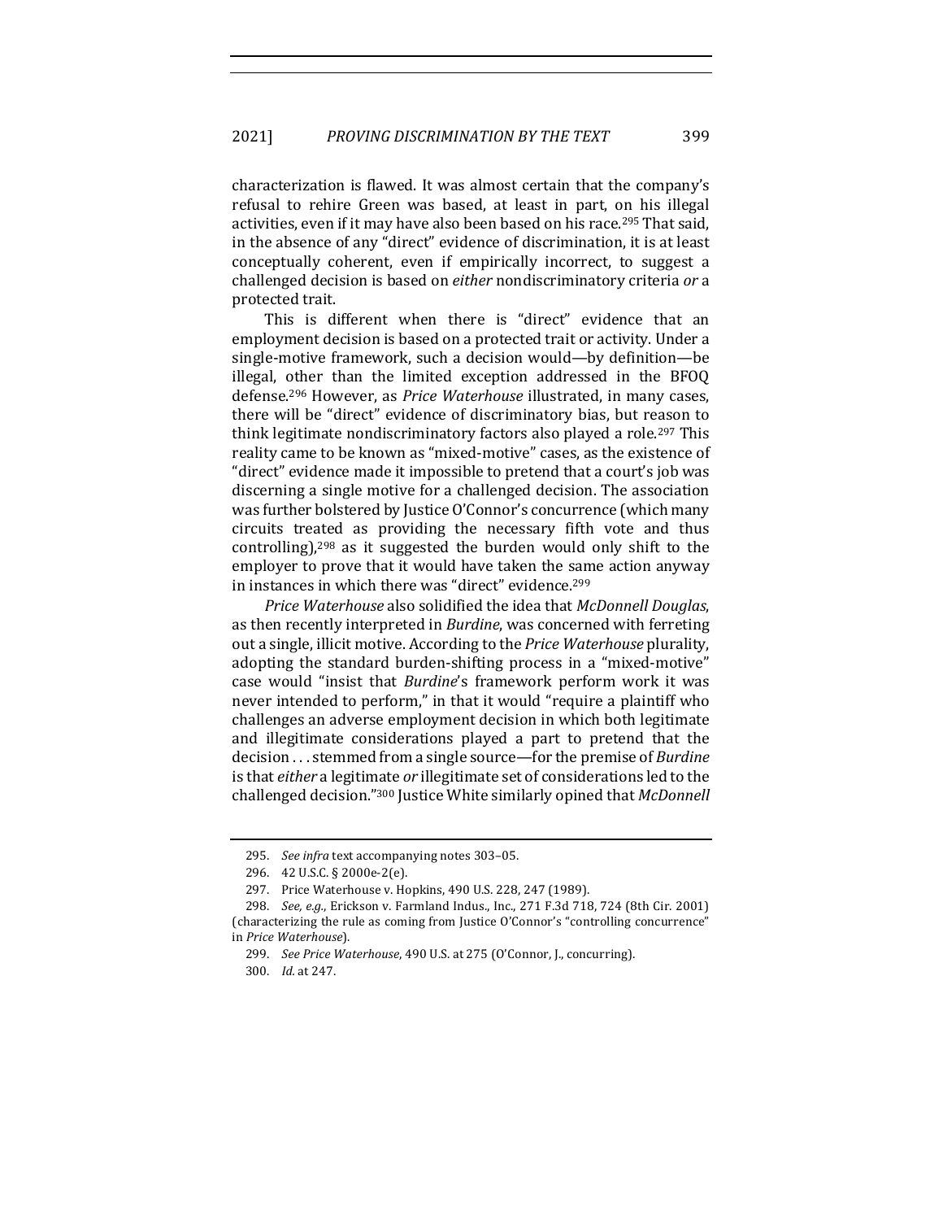characterization is flawed. It was almost certain that the company's refusal to rehire Green was based, at least in part, on his illegal activities, even if it may have also been based on his race.[295] That said, in the absence of any "direct" evidence of discrimination, it is at least conceptually coherent, even if empirically incorrect, to suggest a challenged decision is based on *either* nondiscriminatory criteria *or* a protected trait.

This is different when there is "direct" evidence that an employment decision is based on a protected trait or activity. Under a single-motive framework, such a decision would—by definition—be illegal, other than the limited exception addressed in the BFOQ defense.[296] However, as *Price Waterhouse* illustrated, in many cases, there will be "direct" evidence of discriminatory bias, but reason to think legitimate nondiscriminatory factors also played a role.[297] This reality came to be known as "mixed-motive" cases, as the existence of "direct" evidence made it impossible to pretend that a court's job was discerning a single motive for a challenged decision. The association was further bolstered by Justice O'Connor's concurrence (which many circuits treated as providing the necessary fifth vote and thus controlling),[298] as it suggested the burden would only shift to the employer to prove that it would have taken the same action anyway in instances in which there was "direct" evidence.[299]

*Price Waterhouse* also solidified the idea that *McDonnell Douglas*, as then recently interpreted in *Burdine*, was concerned with ferreting out a single, illicit motive. According to the *Price Waterhouse* plurality, adopting the standard burden-shifting process in a "mixed-motive" case would "insist that *Burdine*'s framework perform work it was never intended to perform," in that it would "require a plaintiff who challenges an adverse employment decision in which both legitimate and illegitimate considerations played a part to pretend that the decision . . . stemmed from a single source—for the premise of *Burdine* is that *either* a legitimate *or* illegitimate set of considerations led to the challenged decision."[300] Justice White similarly opined that *McDonnell*

---

295. *See infra* text accompanying notes 303–05.

296. 42 U.S.C. § 2000e-2(e).

297. Price Waterhouse v. Hopkins, 490 U.S. 228, 247 (1989).

298. *See, e.g.*, Erickson v. Farmland Indus., Inc., 271 F.3d 718, 724 (8th Cir. 2001) (characterizing the rule as coming from Justice O'Connor's "controlling concurrence" in *Price Waterhouse*).

299. *See Price Waterhouse*, 490 U.S. at 275 (O'Connor, J., concurring).

300. *Id.* at 247.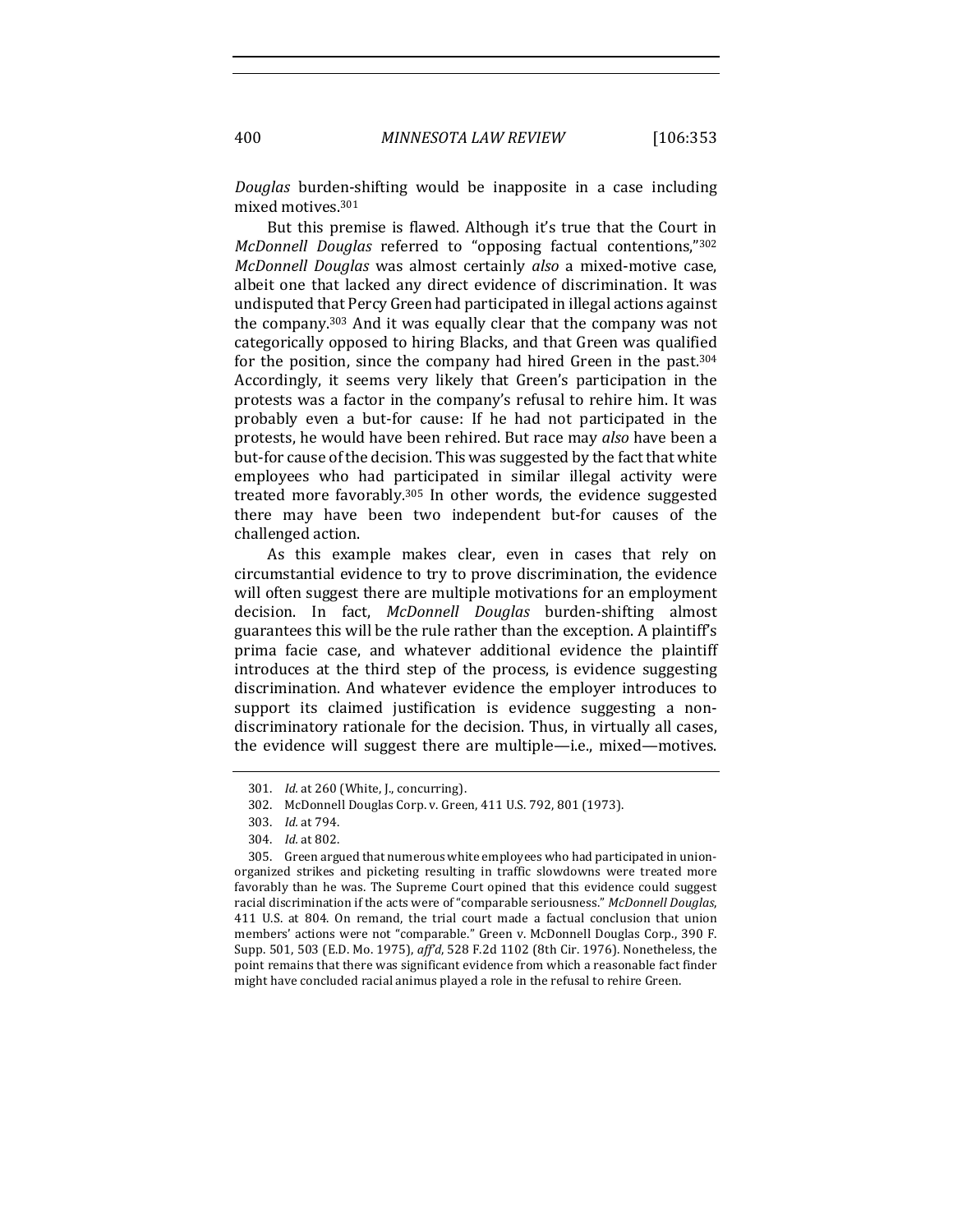*Douglas* burden-shifting would be inapposite in a case including mixed motives.[301]

But this premise is flawed. Although it's true that the Court in *McDonnell Douglas* referred to "opposing factual contentions,"[302] *McDonnell Douglas* was almost certainly *also* a mixed-motive case, albeit one that lacked any direct evidence of discrimination. It was undisputed that Percy Green had participated in illegal actions against the company.[303] And it was equally clear that the company was not categorically opposed to hiring Blacks, and that Green was qualified for the position, since the company had hired Green in the past.[304] Accordingly, it seems very likely that Green's participation in the protests was a factor in the company's refusal to rehire him. It was probably even a but-for cause: If he had not participated in the protests, he would have been rehired. But race may *also* have been a but-for cause of the decision. This was suggested by the fact that white employees who had participated in similar illegal activity were treated more favorably.[305] In other words, the evidence suggested there may have been two independent but-for causes of the challenged action.

As this example makes clear, even in cases that rely on circumstantial evidence to try to prove discrimination, the evidence will often suggest there are multiple motivations for an employment decision. In fact, *McDonnell Douglas* burden-shifting almost guarantees this will be the rule rather than the exception. A plaintiff's prima facie case, and whatever additional evidence the plaintiff introduces at the third step of the process, is evidence suggesting discrimination. And whatever evidence the employer introduces to support its claimed justification is evidence suggesting a non-discriminatory rationale for the decision. Thus, in virtually all cases, the evidence will suggest there are multiple—i.e., mixed—motives.

---

301. *Id.* at 260 (White, J., concurring).

302. McDonnell Douglas Corp. v. Green, 411 U.S. 792, 801 (1973).

303. *Id.* at 794.

304. *Id.* at 802.

305. Green argued that numerous white employees who had participated in union-organized strikes and picketing resulting in traffic slowdowns were treated more favorably than he was. The Supreme Court opined that this evidence could suggest racial discrimination if the acts were of "comparable seriousness." *McDonnell Douglas*, 411 U.S. at 804. On remand, the trial court made a factual conclusion that union members' actions were not "comparable." Green v. McDonnell Douglas Corp., 390 F. Supp. 501, 503 (E.D. Mo. 1975), *aff'd*, 528 F.2d 1102 (8th Cir. 1976). Nonetheless, the point remains that there was significant evidence from which a reasonable fact finder might have concluded racial animus played a role in the refusal to rehire Green.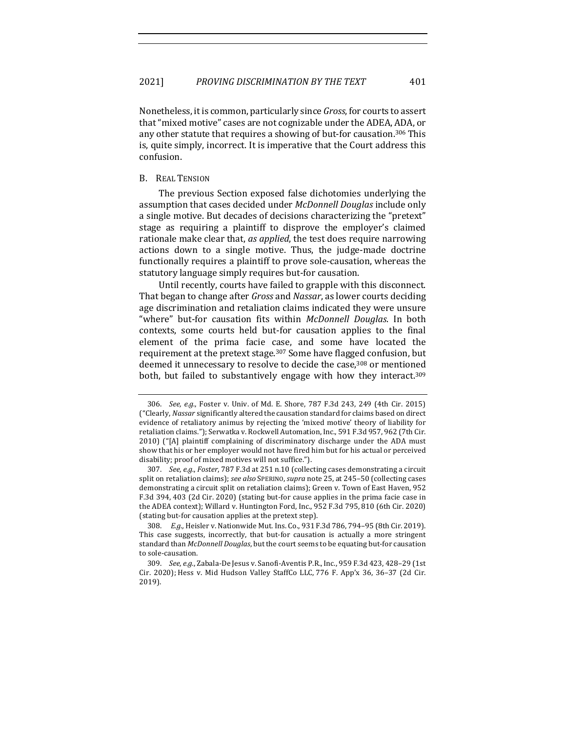Nonetheless, it is common, particularly since *Gross*, for courts to assert that "mixed motive" cases are not cognizable under the ADEA, ADA, or any other statute that requires a showing of but-for causation.[306] This is, quite simply, incorrect. It is imperative that the Court address this confusion.

### B. Real Tension

The previous Section exposed false dichotomies underlying the assumption that cases decided under *McDonnell Douglas* include only a single motive. But decades of decisions characterizing the "pretext" stage as requiring a plaintiff to disprove the employer's claimed rationale make clear that, *as applied*, the test does require narrowing actions down to a single motive. Thus, the judge-made doctrine functionally requires a plaintiff to prove sole-causation, whereas the statutory language simply requires but-for causation.

Until recently, courts have failed to grapple with this disconnect. That began to change after *Gross* and *Nassar*, as lower courts deciding age discrimination and retaliation claims indicated they were unsure "where" but-for causation fits within *McDonnell Douglas*. In both contexts, some courts held but-for causation applies to the final element of the prima facie case, and some have located the requirement at the pretext stage.[307] Some have flagged confusion, but deemed it unnecessary to resolve to decide the case,[308] or mentioned both, but failed to substantively engage with how they interact.[309]

---

306. *See, e.g.*, Foster v. Univ. of Md. E. Shore, 787 F.3d 243, 249 (4th Cir. 2015) ("Clearly, *Nassar* significantly altered the causation standard for claims based on direct evidence of retaliatory animus by rejecting the 'mixed motive' theory of liability for retaliation claims."); Serwatka v. Rockwell Automation, Inc., 591 F.3d 957, 962 (7th Cir. 2010) ("[A] plaintiff complaining of discriminatory discharge under the ADA must show that his or her employer would not have fired him but for his actual or perceived disability; proof of mixed motives will not suffice.").

307. *See, e.g.*, *Foster*, 787 F.3d at 251 n.10 (collecting cases demonstrating a circuit split on retaliation claims); *see also* SPERINO, *supra* note 25, at 245–50 (collecting cases demonstrating a circuit split on retaliation claims); Green v. Town of East Haven, 952 F.3d 394, 403 (2d Cir. 2020) (stating but-for cause applies in the prima facie case in the ADEA context); Willard v. Huntington Ford, Inc., 952 F.3d 795, 810 (6th Cir. 2020) (stating but-for causation applies at the pretext step).

308. *E.g.*, Heisler v. Nationwide Mut. Ins. Co., 931 F.3d 786, 794–95 (8th Cir. 2019). This case suggests, incorrectly, that but-for causation is actually a more stringent standard than *McDonnell Douglas*, but the court seems to be equating but-for causation to sole-causation.

309. *See, e.g.*, Zabala-De Jesus v. Sanofi-Aventis P.R., Inc., 959 F.3d 423, 428–29 (1st Cir. 2020); Hess v. Mid Hudson Valley StaffCo LLC, 776 F. App'x 36, 36–37 (2d Cir. 2019).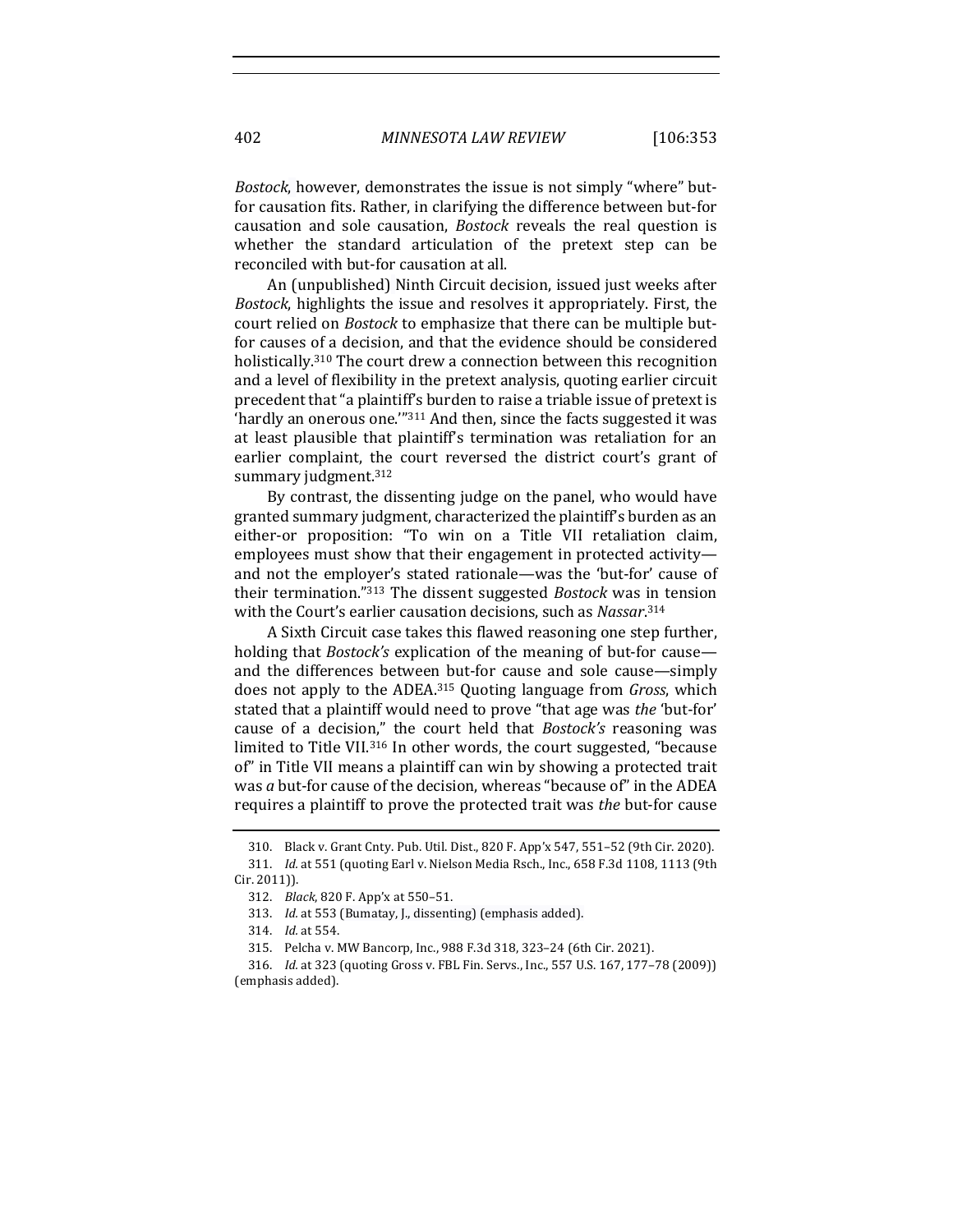*Bostock*, however, demonstrates the issue is not simply "where" but-for causation fits. Rather, in clarifying the difference between but-for causation and sole causation, *Bostock* reveals the real question is whether the standard articulation of the pretext step can be reconciled with but-for causation at all.

An (unpublished) Ninth Circuit decision, issued just weeks after *Bostock*, highlights the issue and resolves it appropriately. First, the court relied on *Bostock* to emphasize that there can be multiple but-for causes of a decision, and that the evidence should be considered holistically.[310] The court drew a connection between this recognition and a level of flexibility in the pretext analysis, quoting earlier circuit precedent that "a plaintiff's burden to raise a triable issue of pretext is 'hardly an onerous one.'"[311] And then, since the facts suggested it was at least plausible that plaintiff's termination was retaliation for an earlier complaint, the court reversed the district court's grant of summary judgment.[312]

By contrast, the dissenting judge on the panel, who would have granted summary judgment, characterized the plaintiff's burden as an either-or proposition: "To win on a Title VII retaliation claim, employees must show that their engagement in protected activity—and not the employer's stated rationale—was the 'but-for' cause of their termination."[313] The dissent suggested *Bostock* was in tension with the Court's earlier causation decisions, such as *Nassar*.[314]

A Sixth Circuit case takes this flawed reasoning one step further, holding that *Bostock's* explication of the meaning of but-for cause—and the differences between but-for cause and sole cause—simply does not apply to the ADEA.[315] Quoting language from *Gross*, which stated that a plaintiff would need to prove "that age was *the* 'but-for' cause of a decision," the court held that *Bostock's* reasoning was limited to Title VII.[316] In other words, the court suggested, "because of" in Title VII means a plaintiff can win by showing a protected trait was *a* but-for cause of the decision, whereas "because of" in the ADEA requires a plaintiff to prove the protected trait was *the* but-for cause

---

310. Black v. Grant Cnty. Pub. Util. Dist., 820 F. App'x 547, 551–52 (9th Cir. 2020).

311. *Id.* at 551 (quoting Earl v. Nielson Media Rsch., Inc., 658 F.3d 1108, 1113 (9th Cir. 2011)).

312. *Black*, 820 F. App'x at 550–51.

313. *Id.* at 553 (Bumatay, J., dissenting) (emphasis added).

314. *Id.* at 554.

315. Pelcha v. MW Bancorp, Inc., 988 F.3d 318, 323–24 (6th Cir. 2021).

316. *Id.* at 323 (quoting Gross v. FBL Fin. Servs., Inc., 557 U.S. 167, 177–78 (2009)) (emphasis added).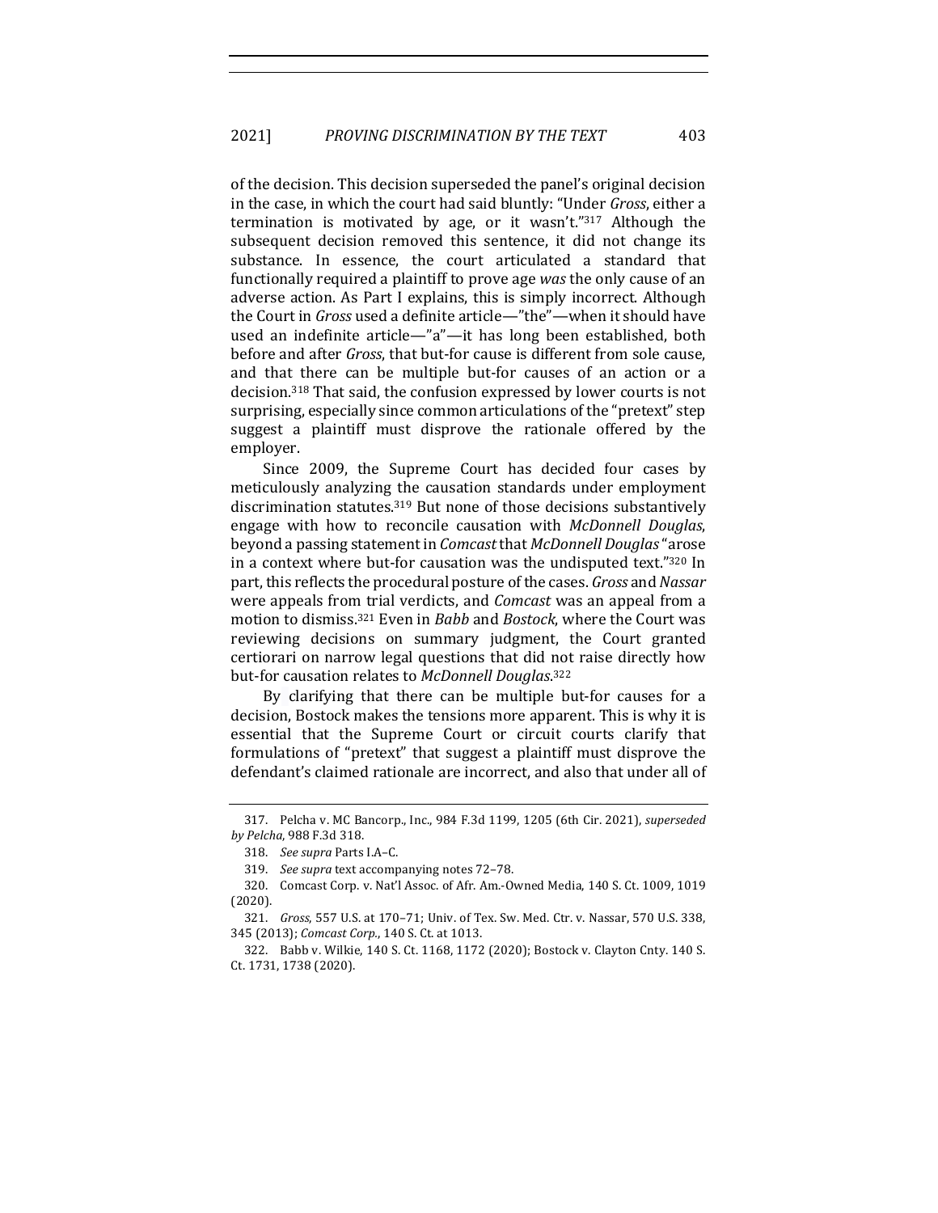of the decision. This decision superseded the panel's original decision in the case, in which the court had said bluntly: "Under *Gross*, either a termination is motivated by age, or it wasn't."[317] Although the subsequent decision removed this sentence, it did not change its substance. In essence, the court articulated a standard that functionally required a plaintiff to prove age *was* the only cause of an adverse action. As Part I explains, this is simply incorrect. Although the Court in *Gross* used a definite article—"the"—when it should have used an indefinite article—"a"—it has long been established, both before and after *Gross*, that but-for cause is different from sole cause, and that there can be multiple but-for causes of an action or a decision.[318] That said, the confusion expressed by lower courts is not surprising, especially since common articulations of the "pretext" step suggest a plaintiff must disprove the rationale offered by the employer.

Since 2009, the Supreme Court has decided four cases by meticulously analyzing the causation standards under employment discrimination statutes.[319] But none of those decisions substantively engage with how to reconcile causation with *McDonnell Douglas*, beyond a passing statement in *Comcast* that *McDonnell Douglas* "arose in a context where but-for causation was the undisputed text."[320] In part, this reflects the procedural posture of the cases. *Gross* and *Nassar* were appeals from trial verdicts, and *Comcast* was an appeal from a motion to dismiss.[321] Even in *Babb* and *Bostock*, where the Court was reviewing decisions on summary judgment, the Court granted certiorari on narrow legal questions that did not raise directly how but-for causation relates to *McDonnell Douglas*.[322]

By clarifying that there can be multiple but-for causes for a decision, Bostock makes the tensions more apparent. This is why it is essential that the Supreme Court or circuit courts clarify that formulations of "pretext" that suggest a plaintiff must disprove the defendant's claimed rationale are incorrect, and also that under all of

---

317. Pelcha v. MC Bancorp., Inc., 984 F.3d 1199, 1205 (6th Cir. 2021), *superseded by Pelcha*, 988 F.3d 318.

318. *See supra* Parts I.A–C.

319. *See supra* text accompanying notes 72–78.

320. Comcast Corp. v. Nat'l Assoc. of Afr. Am.-Owned Media, 140 S. Ct. 1009, 1019 (2020).

321. *Gross*, 557 U.S. at 170–71; Univ. of Tex. Sw. Med. Ctr. v. Nassar, 570 U.S. 338, 345 (2013); *Comcast Corp.*, 140 S. Ct. at 1013.

322. Babb v. Wilkie, 140 S. Ct. 1168, 1172 (2020); Bostock v. Clayton Cnty. 140 S. Ct. 1731, 1738 (2020).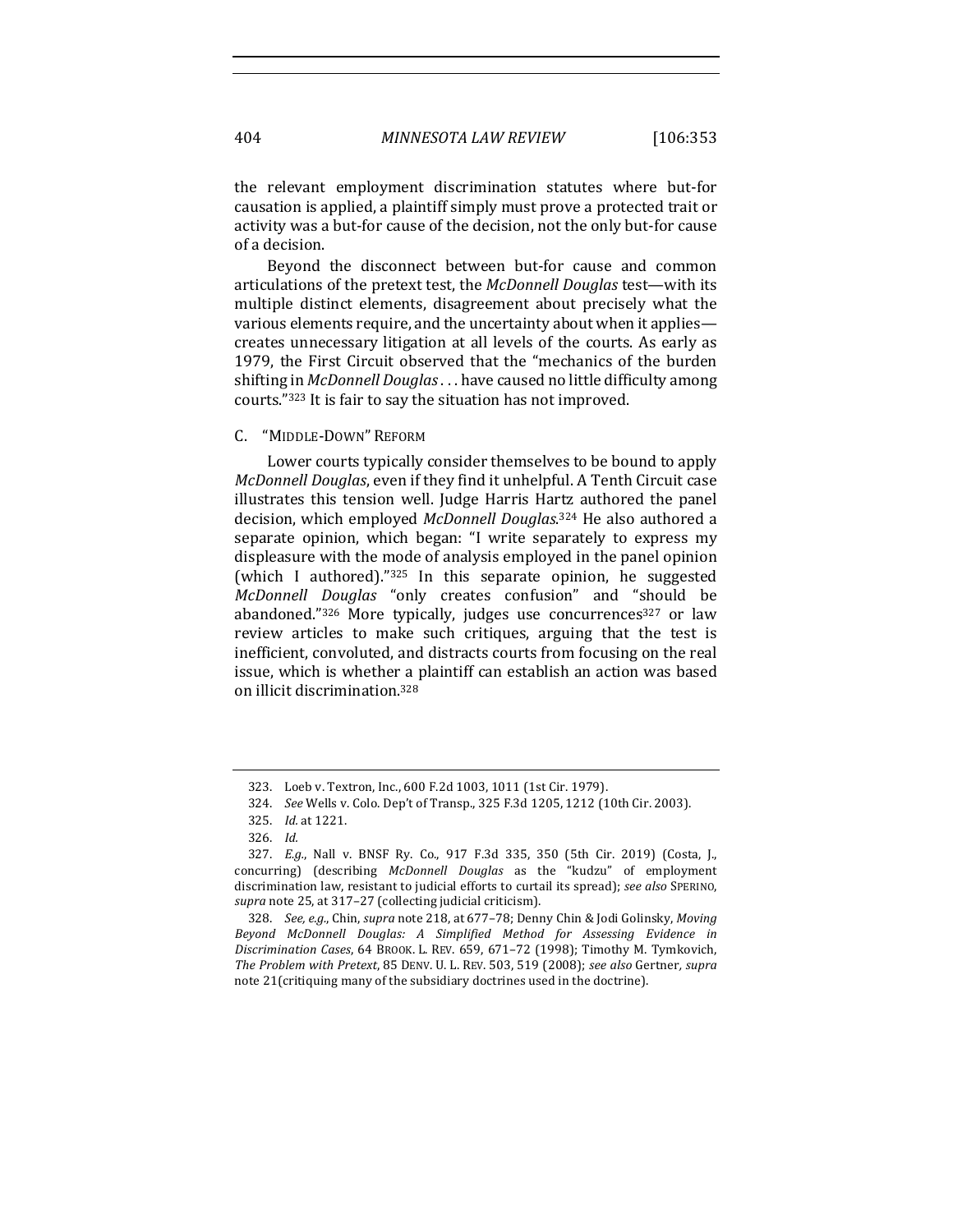the relevant employment discrimination statutes where but-for causation is applied, a plaintiff simply must prove a protected trait or activity was a but-for cause of the decision, not the only but-for cause of a decision.

Beyond the disconnect between but-for cause and common articulations of the pretext test, the *McDonnell Douglas* test—with its multiple distinct elements, disagreement about precisely what the various elements require, and the uncertainty about when it applies—creates unnecessary litigation at all levels of the courts. As early as 1979, the First Circuit observed that the "mechanics of the burden shifting in *McDonnell Douglas* . . . have caused no little difficulty among courts."[323] It is fair to say the situation has not improved.

### C. "Middle-Down" Reform

Lower courts typically consider themselves to be bound to apply *McDonnell Douglas*, even if they find it unhelpful. A Tenth Circuit case illustrates this tension well. Judge Harris Hartz authored the panel decision, which employed *McDonnell Douglas*.[324] He also authored a separate opinion, which began: "I write separately to express my displeasure with the mode of analysis employed in the panel opinion (which I authored)."[325] In this separate opinion, he suggested *McDonnell Douglas* "only creates confusion" and "should be abandoned."[326] More typically, judges use concurrences[327] or law review articles to make such critiques, arguing that the test is inefficient, convoluted, and distracts courts from focusing on the real issue, which is whether a plaintiff can establish an action was based on illicit discrimination.[328]

---

323. Loeb v. Textron, Inc., 600 F.2d 1003, 1011 (1st Cir. 1979).

324. *See* Wells v. Colo. Dep't of Transp., 325 F.3d 1205, 1212 (10th Cir. 2003).

325. *Id.* at 1221.

326. *Id.*

327. *E.g.*, Nall v. BNSF Ry. Co., 917 F.3d 335, 350 (5th Cir. 2019) (Costa, J., concurring) (describing *McDonnell Douglas* as the "kudzu" of employment discrimination law, resistant to judicial efforts to curtail its spread); *see also* SPERINO, *supra* note 25, at 317–27 (collecting judicial criticism).

328. *See, e.g.*, Chin, *supra* note 218, at 677–78; Denny Chin & Jodi Golinsky, *Moving Beyond McDonnell Douglas: A Simplified Method for Assessing Evidence in Discrimination Cases*, 64 BROOK. L. REV. 659, 671–72 (1998); Timothy M. Tymkovich, *The Problem with Pretext*, 85 DENV. U. L. REV. 503, 519 (2008); *see also* Gertner, *supra* note 21(critiquing many of the subsidiary doctrines used in the doctrine).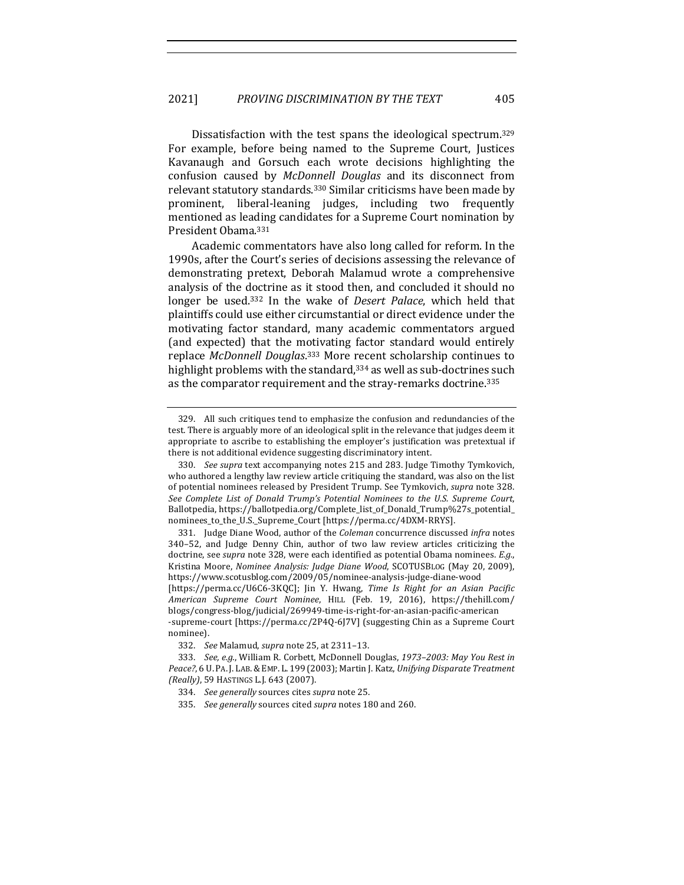Dissatisfaction with the test spans the ideological spectrum.[329] For example, before being named to the Supreme Court, Justices Kavanaugh and Gorsuch each wrote decisions highlighting the confusion caused by *McDonnell Douglas* and its disconnect from relevant statutory standards.[330] Similar criticisms have been made by prominent, liberal-leaning judges, including two frequently mentioned as leading candidates for a Supreme Court nomination by President Obama.[331]

Academic commentators have also long called for reform. In the 1990s, after the Court's series of decisions assessing the relevance of demonstrating pretext, Deborah Malamud wrote a comprehensive analysis of the doctrine as it stood then, and concluded it should no longer be used.[332] In the wake of *Desert Palace*, which held that plaintiffs could use either circumstantial or direct evidence under the motivating factor standard, many academic commentators argued (and expected) that the motivating factor standard would entirely replace *McDonnell Douglas*.[333] More recent scholarship continues to highlight problems with the standard,[334] as well as sub-doctrines such as the comparator requirement and the stray-remarks doctrine.[335]

---

329. All such critiques tend to emphasize the confusion and redundancies of the test. There is arguably more of an ideological split in the relevance that judges deem it appropriate to ascribe to establishing the employer's justification was pretextual if there is not additional evidence suggesting discriminatory intent.

330. *See supra* text accompanying notes 215 and 283. Judge Timothy Tymkovich, who authored a lengthy law review article critiquing the standard, was also on the list of potential nominees released by President Trump. See Tymkovich, *supra* note 328. *See Complete List of Donald Trump's Potential Nominees to the U.S. Supreme Court*, Ballotpedia, https://ballotpedia.org/Complete_list_of_Donald_Trump%27s_potential_nominees_to_the_U.S._Supreme_Court [https://perma.cc/4DXM-RRYS].

331. Judge Diane Wood, author of the *Coleman* concurrence discussed *infra* notes 340–52, and Judge Denny Chin, author of two law review articles criticizing the doctrine, see *supra* note 328, were each identified as potential Obama nominees. *E.g.*, Kristina Moore, *Nominee Analysis: Judge Diane Wood*, SCOTUSBLOG (May 20, 2009), https://www.scotusblog.com/2009/05/nominee-analysis-judge-diane-wood [https://perma.cc/U6C6-3KQC]; Jin Y. Hwang, *Time Is Right for an Asian Pacific American Supreme Court Nominee*, HILL (Feb. 19, 2016), https://thehill.com/blogs/congress-blog/judicial/269949-time-is-right-for-an-asian-pacific-american-supreme-court [https://perma.cc/2P4Q-6J7V] (suggesting Chin as a Supreme Court nominee).

332. *See* Malamud, *supra* note 25, at 2311–13.

333. *See, e.g.*, William R. Corbett, McDonnell Douglas, *1973–2003: May You Rest in Peace?*, 6 U. PA. J. LAB. & EMP. L. 199 (2003); Martin J. Katz, *Unifying Disparate Treatment (Really)*, 59 HASTINGS L.J. 643 (2007).

334. *See generally* sources cites *supra* note 25.

335. *See generally* sources cited *supra* notes 180 and 260.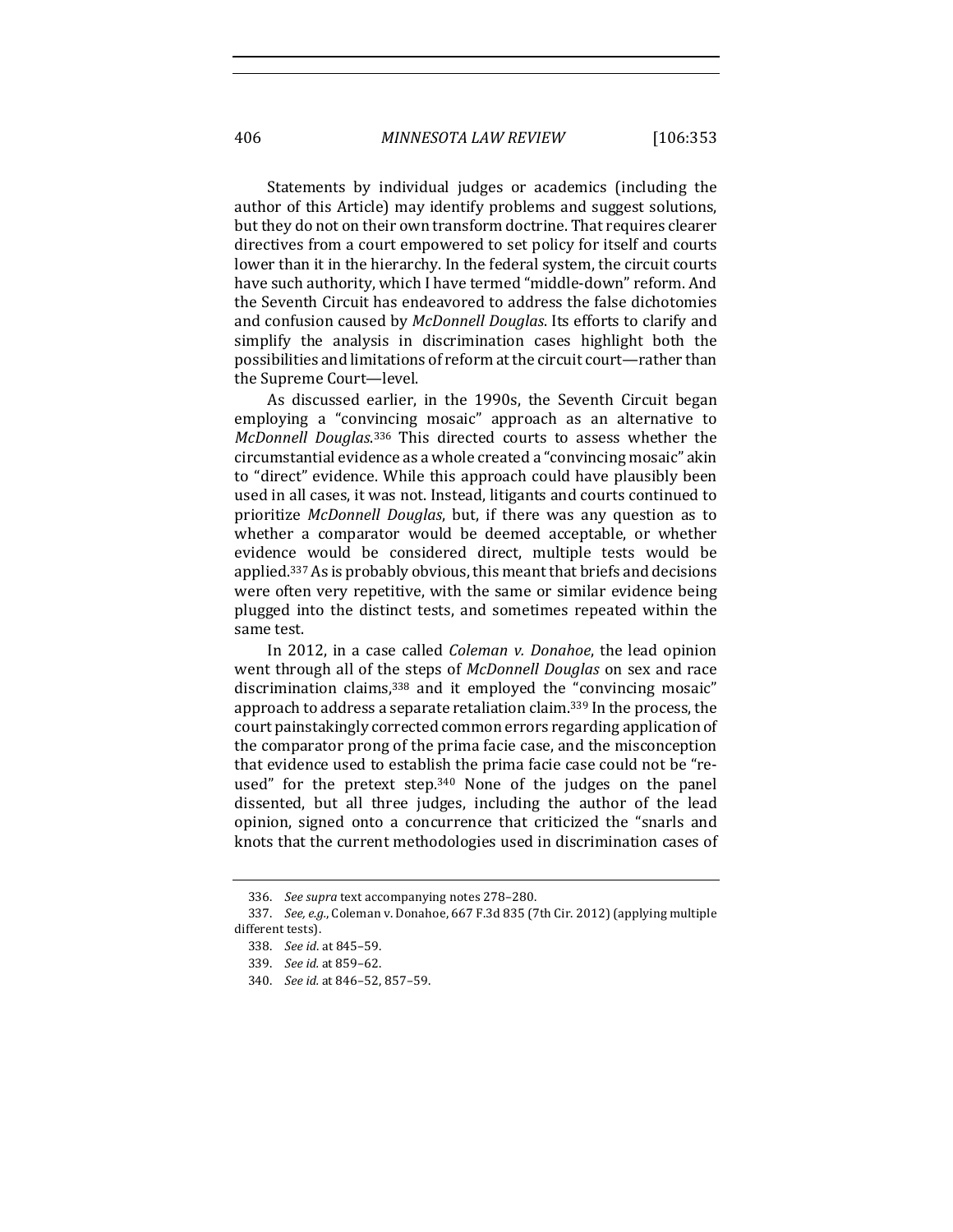Statements by individual judges or academics (including the author of this Article) may identify problems and suggest solutions, but they do not on their own transform doctrine. That requires clearer directives from a court empowered to set policy for itself and courts lower than it in the hierarchy. In the federal system, the circuit courts have such authority, which I have termed "middle-down" reform. And the Seventh Circuit has endeavored to address the false dichotomies and confusion caused by *McDonnell Douglas*. Its efforts to clarify and simplify the analysis in discrimination cases highlight both the possibilities and limitations of reform at the circuit court—rather than the Supreme Court—level.

As discussed earlier, in the 1990s, the Seventh Circuit began employing a "convincing mosaic" approach as an alternative to *McDonnell Douglas*.[336] This directed courts to assess whether the circumstantial evidence as a whole created a "convincing mosaic" akin to "direct" evidence. While this approach could have plausibly been used in all cases, it was not. Instead, litigants and courts continued to prioritize *McDonnell Douglas*, but, if there was any question as to whether a comparator would be deemed acceptable, or whether evidence would be considered direct, multiple tests would be applied.[337] As is probably obvious, this meant that briefs and decisions were often very repetitive, with the same or similar evidence being plugged into the distinct tests, and sometimes repeated within the same test.

In 2012, in a case called *Coleman v. Donahoe*, the lead opinion went through all of the steps of *McDonnell Douglas* on sex and race discrimination claims,[338] and it employed the "convincing mosaic" approach to address a separate retaliation claim.[339] In the process, the court painstakingly corrected common errors regarding application of the comparator prong of the prima facie case, and the misconception that evidence used to establish the prima facie case could not be "re-used" for the pretext step.[340] None of the judges on the panel dissented, but all three judges, including the author of the lead opinion, signed onto a concurrence that criticized the "snarls and knots that the current methodologies used in discrimination cases of

336. *See supra* text accompanying notes 278–280.

337. *See, e.g.*, Coleman v. Donahoe, 667 F.3d 835 (7th Cir. 2012) (applying multiple different tests).

338. *See id.* at 845–59.

339. *See id.* at 859–62.

340. *See id.* at 846–52, 857–59.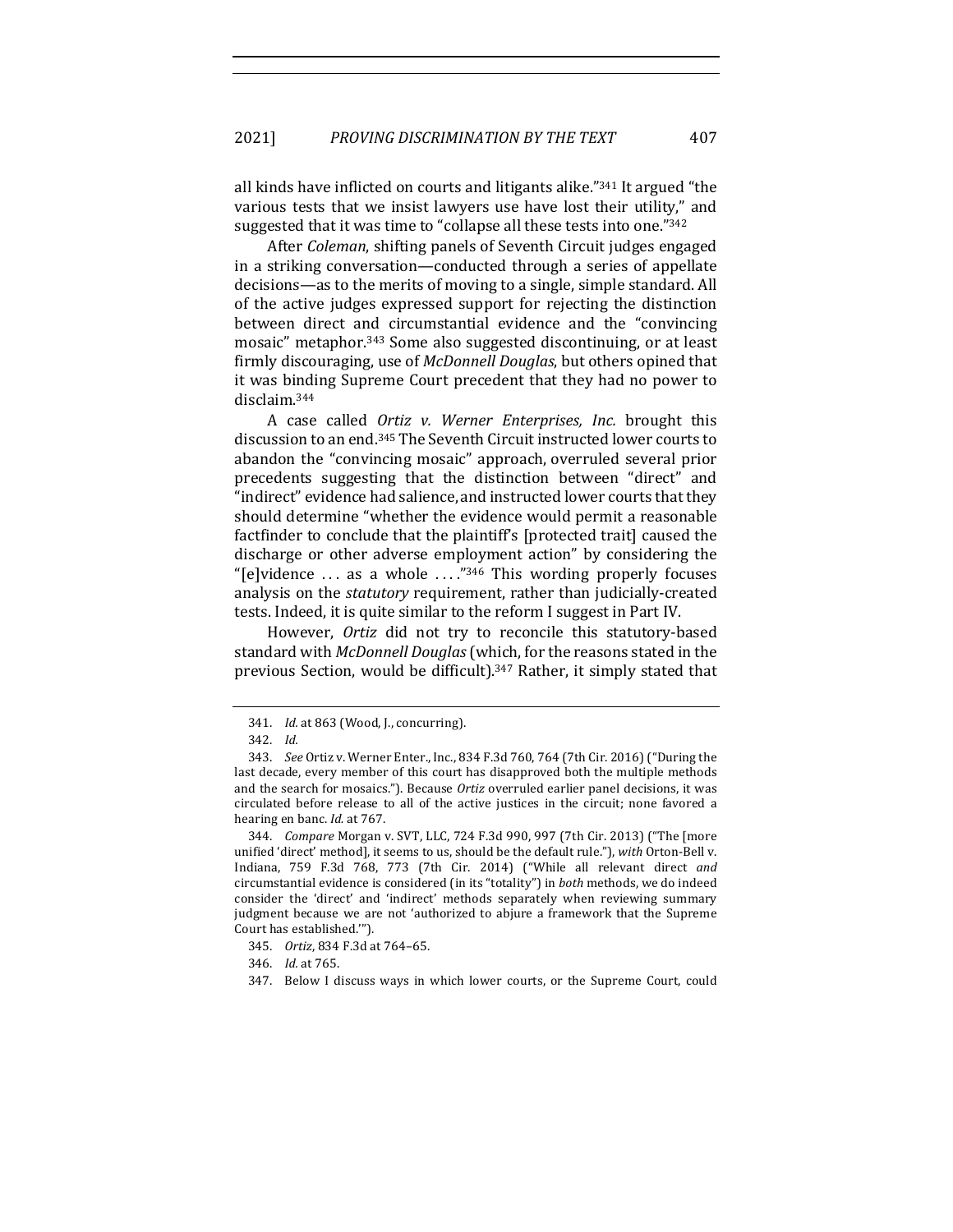all kinds have inflicted on courts and litigants alike."[341] It argued "the various tests that we insist lawyers use have lost their utility," and suggested that it was time to "collapse all these tests into one."[342]

After *Coleman*, shifting panels of Seventh Circuit judges engaged in a striking conversation—conducted through a series of appellate decisions—as to the merits of moving to a single, simple standard. All of the active judges expressed support for rejecting the distinction between direct and circumstantial evidence and the "convincing mosaic" metaphor.[343] Some also suggested discontinuing, or at least firmly discouraging, use of *McDonnell Douglas*, but others opined that it was binding Supreme Court precedent that they had no power to disclaim.[344]

A case called *Ortiz v. Werner Enterprises, Inc.* brought this discussion to an end.[345] The Seventh Circuit instructed lower courts to abandon the "convincing mosaic" approach, overruled several prior precedents suggesting that the distinction between "direct" and "indirect" evidence had salience, and instructed lower courts that they should determine "whether the evidence would permit a reasonable factfinder to conclude that the plaintiff's [protected trait] caused the discharge or other adverse employment action" by considering the "[e]vidence . . . as a whole . . . ."[346] This wording properly focuses analysis on the *statutory* requirement, rather than judicially-created tests. Indeed, it is quite similar to the reform I suggest in Part IV.

However, *Ortiz* did not try to reconcile this statutory-based standard with *McDonnell Douglas* (which, for the reasons stated in the previous Section, would be difficult).[347] Rather, it simply stated that

---

341. *Id.* at 863 (Wood, J., concurring).

342. *Id.*

343. *See* Ortiz v. Werner Enter., Inc., 834 F.3d 760, 764 (7th Cir. 2016) ("During the last decade, every member of this court has disapproved both the multiple methods and the search for mosaics."). Because *Ortiz* overruled earlier panel decisions, it was circulated before release to all of the active justices in the circuit; none favored a hearing en banc. *Id.* at 767.

344. *Compare* Morgan v. SVT, LLC, 724 F.3d 990, 997 (7th Cir. 2013) ("The [more unified 'direct' method], it seems to us, should be the default rule."), *with* Orton-Bell v. Indiana, 759 F.3d 768, 773 (7th Cir. 2014) ("While all relevant direct *and* circumstantial evidence is considered (in its "totality") in *both* methods, we do indeed consider the 'direct' and 'indirect' methods separately when reviewing summary judgment because we are not 'authorized to abjure a framework that the Supreme Court has established.'").

345. *Ortiz*, 834 F.3d at 764–65.

346. *Id.* at 765.

347. Below I discuss ways in which lower courts, or the Supreme Court, could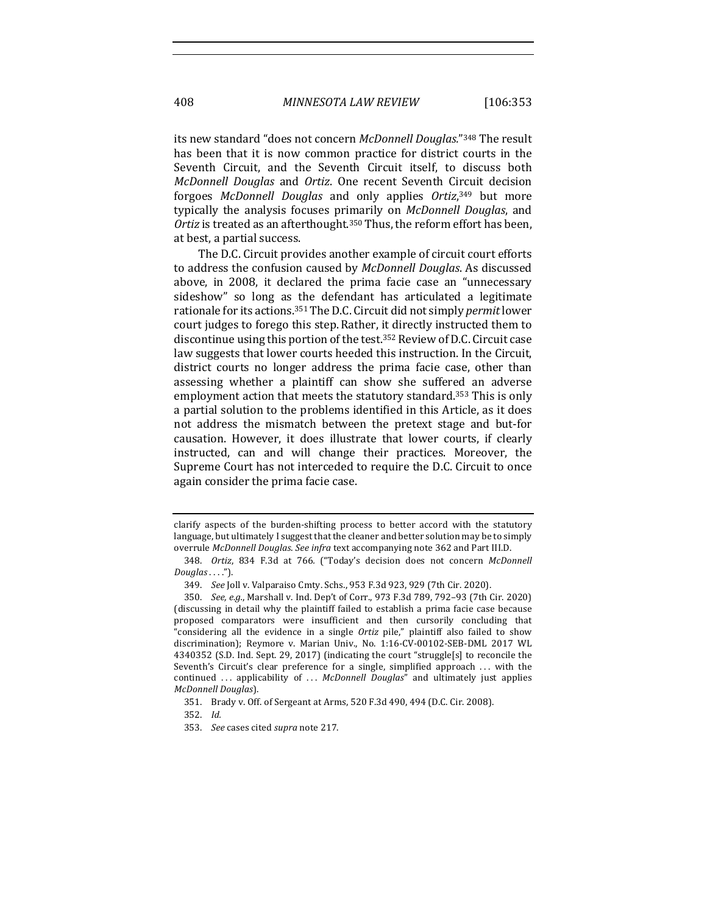its new standard "does not concern *McDonnell Douglas*."[348] The result has been that it is now common practice for district courts in the Seventh Circuit, and the Seventh Circuit itself, to discuss both *McDonnell Douglas* and *Ortiz*. One recent Seventh Circuit decision forgoes *McDonnell Douglas* and only applies *Ortiz*,[349] but more typically the analysis focuses primarily on *McDonnell Douglas*, and *Ortiz* is treated as an afterthought.[350] Thus, the reform effort has been, at best, a partial success.

The D.C. Circuit provides another example of circuit court efforts to address the confusion caused by *McDonnell Douglas*. As discussed above, in 2008, it declared the prima facie case an "unnecessary sideshow" so long as the defendant has articulated a legitimate rationale for its actions.[351] The D.C. Circuit did not simply *permit* lower court judges to forego this step. Rather, it directly instructed them to discontinue using this portion of the test.[352] Review of D.C. Circuit case law suggests that lower courts heeded this instruction. In the Circuit, district courts no longer address the prima facie case, other than assessing whether a plaintiff can show she suffered an adverse employment action that meets the statutory standard.[353] This is only a partial solution to the problems identified in this Article, as it does not address the mismatch between the pretext stage and but-for causation. However, it does illustrate that lower courts, if clearly instructed, can and will change their practices. Moreover, the Supreme Court has not interceded to require the D.C. Circuit to once again consider the prima facie case.

---

clarify aspects of the burden-shifting process to better accord with the statutory language, but ultimately I suggest that the cleaner and better solution may be to simply overrule *McDonnell Douglas*. *See infra* text accompanying note 362 and Part III.D.

348. *Ortiz*, 834 F.3d at 766. ("Today's decision does not concern *McDonnell Douglas* . . . .").

349. *See* Joll v. Valparaiso Cmty. Schs., 953 F.3d 923, 929 (7th Cir. 2020).

350. *See, e.g.*, Marshall v. Ind. Dep't of Corr., 973 F.3d 789, 792–93 (7th Cir. 2020) (discussing in detail why the plaintiff failed to establish a prima facie case because proposed comparators were insufficient and then cursorily concluding that "considering all the evidence in a single *Ortiz* pile," plaintiff also failed to show discrimination); Reymore v. Marian Univ., No. 1:16-CV-00102-SEB-DML 2017 WL 4340352 (S.D. Ind. Sept. 29, 2017) (indicating the court "struggle[s] to reconcile the Seventh's Circuit's clear preference for a single, simplified approach . . . with the continued . . . applicability of . . . *McDonnell Douglas*" and ultimately just applies *McDonnell Douglas*).

351. Brady v. Off. of Sergeant at Arms, 520 F.3d 490, 494 (D.C. Cir. 2008).

352. *Id.*

353. *See* cases cited *supra* note 217.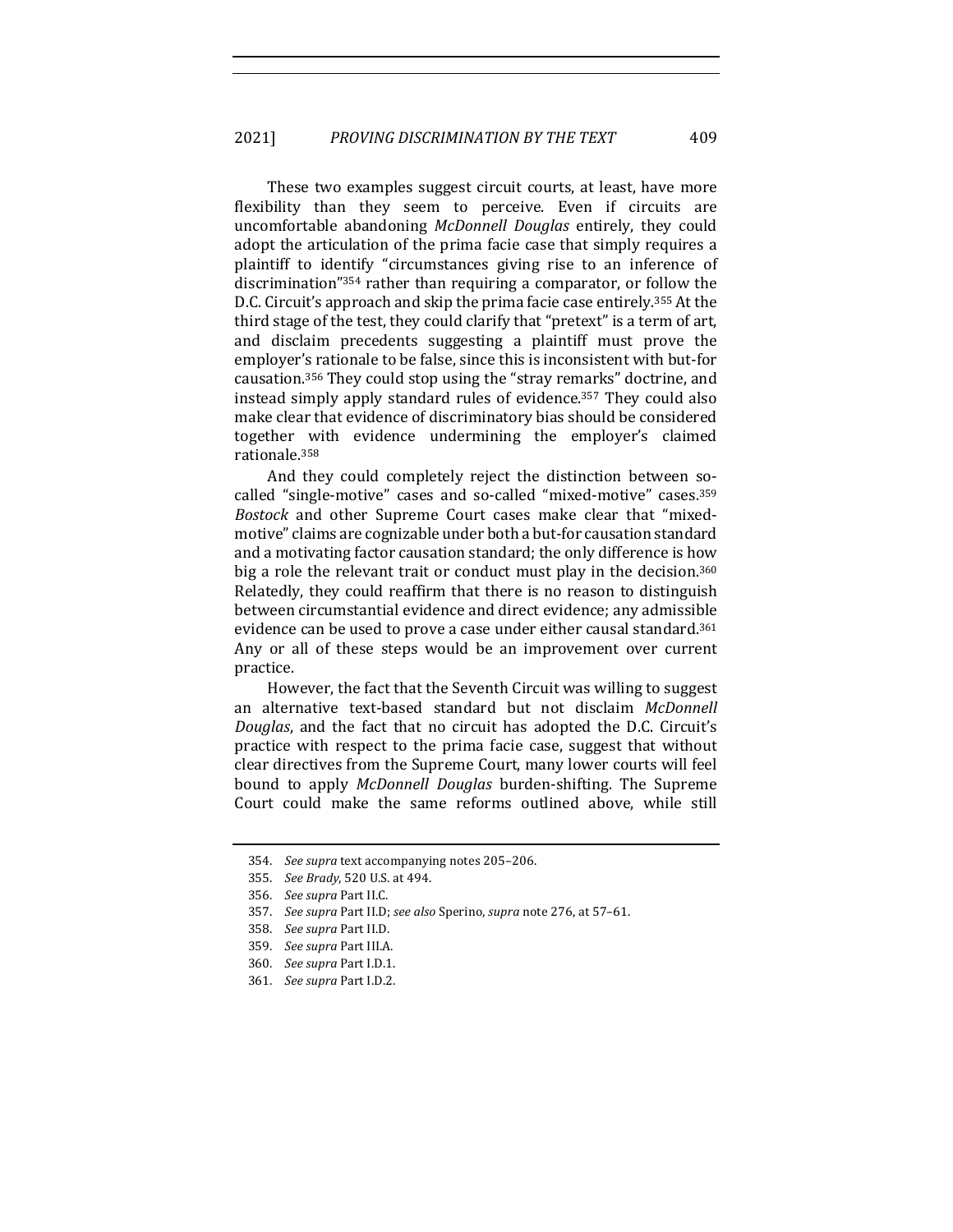These two examples suggest circuit courts, at least, have more flexibility than they seem to perceive. Even if circuits are uncomfortable abandoning *McDonnell Douglas* entirely, they could adopt the articulation of the prima facie case that simply requires a plaintiff to identify "circumstances giving rise to an inference of discrimination"[354] rather than requiring a comparator, or follow the D.C. Circuit's approach and skip the prima facie case entirely.[355] At the third stage of the test, they could clarify that "pretext" is a term of art, and disclaim precedents suggesting a plaintiff must prove the employer's rationale to be false, since this is inconsistent with but-for causation.[356] They could stop using the "stray remarks" doctrine, and instead simply apply standard rules of evidence.[357] They could also make clear that evidence of discriminatory bias should be considered together with evidence undermining the employer's claimed rationale.[358]

And they could completely reject the distinction between so-called "single-motive" cases and so-called "mixed-motive" cases.[359] *Bostock* and other Supreme Court cases make clear that "mixed-motive" claims are cognizable under both a but-for causation standard and a motivating factor causation standard; the only difference is how big a role the relevant trait or conduct must play in the decision.[360] Relatedly, they could reaffirm that there is no reason to distinguish between circumstantial evidence and direct evidence; any admissible evidence can be used to prove a case under either causal standard.[361] Any or all of these steps would be an improvement over current practice.

However, the fact that the Seventh Circuit was willing to suggest an alternative text-based standard but not disclaim *McDonnell Douglas*, and the fact that no circuit has adopted the D.C. Circuit's practice with respect to the prima facie case, suggest that without clear directives from the Supreme Court, many lower courts will feel bound to apply *McDonnell Douglas* burden-shifting. The Supreme Court could make the same reforms outlined above, while still

---

354. *See supra* text accompanying notes 205–206.

355. *See Brady*, 520 U.S. at 494.

356. *See supra* Part II.C.

357. *See supra* Part II.D; *see also* Sperino, *supra* note 276, at 57–61.

358. *See supra* Part II.D.

359. *See supra* Part III.A.

360. *See supra* Part I.D.1.

361. *See supra* Part I.D.2.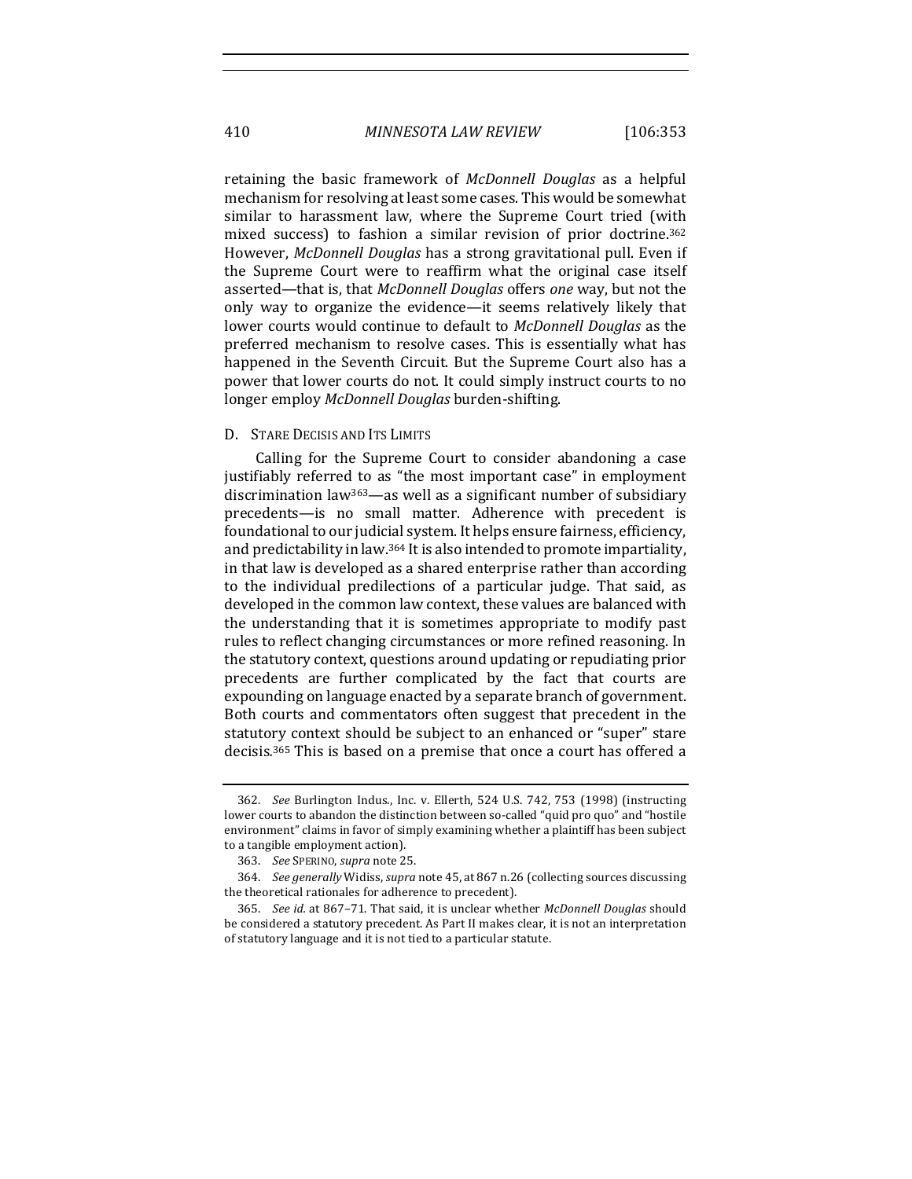retaining the basic framework of *McDonnell Douglas* as a helpful mechanism for resolving at least some cases. This would be somewhat similar to harassment law, where the Supreme Court tried (with mixed success) to fashion a similar revision of prior doctrine.[362] However, *McDonnell Douglas* has a strong gravitational pull. Even if the Supreme Court were to reaffirm what the original case itself asserted—that is, that *McDonnell Douglas* offers *one* way, but not the only way to organize the evidence—it seems relatively likely that lower courts would continue to default to *McDonnell Douglas* as the preferred mechanism to resolve cases. This is essentially what has happened in the Seventh Circuit. But the Supreme Court also has a power that lower courts do not. It could simply instruct courts to no longer employ *McDonnell Douglas* burden-shifting.

### D. Stare Decisis and Its Limits

Calling for the Supreme Court to consider abandoning a case justifiably referred to as "the most important case" in employment discrimination law[363]—as well as a significant number of subsidiary precedents—is no small matter. Adherence with precedent is foundational to our judicial system. It helps ensure fairness, efficiency, and predictability in law.[364] It is also intended to promote impartiality, in that law is developed as a shared enterprise rather than according to the individual predilections of a particular judge. That said, as developed in the common law context, these values are balanced with the understanding that it is sometimes appropriate to modify past rules to reflect changing circumstances or more refined reasoning. In the statutory context, questions around updating or repudiating prior precedents are further complicated by the fact that courts are expounding on language enacted by a separate branch of government. Both courts and commentators often suggest that precedent in the statutory context should be subject to an enhanced or "super" stare decisis.[365] This is based on a premise that once a court has offered a

---

362. *See* Burlington Indus., Inc. v. Ellerth, 524 U.S. 742, 753 (1998) (instructing lower courts to abandon the distinction between so-called "quid pro quo" and "hostile environment" claims in favor of simply examining whether a plaintiff has been subject to a tangible employment action).

363. *See* Sperino, *supra* note 25.

364. *See generally* Widiss, *supra* note 45, at 867 n.26 (collecting sources discussing the theoretical rationales for adherence to precedent).

365. *See id.* at 867–71. That said, it is unclear whether *McDonnell Douglas* should be considered a statutory precedent. As Part II makes clear, it is not an interpretation of statutory language and it is not tied to a particular statute.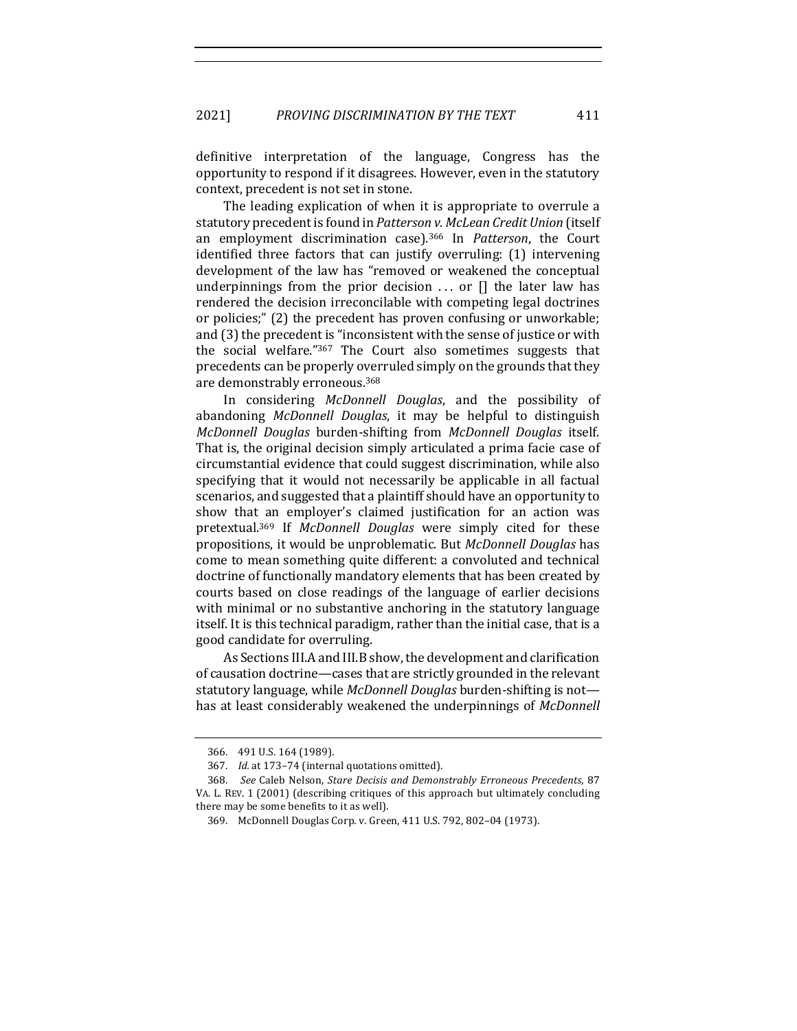definitive interpretation of the language, Congress has the opportunity to respond if it disagrees. However, even in the statutory context, precedent is not set in stone.

The leading explication of when it is appropriate to overrule a statutory precedent is found in *Patterson v. McLean Credit Union* (itself an employment discrimination case).[366] In *Patterson*, the Court identified three factors that can justify overruling: (1) intervening development of the law has "removed or weakened the conceptual underpinnings from the prior decision . . . or [] the later law has rendered the decision irreconcilable with competing legal doctrines or policies;" (2) the precedent has proven confusing or unworkable; and (3) the precedent is "inconsistent with the sense of justice or with the social welfare."[367] The Court also sometimes suggests that precedents can be properly overruled simply on the grounds that they are demonstrably erroneous.[368]

In considering *McDonnell Douglas*, and the possibility of abandoning *McDonnell Douglas*, it may be helpful to distinguish *McDonnell Douglas* burden-shifting from *McDonnell Douglas* itself. That is, the original decision simply articulated a prima facie case of circumstantial evidence that could suggest discrimination, while also specifying that it would not necessarily be applicable in all factual scenarios, and suggested that a plaintiff should have an opportunity to show that an employer's claimed justification for an action was pretextual.[369] If *McDonnell Douglas* were simply cited for these propositions, it would be unproblematic. But *McDonnell Douglas* has come to mean something quite different: a convoluted and technical doctrine of functionally mandatory elements that has been created by courts based on close readings of the language of earlier decisions with minimal or no substantive anchoring in the statutory language itself. It is this technical paradigm, rather than the initial case, that is a good candidate for overruling.

As Sections III.A and III.B show, the development and clarification of causation doctrine—cases that are strictly grounded in the relevant statutory language, while *McDonnell Douglas* burden-shifting is not—has at least considerably weakened the underpinnings of *McDonnell*

---

366. 491 U.S. 164 (1989).

367. *Id.* at 173–74 (internal quotations omitted).

368. *See* Caleb Nelson, *Stare Decisis and Demonstrably Erroneous Precedents*, 87 VA. L. REV. 1 (2001) (describing critiques of this approach but ultimately concluding there may be some benefits to it as well).

369. McDonnell Douglas Corp. v. Green, 411 U.S. 792, 802–04 (1973).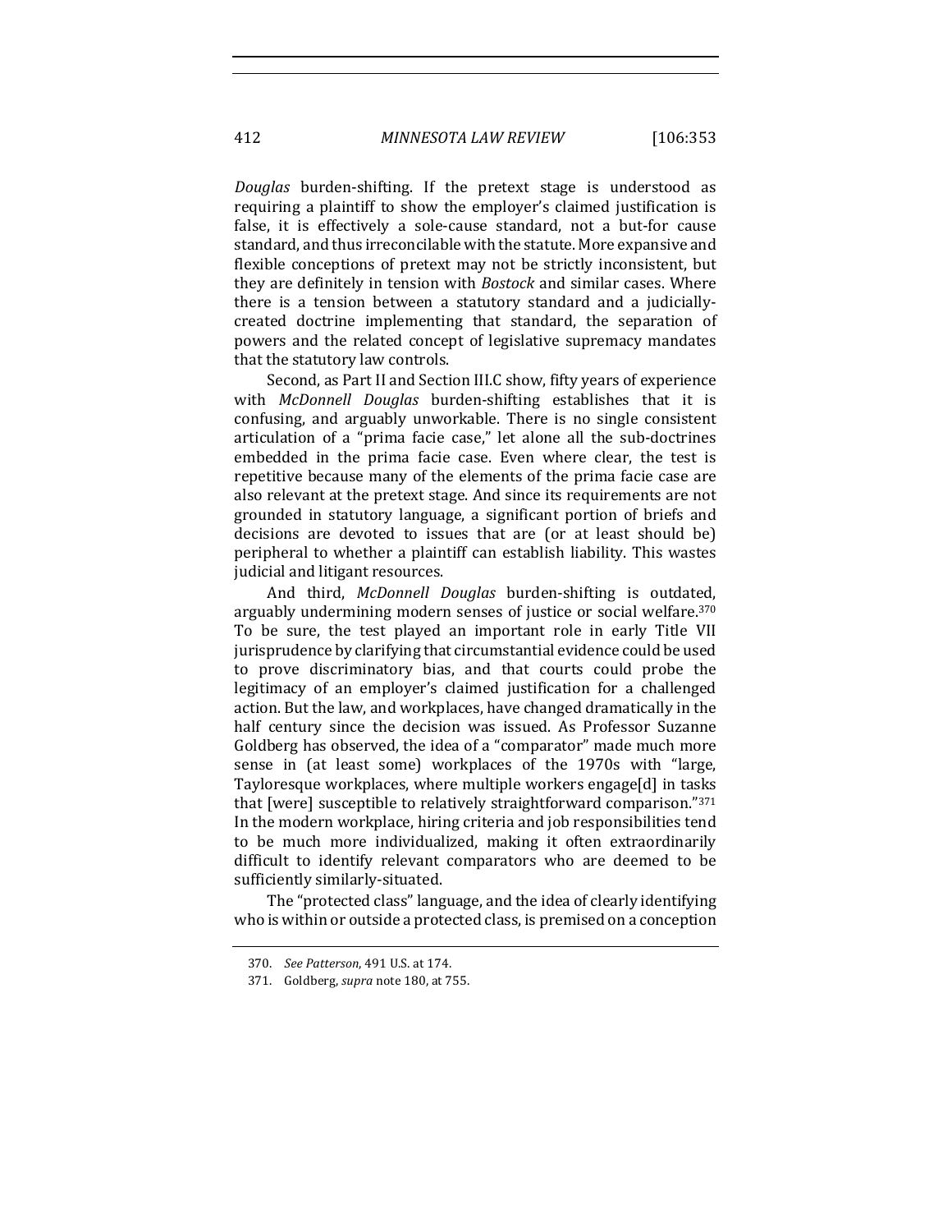*Douglas* burden-shifting. If the pretext stage is understood as requiring a plaintiff to show the employer's claimed justification is false, it is effectively a sole-cause standard, not a but-for cause standard, and thus irreconcilable with the statute. More expansive and flexible conceptions of pretext may not be strictly inconsistent, but they are definitely in tension with *Bostock* and similar cases. Where there is a tension between a statutory standard and a judicially-created doctrine implementing that standard, the separation of powers and the related concept of legislative supremacy mandates that the statutory law controls.

Second, as Part II and Section III.C show, fifty years of experience with *McDonnell Douglas* burden-shifting establishes that it is confusing, and arguably unworkable. There is no single consistent articulation of a "prima facie case," let alone all the sub-doctrines embedded in the prima facie case. Even where clear, the test is repetitive because many of the elements of the prima facie case are also relevant at the pretext stage. And since its requirements are not grounded in statutory language, a significant portion of briefs and decisions are devoted to issues that are (or at least should be) peripheral to whether a plaintiff can establish liability. This wastes judicial and litigant resources.

And third, *McDonnell Douglas* burden-shifting is outdated, arguably undermining modern senses of justice or social welfare.[370] To be sure, the test played an important role in early Title VII jurisprudence by clarifying that circumstantial evidence could be used to prove discriminatory bias, and that courts could probe the legitimacy of an employer's claimed justification for a challenged action. But the law, and workplaces, have changed dramatically in the half century since the decision was issued. As Professor Suzanne Goldberg has observed, the idea of a "comparator" made much more sense in (at least some) workplaces of the 1970s with "large, Tayloresque workplaces, where multiple workers engage[d] in tasks that [were] susceptible to relatively straightforward comparison."[371] In the modern workplace, hiring criteria and job responsibilities tend to be much more individualized, making it often extraordinarily difficult to identify relevant comparators who are deemed to be sufficiently similarly-situated.

The "protected class" language, and the idea of clearly identifying who is within or outside a protected class, is premised on a conception

370. *See Patterson*, 491 U.S. at 174.

371. Goldberg, *supra* note 180, at 755.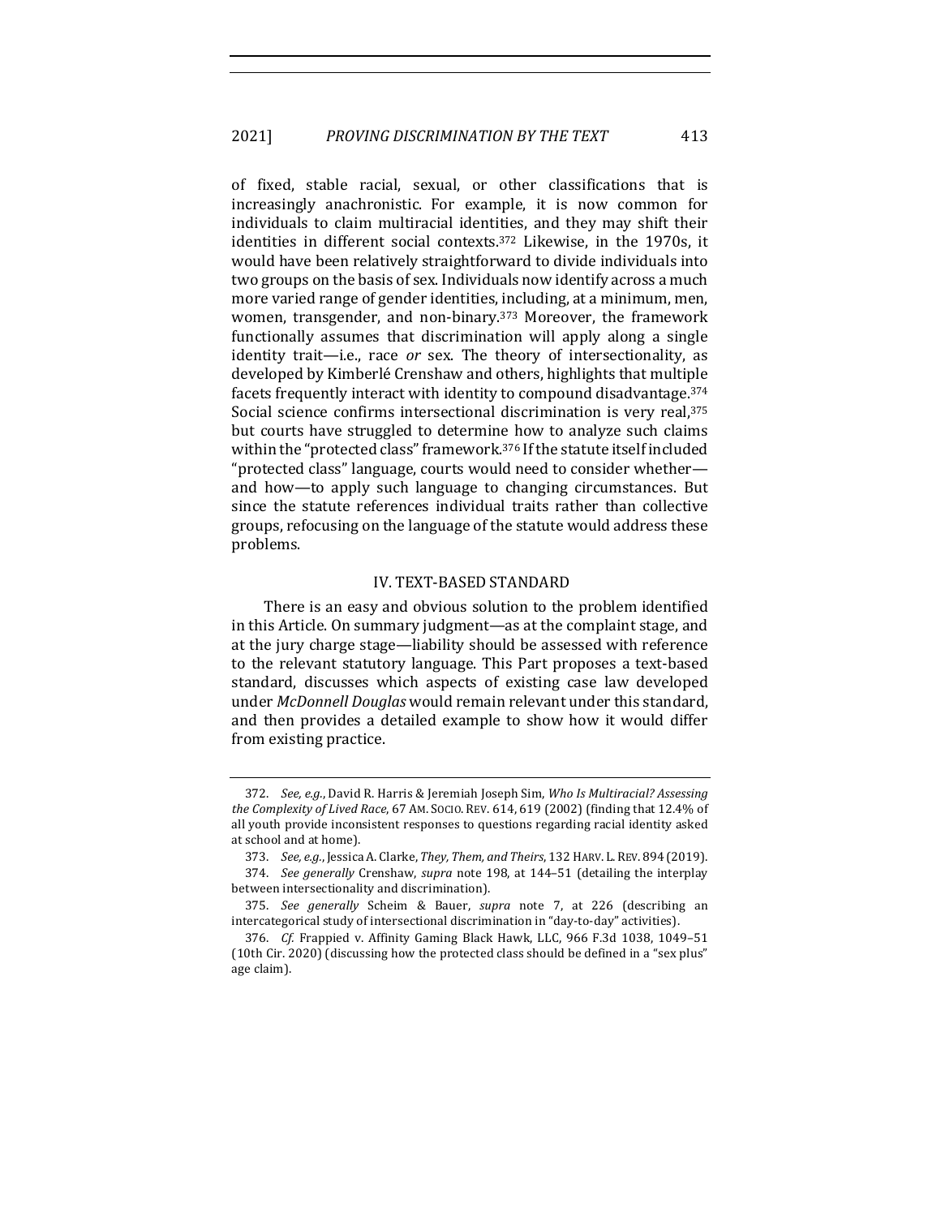of fixed, stable racial, sexual, or other classifications that is increasingly anachronistic. For example, it is now common for individuals to claim multiracial identities, and they may shift their identities in different social contexts.[372] Likewise, in the 1970s, it would have been relatively straightforward to divide individuals into two groups on the basis of sex. Individuals now identify across a much more varied range of gender identities, including, at a minimum, men, women, transgender, and non-binary.[373] Moreover, the framework functionally assumes that discrimination will apply along a single identity trait—i.e., race *or* sex. The theory of intersectionality, as developed by Kimberlé Crenshaw and others, highlights that multiple facets frequently interact with identity to compound disadvantage.[374] Social science confirms intersectional discrimination is very real,[375] but courts have struggled to determine how to analyze such claims within the "protected class" framework.[376] If the statute itself included "protected class" language, courts would need to consider whether—and how—to apply such language to changing circumstances. But since the statute references individual traits rather than collective groups, refocusing on the language of the statute would address these problems.

## IV. TEXT-BASED STANDARD

There is an easy and obvious solution to the problem identified in this Article. On summary judgment—as at the complaint stage, and at the jury charge stage—liability should be assessed with reference to the relevant statutory language. This Part proposes a text-based standard, discusses which aspects of existing case law developed under *McDonnell Douglas* would remain relevant under this standard, and then provides a detailed example to show how it would differ from existing practice.

---

372. *See, e.g.*, David R. Harris & Jeremiah Joseph Sim, *Who Is Multiracial? Assessing the Complexity of Lived Race*, 67 AM. SOCIO. REV. 614, 619 (2002) (finding that 12.4% of all youth provide inconsistent responses to questions regarding racial identity asked at school and at home).

373. *See, e.g.*, Jessica A. Clarke, *They, Them, and Theirs*, 132 HARV. L. REV. 894 (2019).

374. *See generally* Crenshaw, *supra* note 198, at 144–51 (detailing the interplay between intersectionality and discrimination).

375. *See generally* Scheim & Bauer, *supra* note 7, at 226 (describing an intercategorical study of intersectional discrimination in "day-to-day" activities).

376. *Cf.* Frappied v. Affinity Gaming Black Hawk, LLC, 966 F.3d 1038, 1049–51 (10th Cir. 2020) (discussing how the protected class should be defined in a "sex plus" age claim).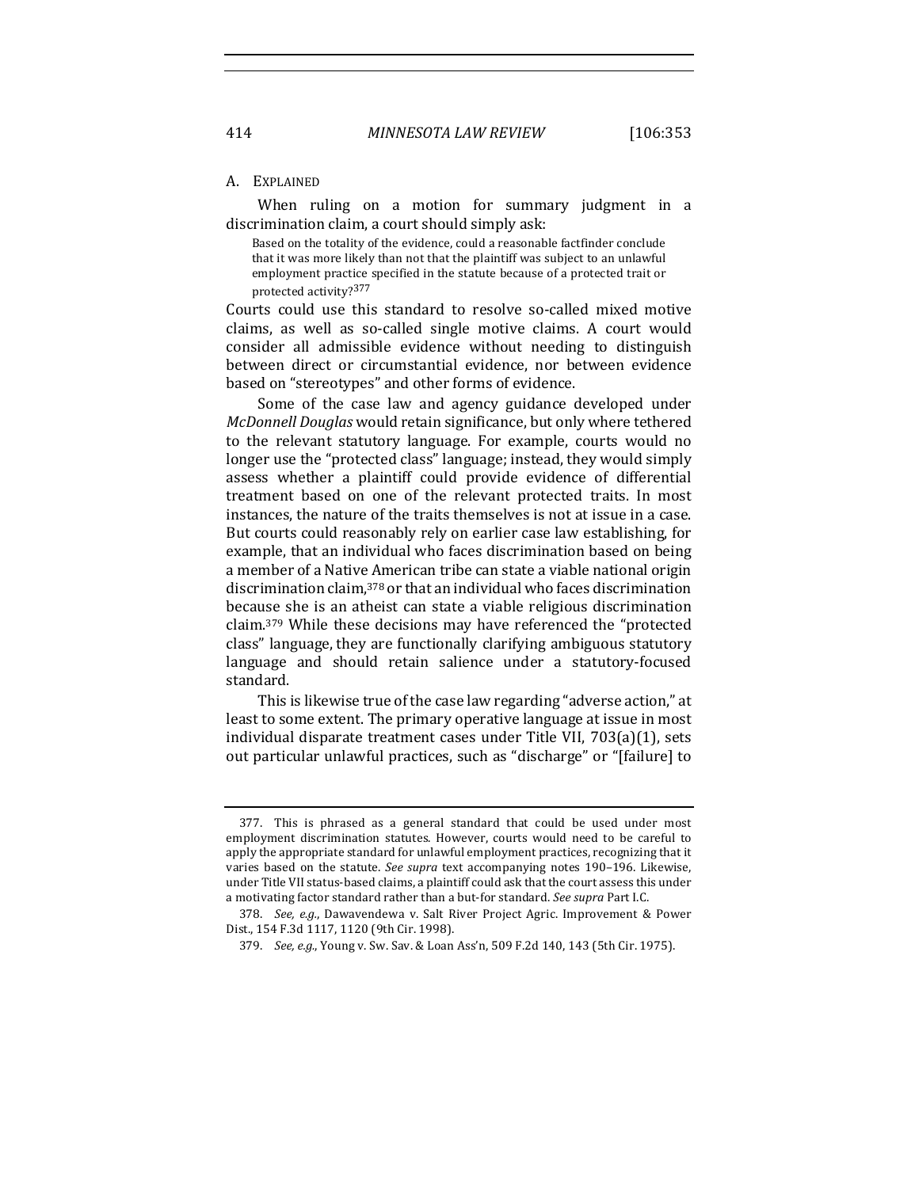## A. Explained

When ruling on a motion for summary judgment in a discrimination claim, a court should simply ask:

> Based on the totality of the evidence, could a reasonable factfinder conclude that it was more likely than not that the plaintiff was subject to an unlawful employment practice specified in the statute because of a protected trait or protected activity?[377]

Courts could use this standard to resolve so-called mixed motive claims, as well as so-called single motive claims. A court would consider all admissible evidence without needing to distinguish between direct or circumstantial evidence, nor between evidence based on "stereotypes" and other forms of evidence.

Some of the case law and agency guidance developed under *McDonnell Douglas* would retain significance, but only where tethered to the relevant statutory language. For example, courts would no longer use the "protected class" language; instead, they would simply assess whether a plaintiff could provide evidence of differential treatment based on one of the relevant protected traits. In most instances, the nature of the traits themselves is not at issue in a case. But courts could reasonably rely on earlier case law establishing, for example, that an individual who faces discrimination based on being a member of a Native American tribe can state a viable national origin discrimination claim,[378] or that an individual who faces discrimination because she is an atheist can state a viable religious discrimination claim.[379] While these decisions may have referenced the "protected class" language, they are functionally clarifying ambiguous statutory language and should retain salience under a statutory-focused standard.

This is likewise true of the case law regarding "adverse action," at least to some extent. The primary operative language at issue in most individual disparate treatment cases under Title VII, 703(a)(1), sets out particular unlawful practices, such as "discharge" or "[failure] to

---

377. This is phrased as a general standard that could be used under most employment discrimination statutes. However, courts would need to be careful to apply the appropriate standard for unlawful employment practices, recognizing that it varies based on the statute. *See supra* text accompanying notes 190–196. Likewise, under Title VII status-based claims, a plaintiff could ask that the court assess this under a motivating factor standard rather than a but-for standard. *See supra* Part I.C.

378. *See, e.g.*, Dawavendewa v. Salt River Project Agric. Improvement & Power Dist., 154 F.3d 1117, 1120 (9th Cir. 1998).

379. *See, e.g.*, Young v. Sw. Sav. & Loan Ass'n, 509 F.2d 140, 143 (5th Cir. 1975).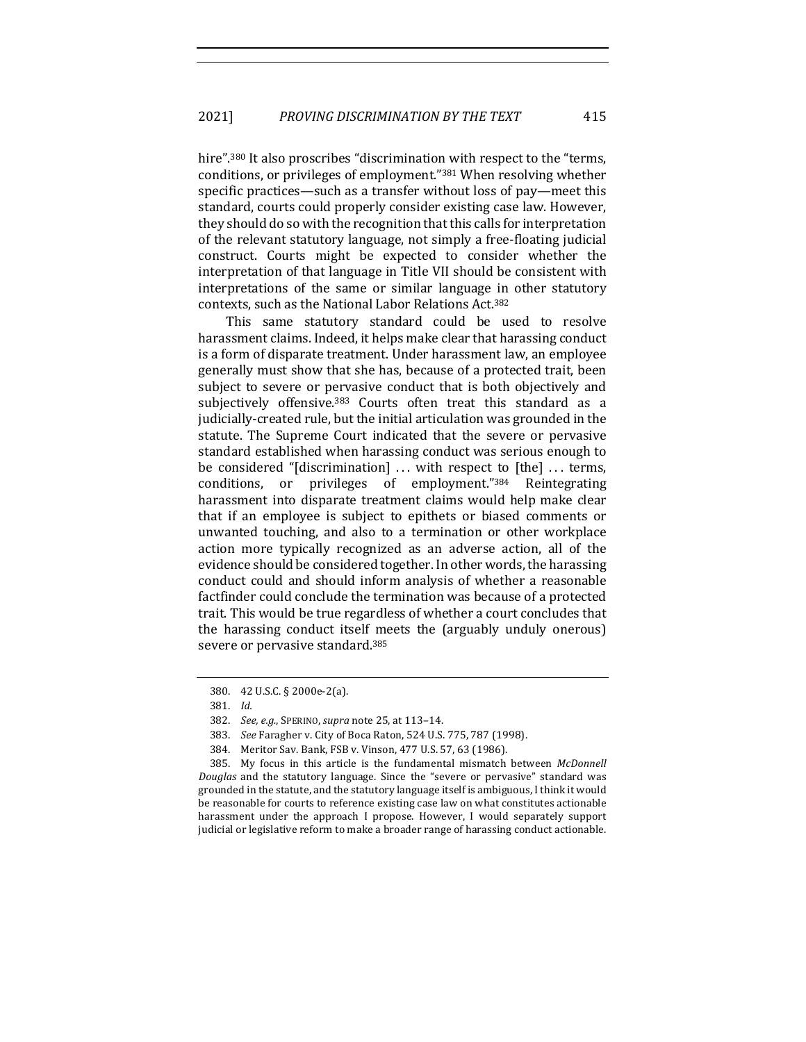hire".[380] It also proscribes "discrimination with respect to the "terms, conditions, or privileges of employment."[381] When resolving whether specific practices—such as a transfer without loss of pay—meet this standard, courts could properly consider existing case law. However, they should do so with the recognition that this calls for interpretation of the relevant statutory language, not simply a free-floating judicial construct. Courts might be expected to consider whether the interpretation of that language in Title VII should be consistent with interpretations of the same or similar language in other statutory contexts, such as the National Labor Relations Act.[382]

This same statutory standard could be used to resolve harassment claims. Indeed, it helps make clear that harassing conduct is a form of disparate treatment. Under harassment law, an employee generally must show that she has, because of a protected trait, been subject to severe or pervasive conduct that is both objectively and subjectively offensive.[383] Courts often treat this standard as a judicially-created rule, but the initial articulation was grounded in the statute. The Supreme Court indicated that the severe or pervasive standard established when harassing conduct was serious enough to be considered "[discrimination] . . . with respect to [the] . . . terms, conditions, or privileges of employment."[384] Reintegrating harassment into disparate treatment claims would help make clear that if an employee is subject to epithets or biased comments or unwanted touching, and also to a termination or other workplace action more typically recognized as an adverse action, all of the evidence should be considered together. In other words, the harassing conduct could and should inform analysis of whether a reasonable factfinder could conclude the termination was because of a protected trait. This would be true regardless of whether a court concludes that the harassing conduct itself meets the (arguably unduly onerous) severe or pervasive standard.[385]

---

380. 42 U.S.C. § 2000e-2(a).

381. *Id.*

382. *See, e.g.*, SPERINO, *supra* note 25, at 113–14.

383. *See* Faragher v. City of Boca Raton, 524 U.S. 775, 787 (1998).

384. Meritor Sav. Bank, FSB v. Vinson, 477 U.S. 57, 63 (1986).

385. My focus in this article is the fundamental mismatch between *McDonnell Douglas* and the statutory language. Since the "severe or pervasive" standard was grounded in the statute, and the statutory language itself is ambiguous, I think it would be reasonable for courts to reference existing case law on what constitutes actionable harassment under the approach I propose. However, I would separately support judicial or legislative reform to make a broader range of harassing conduct actionable.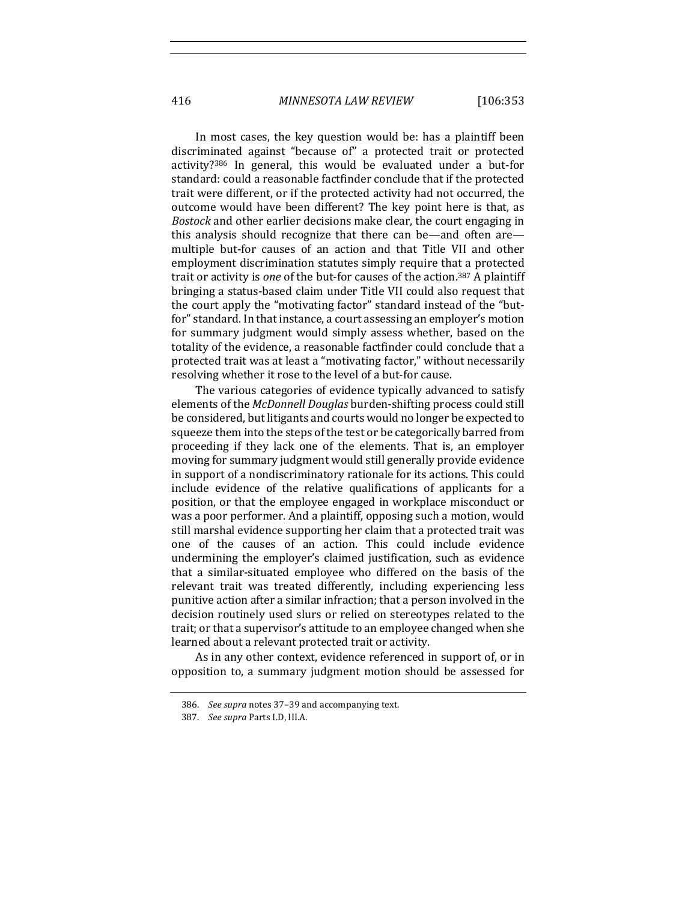In most cases, the key question would be: has a plaintiff been discriminated against "because of" a protected trait or protected activity?[386] In general, this would be evaluated under a but-for standard: could a reasonable factfinder conclude that if the protected trait were different, or if the protected activity had not occurred, the outcome would have been different? The key point here is that, as *Bostock* and other earlier decisions make clear, the court engaging in this analysis should recognize that there can be—and often are—multiple but-for causes of an action and that Title VII and other employment discrimination statutes simply require that a protected trait or activity is *one* of the but-for causes of the action.[387] A plaintiff bringing a status-based claim under Title VII could also request that the court apply the "motivating factor" standard instead of the "but-for" standard. In that instance, a court assessing an employer's motion for summary judgment would simply assess whether, based on the totality of the evidence, a reasonable factfinder could conclude that a protected trait was at least a "motivating factor," without necessarily resolving whether it rose to the level of a but-for cause.

The various categories of evidence typically advanced to satisfy elements of the *McDonnell Douglas* burden-shifting process could still be considered, but litigants and courts would no longer be expected to squeeze them into the steps of the test or be categorically barred from proceeding if they lack one of the elements. That is, an employer moving for summary judgment would still generally provide evidence in support of a nondiscriminatory rationale for its actions. This could include evidence of the relative qualifications of applicants for a position, or that the employee engaged in workplace misconduct or was a poor performer. And a plaintiff, opposing such a motion, would still marshal evidence supporting her claim that a protected trait was one of the causes of an action. This could include evidence undermining the employer's claimed justification, such as evidence that a similar-situated employee who differed on the basis of the relevant trait was treated differently, including experiencing less punitive action after a similar infraction; that a person involved in the decision routinely used slurs or relied on stereotypes related to the trait; or that a supervisor's attitude to an employee changed when she learned about a relevant protected trait or activity.

As in any other context, evidence referenced in support of, or in opposition to, a summary judgment motion should be assessed for

386. *See supra* notes 37–39 and accompanying text.

387. *See supra* Parts I.D, III.A.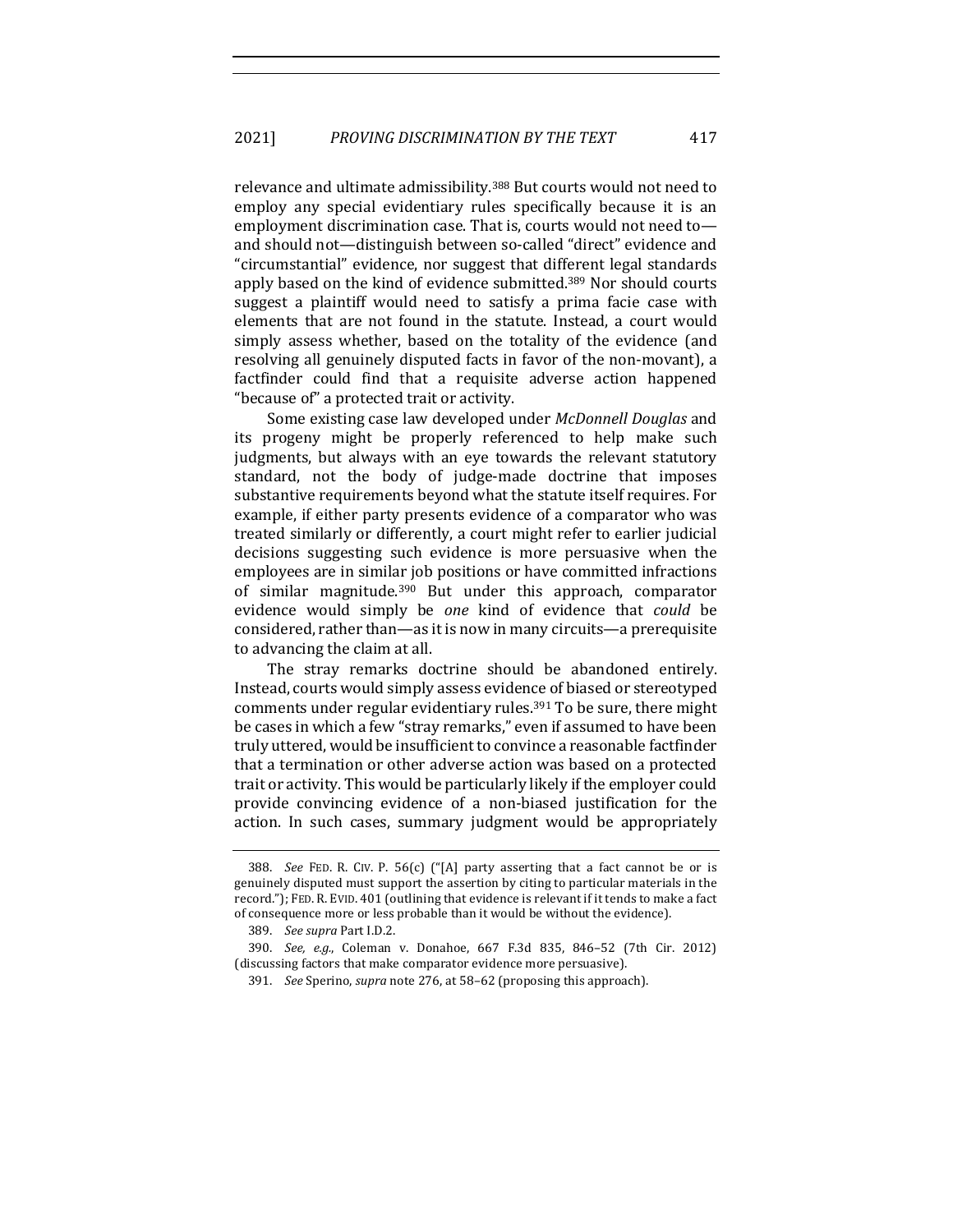relevance and ultimate admissibility.[388] But courts would not need to employ any special evidentiary rules specifically because it is an employment discrimination case. That is, courts would not need to—and should not—distinguish between so-called "direct" evidence and "circumstantial" evidence, nor suggest that different legal standards apply based on the kind of evidence submitted.[389] Nor should courts suggest a plaintiff would need to satisfy a prima facie case with elements that are not found in the statute. Instead, a court would simply assess whether, based on the totality of the evidence (and resolving all genuinely disputed facts in favor of the non-movant), a factfinder could find that a requisite adverse action happened "because of" a protected trait or activity.

Some existing case law developed under *McDonnell Douglas* and its progeny might be properly referenced to help make such judgments, but always with an eye towards the relevant statutory standard, not the body of judge-made doctrine that imposes substantive requirements beyond what the statute itself requires. For example, if either party presents evidence of a comparator who was treated similarly or differently, a court might refer to earlier judicial decisions suggesting such evidence is more persuasive when the employees are in similar job positions or have committed infractions of similar magnitude.[390] But under this approach, comparator evidence would simply be *one* kind of evidence that *could* be considered, rather than—as it is now in many circuits—a prerequisite to advancing the claim at all.

The stray remarks doctrine should be abandoned entirely. Instead, courts would simply assess evidence of biased or stereotyped comments under regular evidentiary rules.[391] To be sure, there might be cases in which a few "stray remarks," even if assumed to have been truly uttered, would be insufficient to convince a reasonable factfinder that a termination or other adverse action was based on a protected trait or activity. This would be particularly likely if the employer could provide convincing evidence of a non-biased justification for the action. In such cases, summary judgment would be appropriately

---

388. *See* FED. R. CIV. P. 56(c) ("[A] party asserting that a fact cannot be or is genuinely disputed must support the assertion by citing to particular materials in the record."); FED. R. EVID. 401 (outlining that evidence is relevant if it tends to make a fact of consequence more or less probable than it would be without the evidence).

389. *See supra* Part I.D.2.

390. *See, e.g.*, Coleman v. Donahoe, 667 F.3d 835, 846–52 (7th Cir. 2012) (discussing factors that make comparator evidence more persuasive).

391. *See* Sperino, *supra* note 276, at 58–62 (proposing this approach).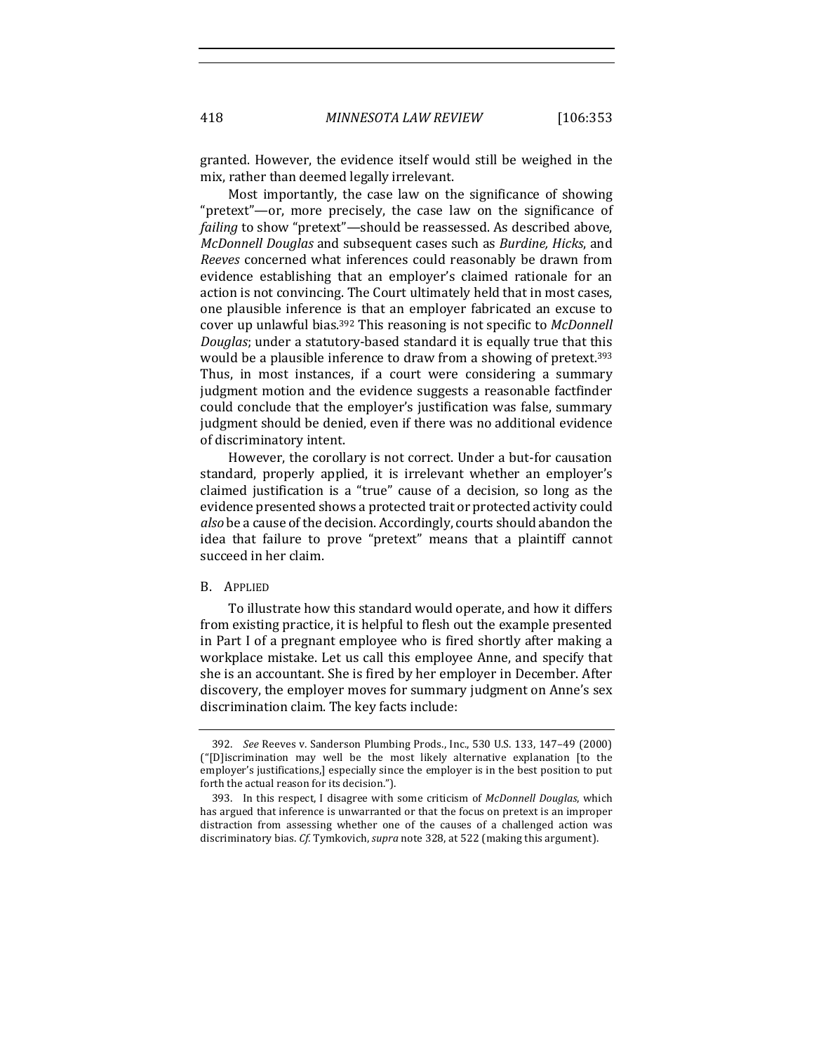granted. However, the evidence itself would still be weighed in the mix, rather than deemed legally irrelevant.

Most importantly, the case law on the significance of showing "pretext"—or, more precisely, the case law on the significance of *failing* to show "pretext"—should be reassessed. As described above, *McDonnell Douglas* and subsequent cases such as *Burdine, Hicks*, and *Reeves* concerned what inferences could reasonably be drawn from evidence establishing that an employer's claimed rationale for an action is not convincing. The Court ultimately held that in most cases, one plausible inference is that an employer fabricated an excuse to cover up unlawful bias.[392] This reasoning is not specific to *McDonnell Douglas*; under a statutory-based standard it is equally true that this would be a plausible inference to draw from a showing of pretext.[393] Thus, in most instances, if a court were considering a summary judgment motion and the evidence suggests a reasonable factfinder could conclude that the employer's justification was false, summary judgment should be denied, even if there was no additional evidence of discriminatory intent.

However, the corollary is not correct. Under a but-for causation standard, properly applied, it is irrelevant whether an employer's claimed justification is a "true" cause of a decision, so long as the evidence presented shows a protected trait or protected activity could *also* be a cause of the decision. Accordingly, courts should abandon the idea that failure to prove "pretext" means that a plaintiff cannot succeed in her claim.

## B. Applied

To illustrate how this standard would operate, and how it differs from existing practice, it is helpful to flesh out the example presented in Part I of a pregnant employee who is fired shortly after making a workplace mistake. Let us call this employee Anne, and specify that she is an accountant. She is fired by her employer in December. After discovery, the employer moves for summary judgment on Anne's sex discrimination claim. The key facts include:

---

392. *See* Reeves v. Sanderson Plumbing Prods., Inc., 530 U.S. 133, 147–49 (2000) ("[D]iscrimination may well be the most likely alternative explanation [to the employer's justifications,] especially since the employer is in the best position to put forth the actual reason for its decision.").

393. In this respect, I disagree with some criticism of *McDonnell Douglas*, which has argued that inference is unwarranted or that the focus on pretext is an improper distraction from assessing whether one of the causes of a challenged action was discriminatory bias. *Cf.* Tymkovich, *supra* note 328, at 522 (making this argument).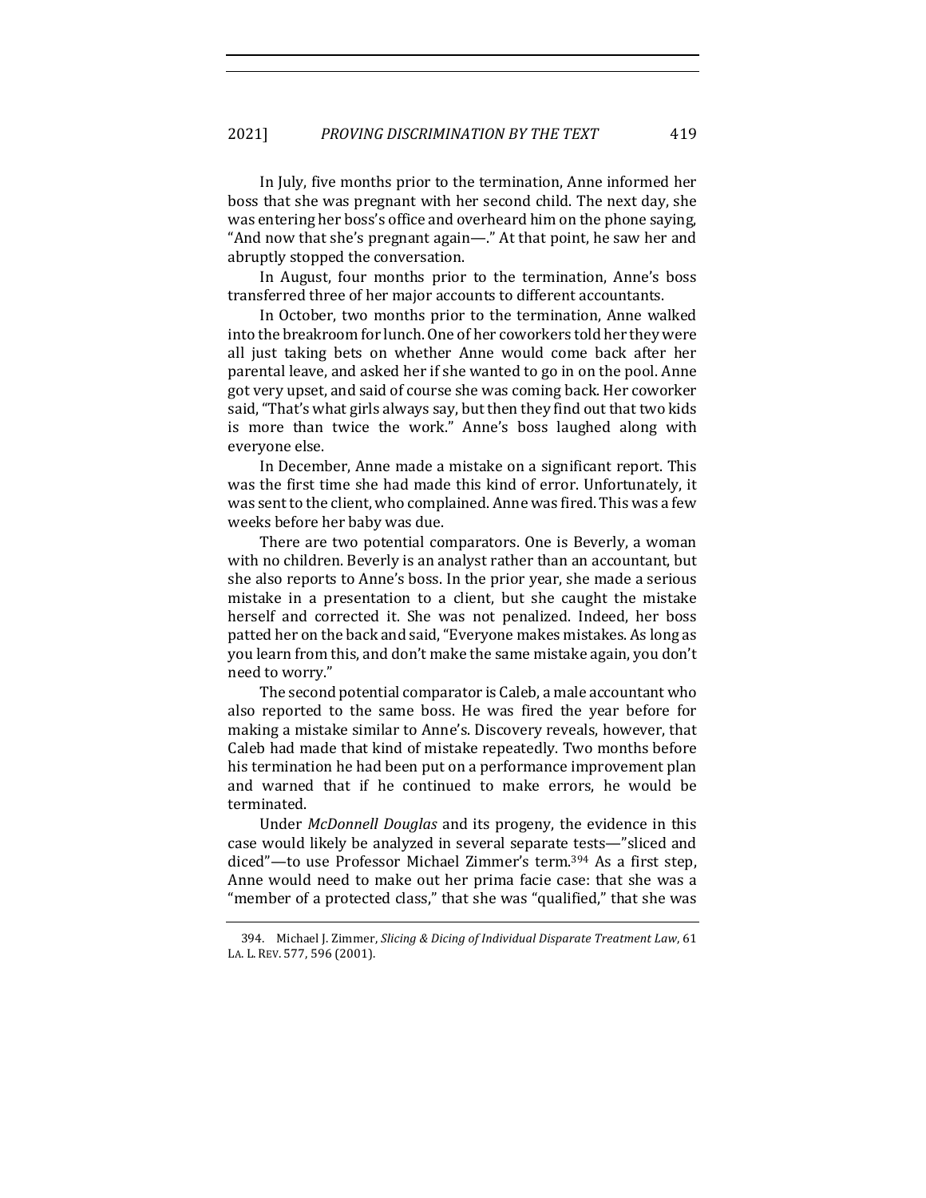In July, five months prior to the termination, Anne informed her boss that she was pregnant with her second child. The next day, she was entering her boss's office and overheard him on the phone saying, "And now that she's pregnant again—." At that point, he saw her and abruptly stopped the conversation.

In August, four months prior to the termination, Anne's boss transferred three of her major accounts to different accountants.

In October, two months prior to the termination, Anne walked into the breakroom for lunch. One of her coworkers told her they were all just taking bets on whether Anne would come back after her parental leave, and asked her if she wanted to go in on the pool. Anne got very upset, and said of course she was coming back. Her coworker said, "That's what girls always say, but then they find out that two kids is more than twice the work." Anne's boss laughed along with everyone else.

In December, Anne made a mistake on a significant report. This was the first time she had made this kind of error. Unfortunately, it was sent to the client, who complained. Anne was fired. This was a few weeks before her baby was due.

There are two potential comparators. One is Beverly, a woman with no children. Beverly is an analyst rather than an accountant, but she also reports to Anne's boss. In the prior year, she made a serious mistake in a presentation to a client, but she caught the mistake herself and corrected it. She was not penalized. Indeed, her boss patted her on the back and said, "Everyone makes mistakes. As long as you learn from this, and don't make the same mistake again, you don't need to worry."

The second potential comparator is Caleb, a male accountant who also reported to the same boss. He was fired the year before for making a mistake similar to Anne's. Discovery reveals, however, that Caleb had made that kind of mistake repeatedly. Two months before his termination he had been put on a performance improvement plan and warned that if he continued to make errors, he would be terminated.

Under *McDonnell Douglas* and its progeny, the evidence in this case would likely be analyzed in several separate tests—"sliced and diced"—to use Professor Michael Zimmer's term.[394] As a first step, Anne would need to make out her prima facie case: that she was a "member of a protected class," that she was "qualified," that she was

394. Michael J. Zimmer, *Slicing & Dicing of Individual Disparate Treatment Law*, 61 LA. L. REV. 577, 596 (2001).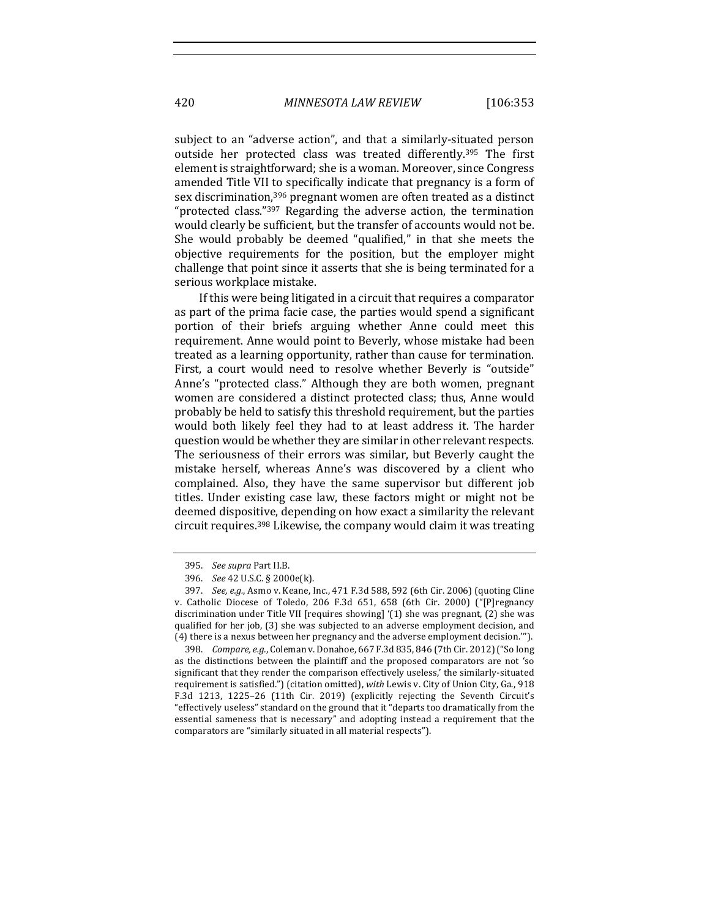subject to an "adverse action", and that a similarly-situated person outside her protected class was treated differently.[395] The first element is straightforward; she is a woman. Moreover, since Congress amended Title VII to specifically indicate that pregnancy is a form of sex discrimination,[396] pregnant women are often treated as a distinct "protected class."[397] Regarding the adverse action, the termination would clearly be sufficient, but the transfer of accounts would not be. She would probably be deemed "qualified," in that she meets the objective requirements for the position, but the employer might challenge that point since it asserts that she is being terminated for a serious workplace mistake.

If this were being litigated in a circuit that requires a comparator as part of the prima facie case, the parties would spend a significant portion of their briefs arguing whether Anne could meet this requirement. Anne would point to Beverly, whose mistake had been treated as a learning opportunity, rather than cause for termination. First, a court would need to resolve whether Beverly is "outside" Anne's "protected class." Although they are both women, pregnant women are considered a distinct protected class; thus, Anne would probably be held to satisfy this threshold requirement, but the parties would both likely feel they had to at least address it. The harder question would be whether they are similar in other relevant respects. The seriousness of their errors was similar, but Beverly caught the mistake herself, whereas Anne's was discovered by a client who complained. Also, they have the same supervisor but different job titles. Under existing case law, these factors might or might not be deemed dispositive, depending on how exact a similarity the relevant circuit requires.[398] Likewise, the company would claim it was treating

---

395. *See supra* Part II.B.

396. *See* 42 U.S.C. § 2000e(k).

397. *See, e.g.*, Asmo v. Keane, Inc., 471 F.3d 588, 592 (6th Cir. 2006) (quoting Cline v. Catholic Diocese of Toledo, 206 F.3d 651, 658 (6th Cir. 2000) ("[P]regnancy discrimination under Title VII [requires showing] '(1) she was pregnant, (2) she was qualified for her job, (3) she was subjected to an adverse employment decision, and (4) there is a nexus between her pregnancy and the adverse employment decision.'").

398. *Compare, e.g.*, Coleman v. Donahoe, 667 F.3d 835, 846 (7th Cir. 2012) ("So long as the distinctions between the plaintiff and the proposed comparators are not 'so significant that they render the comparison effectively useless,' the similarly-situated requirement is satisfied.") (citation omitted), *with* Lewis v. City of Union City, Ga., 918 F.3d 1213, 1225–26 (11th Cir. 2019) (explicitly rejecting the Seventh Circuit's "effectively useless" standard on the ground that it "departs too dramatically from the essential sameness that is necessary" and adopting instead a requirement that the comparators are "similarly situated in all material respects").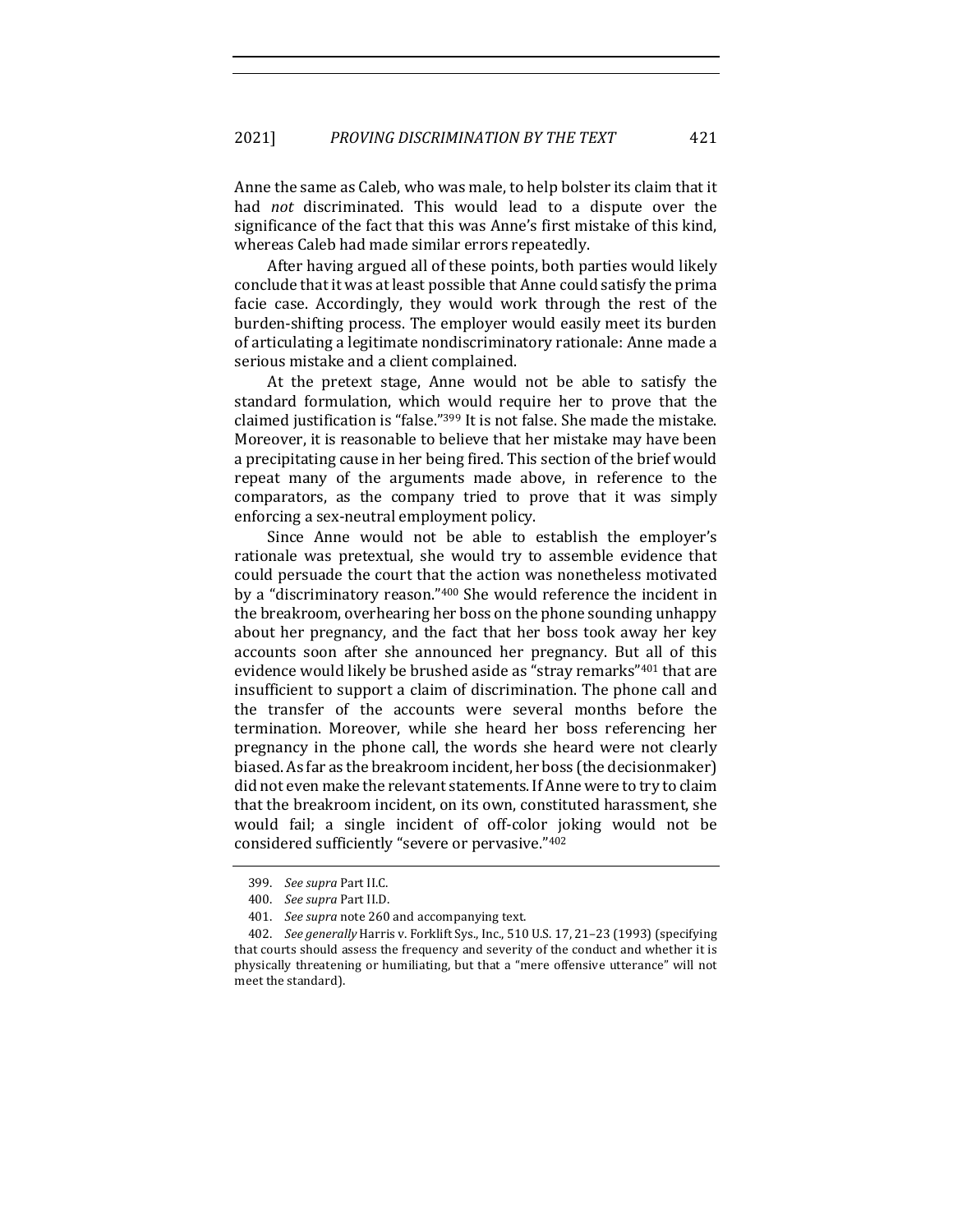Anne the same as Caleb, who was male, to help bolster its claim that it had *not* discriminated. This would lead to a dispute over the significance of the fact that this was Anne's first mistake of this kind, whereas Caleb had made similar errors repeatedly.

After having argued all of these points, both parties would likely conclude that it was at least possible that Anne could satisfy the prima facie case. Accordingly, they would work through the rest of the burden-shifting process. The employer would easily meet its burden of articulating a legitimate nondiscriminatory rationale: Anne made a serious mistake and a client complained.

At the pretext stage, Anne would not be able to satisfy the standard formulation, which would require her to prove that the claimed justification is "false."[399] It is not false. She made the mistake. Moreover, it is reasonable to believe that her mistake may have been a precipitating cause in her being fired. This section of the brief would repeat many of the arguments made above, in reference to the comparators, as the company tried to prove that it was simply enforcing a sex-neutral employment policy.

Since Anne would not be able to establish the employer's rationale was pretextual, she would try to assemble evidence that could persuade the court that the action was nonetheless motivated by a "discriminatory reason."[400] She would reference the incident in the breakroom, overhearing her boss on the phone sounding unhappy about her pregnancy, and the fact that her boss took away her key accounts soon after she announced her pregnancy. But all of this evidence would likely be brushed aside as "stray remarks"[401] that are insufficient to support a claim of discrimination. The phone call and the transfer of the accounts were several months before the termination. Moreover, while she heard her boss referencing her pregnancy in the phone call, the words she heard were not clearly biased. As far as the breakroom incident, her boss (the decisionmaker) did not even make the relevant statements. If Anne were to try to claim that the breakroom incident, on its own, constituted harassment, she would fail; a single incident of off-color joking would not be considered sufficiently "severe or pervasive."[402]

---

399. *See supra* Part II.C.

400. *See supra* Part II.D.

401. *See supra* note 260 and accompanying text.

402. *See generally* Harris v. Forklift Sys., Inc., 510 U.S. 17, 21–23 (1993) (specifying that courts should assess the frequency and severity of the conduct and whether it is physically threatening or humiliating, but that a "mere offensive utterance" will not meet the standard).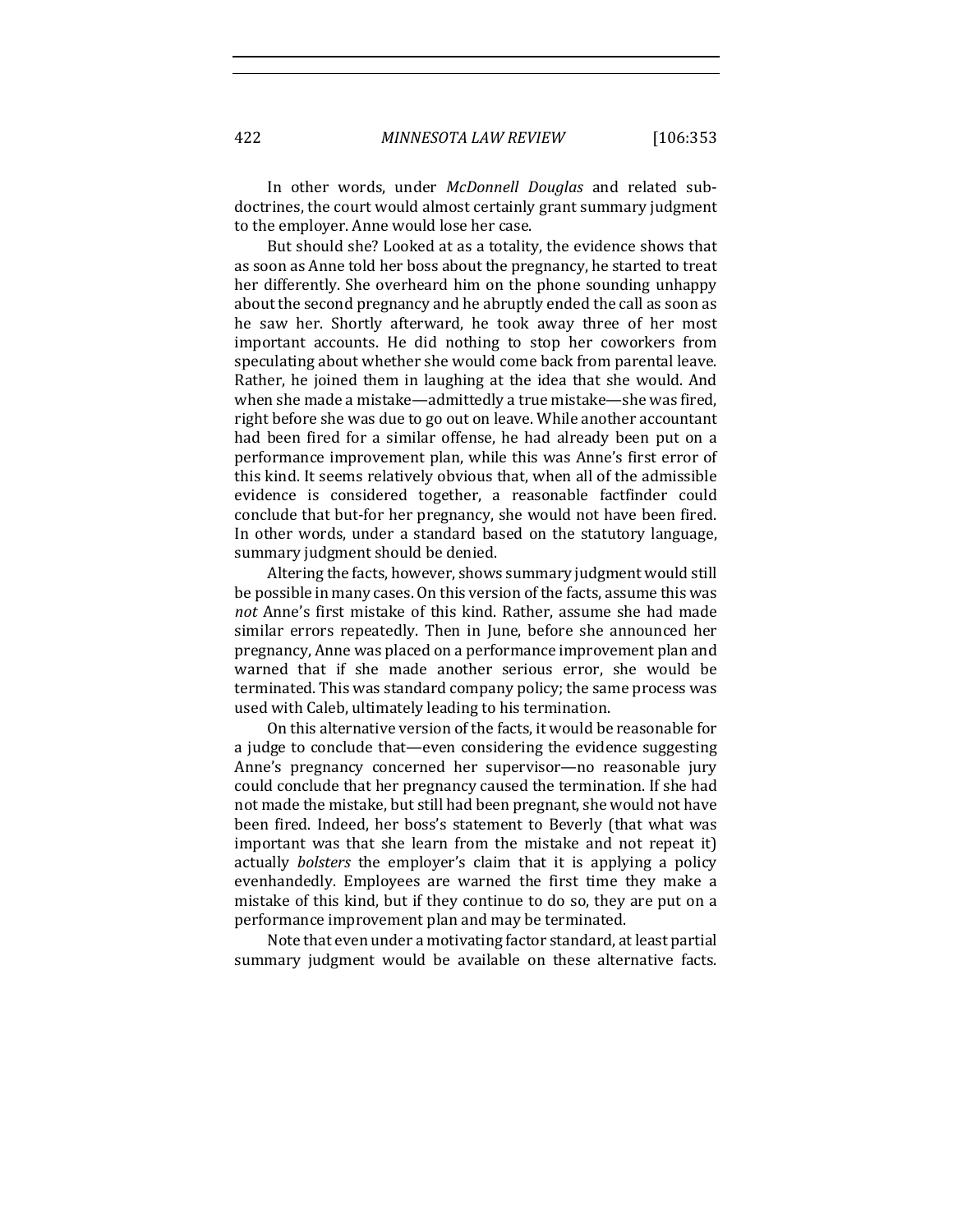In other words, under *McDonnell Douglas* and related sub-doctrines, the court would almost certainly grant summary judgment to the employer. Anne would lose her case.

But should she? Looked at as a totality, the evidence shows that as soon as Anne told her boss about the pregnancy, he started to treat her differently. She overheard him on the phone sounding unhappy about the second pregnancy and he abruptly ended the call as soon as he saw her. Shortly afterward, he took away three of her most important accounts. He did nothing to stop her coworkers from speculating about whether she would come back from parental leave. Rather, he joined them in laughing at the idea that she would. And when she made a mistake—admittedly a true mistake—she was fired, right before she was due to go out on leave. While another accountant had been fired for a similar offense, he had already been put on a performance improvement plan, while this was Anne's first error of this kind. It seems relatively obvious that, when all of the admissible evidence is considered together, a reasonable factfinder could conclude that but-for her pregnancy, she would not have been fired. In other words, under a standard based on the statutory language, summary judgment should be denied.

Altering the facts, however, shows summary judgment would still be possible in many cases. On this version of the facts, assume this was *not* Anne's first mistake of this kind. Rather, assume she had made similar errors repeatedly. Then in June, before she announced her pregnancy, Anne was placed on a performance improvement plan and warned that if she made another serious error, she would be terminated. This was standard company policy; the same process was used with Caleb, ultimately leading to his termination.

On this alternative version of the facts, it would be reasonable for a judge to conclude that—even considering the evidence suggesting Anne's pregnancy concerned her supervisor—no reasonable jury could conclude that her pregnancy caused the termination. If she had not made the mistake, but still had been pregnant, she would not have been fired. Indeed, her boss's statement to Beverly (that what was important was that she learn from the mistake and not repeat it) actually *bolsters* the employer's claim that it is applying a policy evenhandedly. Employees are warned the first time they make a mistake of this kind, but if they continue to do so, they are put on a performance improvement plan and may be terminated.

Note that even under a motivating factor standard, at least partial summary judgment would be available on these alternative facts.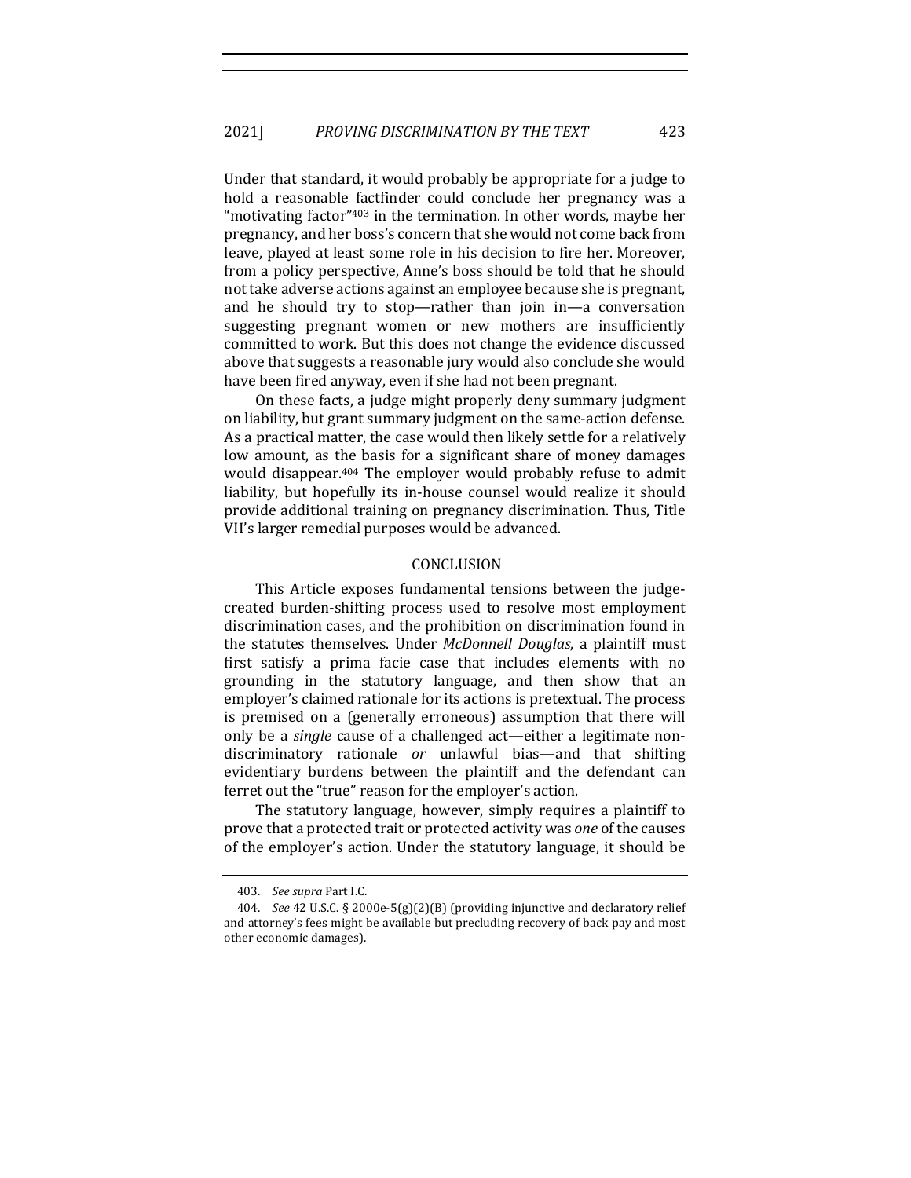Under that standard, it would probably be appropriate for a judge to hold a reasonable factfinder could conclude her pregnancy was a "motivating factor"[403] in the termination. In other words, maybe her pregnancy, and her boss's concern that she would not come back from leave, played at least some role in his decision to fire her. Moreover, from a policy perspective, Anne's boss should be told that he should not take adverse actions against an employee because she is pregnant, and he should try to stop—rather than join in—a conversation suggesting pregnant women or new mothers are insufficiently committed to work. But this does not change the evidence discussed above that suggests a reasonable jury would also conclude she would have been fired anyway, even if she had not been pregnant.

On these facts, a judge might properly deny summary judgment on liability, but grant summary judgment on the same-action defense. As a practical matter, the case would then likely settle for a relatively low amount, as the basis for a significant share of money damages would disappear.[404] The employer would probably refuse to admit liability, but hopefully its in-house counsel would realize it should provide additional training on pregnancy discrimination. Thus, Title VII's larger remedial purposes would be advanced.

## CONCLUSION

This Article exposes fundamental tensions between the judge-created burden-shifting process used to resolve most employment discrimination cases, and the prohibition on discrimination found in the statutes themselves. Under *McDonnell Douglas*, a plaintiff must first satisfy a prima facie case that includes elements with no grounding in the statutory language, and then show that an employer's claimed rationale for its actions is pretextual. The process is premised on a (generally erroneous) assumption that there will only be a *single* cause of a challenged act—either a legitimate non-discriminatory rationale *or* unlawful bias—and that shifting evidentiary burdens between the plaintiff and the defendant can ferret out the "true" reason for the employer's action.

The statutory language, however, simply requires a plaintiff to prove that a protected trait or protected activity was *one* of the causes of the employer's action. Under the statutory language, it should be

---

403. *See supra* Part I.C.

404. *See* 42 U.S.C. § 2000e-5(g)(2)(B) (providing injunctive and declaratory relief and attorney's fees might be available but precluding recovery of back pay and most other economic damages).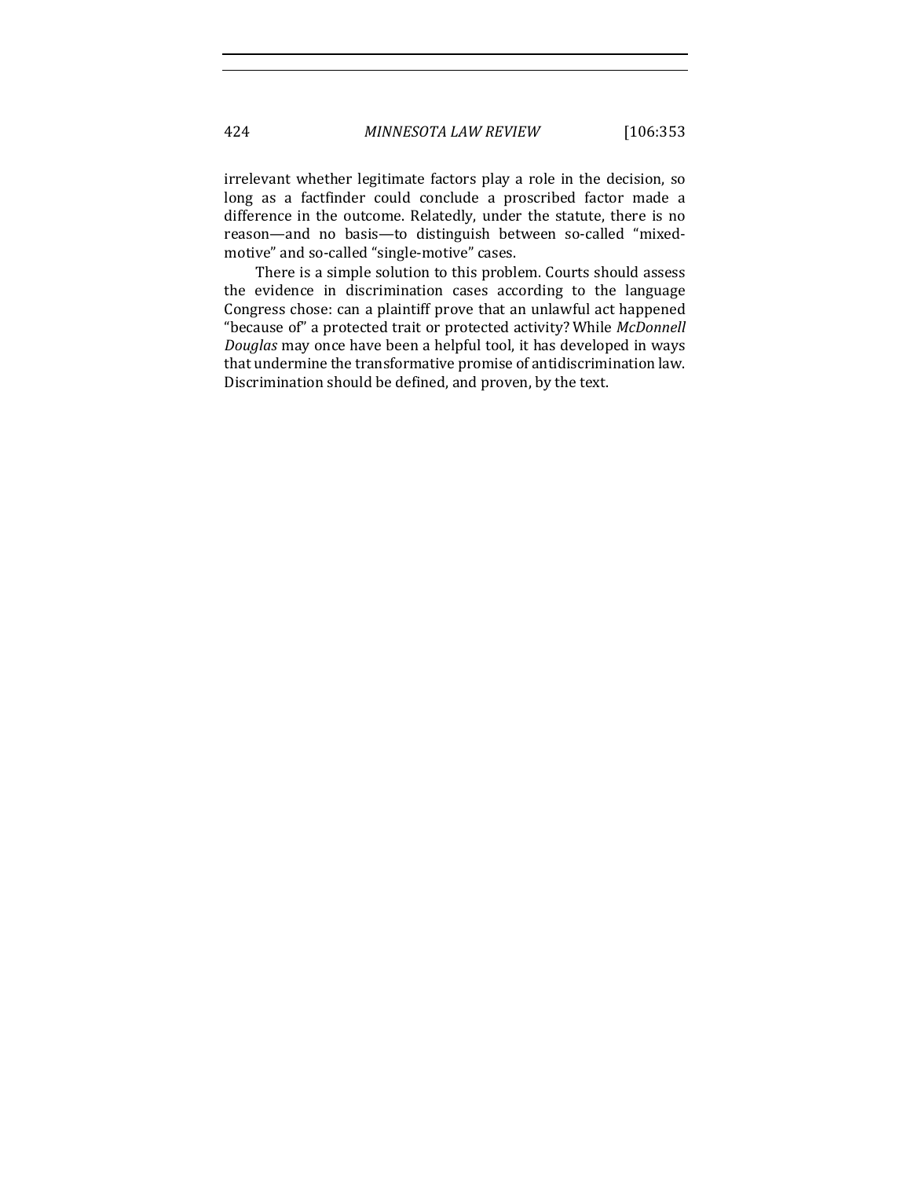irrelevant whether legitimate factors play a role in the decision, so long as a factfinder could conclude a proscribed factor made a difference in the outcome. Relatedly, under the statute, there is no reason—and no basis—to distinguish between so-called "mixed-motive" and so-called "single-motive" cases.

There is a simple solution to this problem. Courts should assess the evidence in discrimination cases according to the language Congress chose: can a plaintiff prove that an unlawful act happened "because of" a protected trait or protected activity? While *McDonnell Douglas* may once have been a helpful tool, it has developed in ways that undermine the transformative promise of antidiscrimination law. Discrimination should be defined, and proven, by the text.